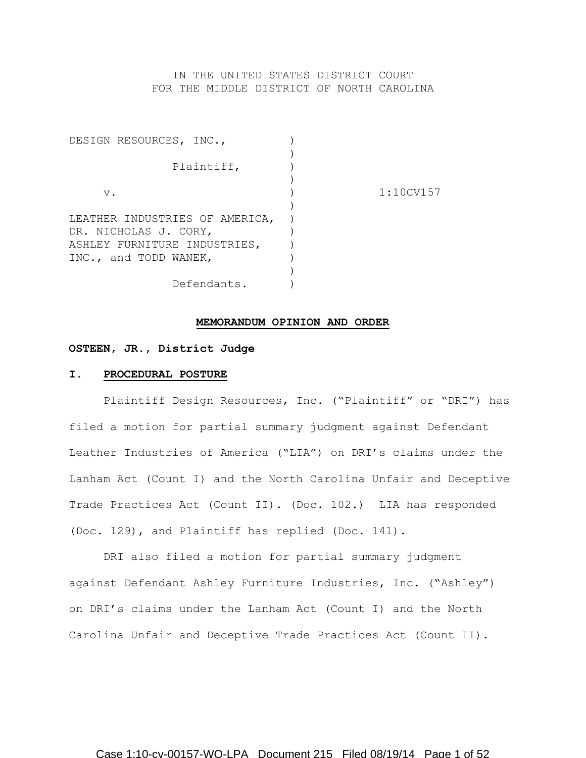IN THE UNITED STATES DISTRICT COURT
FOR THE MIDDLE DISTRICT OF NORTH CAROLINA

| | | |
|---|---|---|
| DESIGN RESOURCES, INC., Plaintiff, v. LEATHER INDUSTRIES OF AMERICA, DR. NICHOLAS J. CORY, ASHLEY FURNITURE INDUSTRIES, INC., and TODD WANEK, Defendants. | ) | 1:10CV157 |

**MEMORANDUM OPINION AND ORDER**

**OSTEEN, JR., District Judge**

## I. PROCEDURAL POSTURE

Plaintiff Design Resources, Inc. ("Plaintiff" or "DRI") has filed a motion for partial summary judgment against Defendant Leather Industries of America ("LIA") on DRI's claims under the Lanham Act (Count I) and the North Carolina Unfair and Deceptive Trade Practices Act (Count II). (Doc. 102.) LIA has responded (Doc. 129), and Plaintiff has replied (Doc. 141).

DRI also filed a motion for partial summary judgment against Defendant Ashley Furniture Industries, Inc. ("Ashley") on DRI's claims under the Lanham Act (Count I) and the North Carolina Unfair and Deceptive Trade Practices Act (Count II).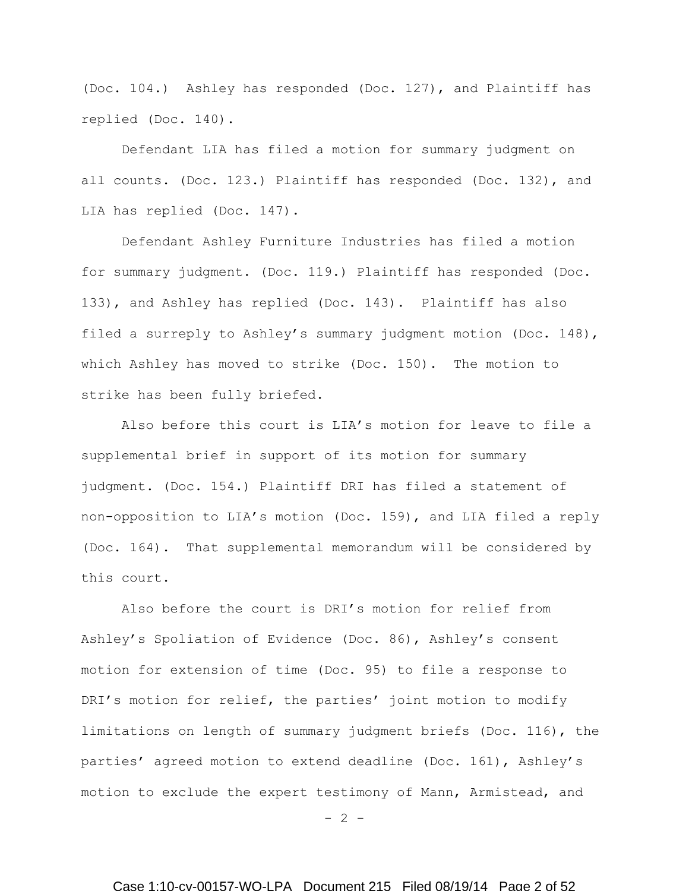(Doc. 104.) Ashley has responded (Doc. 127), and Plaintiff has replied (Doc. 140).

Defendant LIA has filed a motion for summary judgment on all counts. (Doc. 123.) Plaintiff has responded (Doc. 132), and LIA has replied (Doc. 147).

Defendant Ashley Furniture Industries has filed a motion for summary judgment. (Doc. 119.) Plaintiff has responded (Doc. 133), and Ashley has replied (Doc. 143). Plaintiff has also filed a surreply to Ashley's summary judgment motion (Doc. 148), which Ashley has moved to strike (Doc. 150). The motion to strike has been fully briefed.

Also before this court is LIA's motion for leave to file a supplemental brief in support of its motion for summary judgment. (Doc. 154.) Plaintiff DRI has filed a statement of non-opposition to LIA's motion (Doc. 159), and LIA filed a reply (Doc. 164). That supplemental memorandum will be considered by this court.

Also before the court is DRI's motion for relief from Ashley's Spoliation of Evidence (Doc. 86), Ashley's consent motion for extension of time (Doc. 95) to file a response to DRI's motion for relief, the parties' joint motion to modify limitations on length of summary judgment briefs (Doc. 116), the parties' agreed motion to extend deadline (Doc. 161), Ashley's motion to exclude the expert testimony of Mann, Armistead, and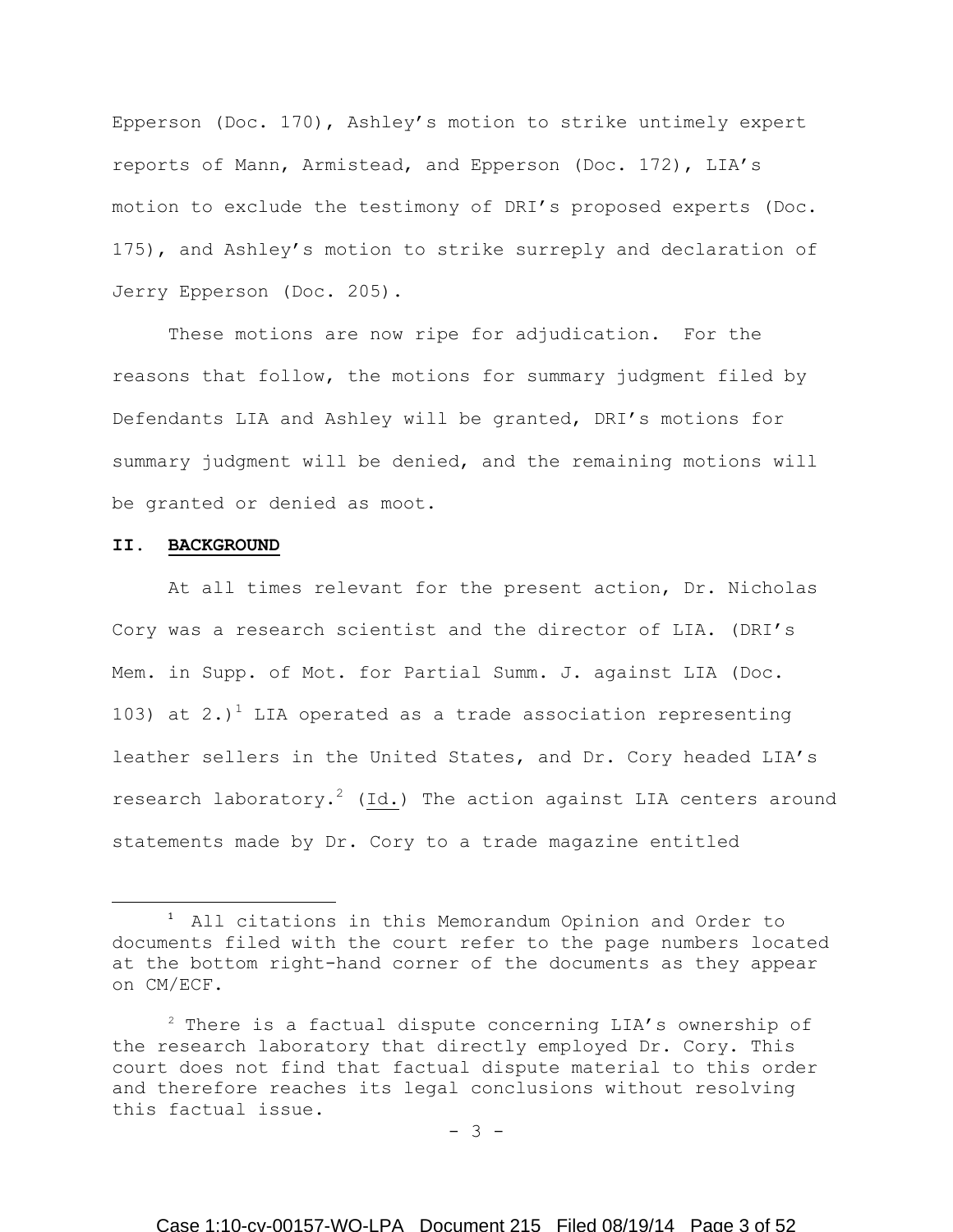Epperson (Doc. 170), Ashley's motion to strike untimely expert reports of Mann, Armistead, and Epperson (Doc. 172), LIA's motion to exclude the testimony of DRI's proposed experts (Doc. 175), and Ashley's motion to strike surreply and declaration of Jerry Epperson (Doc. 205).

These motions are now ripe for adjudication. For the reasons that follow, the motions for summary judgment filed by Defendants LIA and Ashley will be granted, DRI's motions for summary judgment will be denied, and the remaining motions will be granted or denied as moot.

## II. BACKGROUND

At all times relevant for the present action, Dr. Nicholas Cory was a research scientist and the director of LIA. (DRI's Mem. in Supp. of Mot. for Partial Summ. J. against LIA (Doc. 103) at 2.)[1] LIA operated as a trade association representing leather sellers in the United States, and Dr. Cory headed LIA's research laboratory.[2] (Id.) The action against LIA centers around statements made by Dr. Cory to a trade magazine entitled

---

[1] All citations in this Memorandum Opinion and Order to documents filed with the court refer to the page numbers located at the bottom right-hand corner of the documents as they appear on CM/ECF.

[2] There is a factual dispute concerning LIA's ownership of the research laboratory that directly employed Dr. Cory. This court does not find that factual dispute material to this order and therefore reaches its legal conclusions without resolving this factual issue.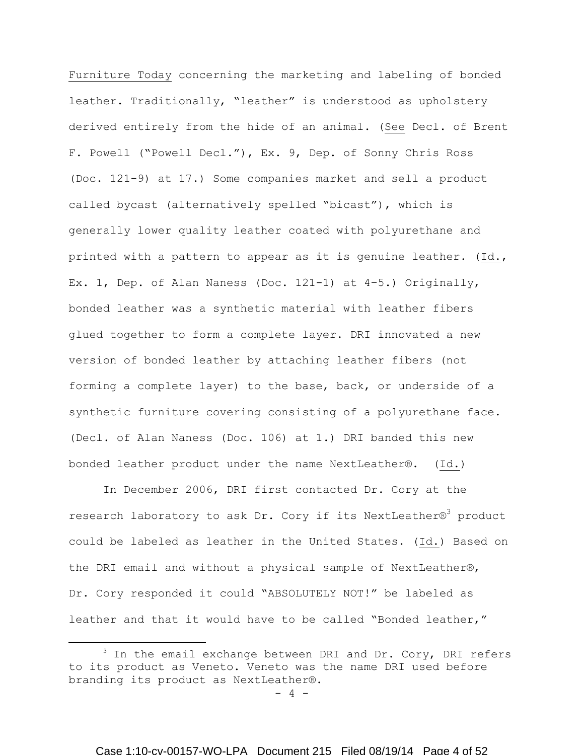Furniture Today concerning the marketing and labeling of bonded leather. Traditionally, "leather" is understood as upholstery derived entirely from the hide of an animal. (See Decl. of Brent F. Powell ("Powell Decl."), Ex. 9, Dep. of Sonny Chris Ross (Doc. 121-9) at 17.) Some companies market and sell a product called bycast (alternatively spelled "bicast"), which is generally lower quality leather coated with polyurethane and printed with a pattern to appear as it is genuine leather. (Id., Ex. 1, Dep. of Alan Naness (Doc. 121-1) at 4–5.) Originally, bonded leather was a synthetic material with leather fibers glued together to form a complete layer. DRI innovated a new version of bonded leather by attaching leather fibers (not forming a complete layer) to the base, back, or underside of a synthetic furniture covering consisting of a polyurethane face. (Decl. of Alan Naness (Doc. 106) at 1.) DRI banded this new bonded leather product under the name NextLeather®. (Id.)

In December 2006, DRI first contacted Dr. Cory at the research laboratory to ask Dr. Cory if its NextLeather®[3] product could be labeled as leather in the United States. (Id.) Based on the DRI email and without a physical sample of NextLeather®, Dr. Cory responded it could "ABSOLUTELY NOT!" be labeled as leather and that it would have to be called "Bonded leather,"

---

[3] In the email exchange between DRI and Dr. Cory, DRI refers to its product as Veneto. Veneto was the name DRI used before branding its product as NextLeather®.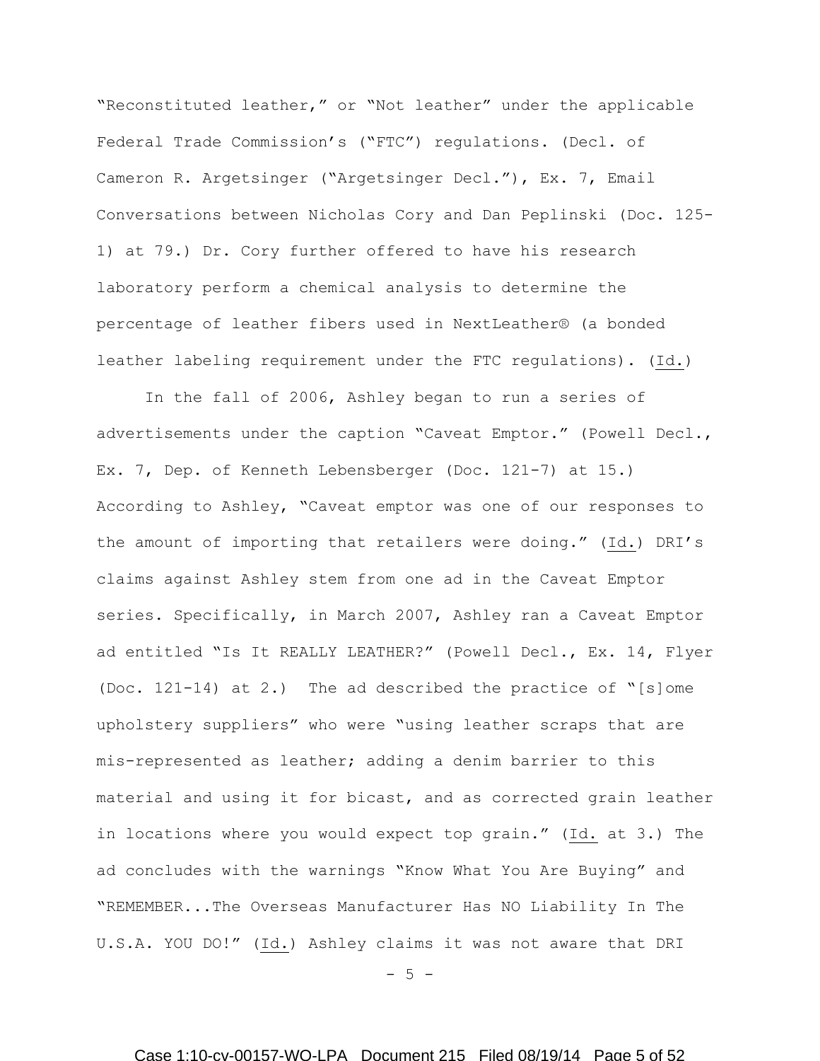"Reconstituted leather," or "Not leather" under the applicable Federal Trade Commission's ("FTC") regulations. (Decl. of Cameron R. Argetsinger ("Argetsinger Decl."), Ex. 7, Email Conversations between Nicholas Cory and Dan Peplinski (Doc. 125-1) at 79.) Dr. Cory further offered to have his research laboratory perform a chemical analysis to determine the percentage of leather fibers used in NextLeather® (a bonded leather labeling requirement under the FTC regulations). (Id.)

In the fall of 2006, Ashley began to run a series of advertisements under the caption "Caveat Emptor." (Powell Decl., Ex. 7, Dep. of Kenneth Lebensberger (Doc. 121-7) at 15.) According to Ashley, "Caveat emptor was one of our responses to the amount of importing that retailers were doing." (Id.) DRI's claims against Ashley stem from one ad in the Caveat Emptor series. Specifically, in March 2007, Ashley ran a Caveat Emptor ad entitled "Is It REALLY LEATHER?" (Powell Decl., Ex. 14, Flyer (Doc. 121-14) at 2.) The ad described the practice of "[s]ome upholstery suppliers" who were "using leather scraps that are mis-represented as leather; adding a denim barrier to this material and using it for bicast, and as corrected grain leather in locations where you would expect top grain." (Id. at 3.) The ad concludes with the warnings "Know What You Are Buying" and "REMEMBER...The Overseas Manufacturer Has NO Liability In The U.S.A. YOU DO!" (Id.) Ashley claims it was not aware that DRI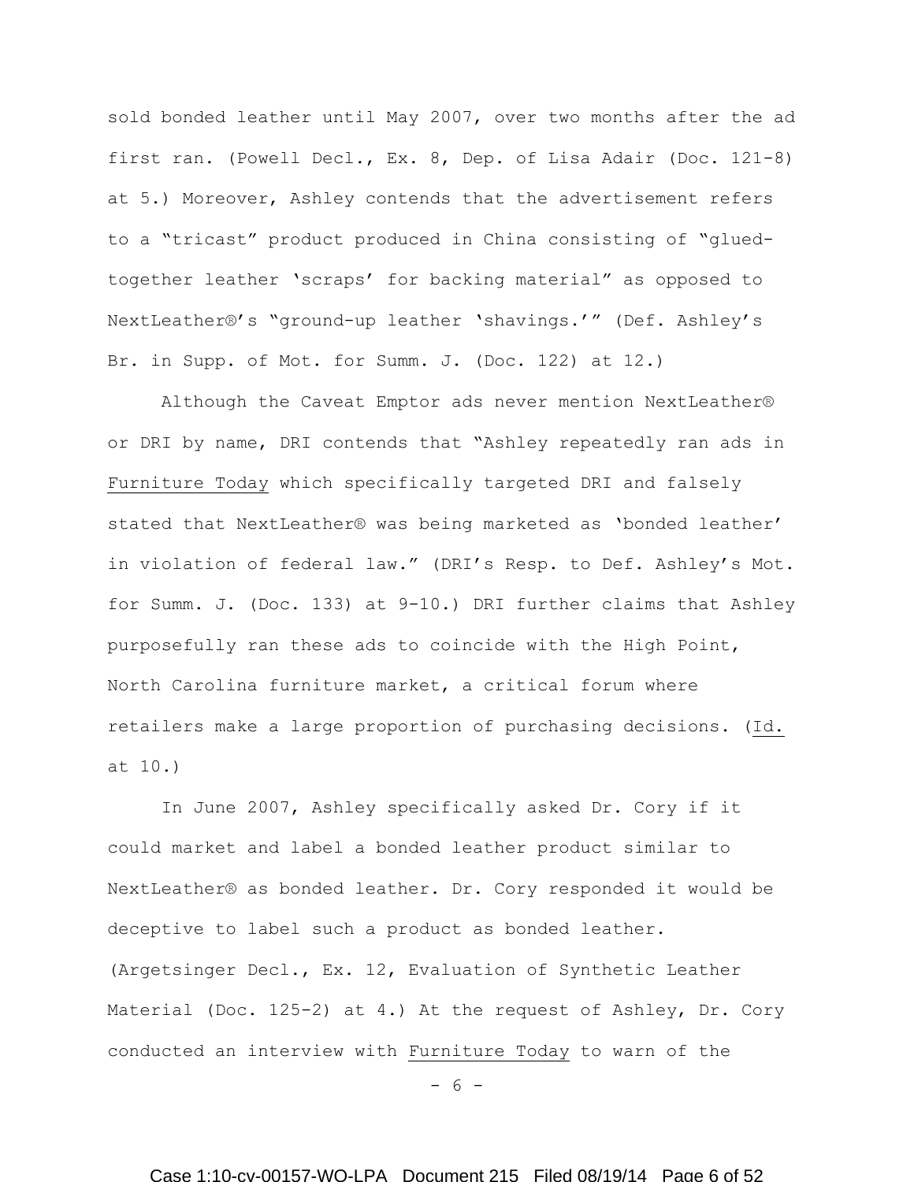sold bonded leather until May 2007, over two months after the ad first ran. (Powell Decl., Ex. 8, Dep. of Lisa Adair (Doc. 121-8) at 5.) Moreover, Ashley contends that the advertisement refers to a "tricast" product produced in China consisting of "glued-together leather 'scraps' for backing material" as opposed to NextLeather®'s "ground-up leather 'shavings.'" (Def. Ashley's Br. in Supp. of Mot. for Summ. J. (Doc. 122) at 12.)

Although the Caveat Emptor ads never mention NextLeather® or DRI by name, DRI contends that "Ashley repeatedly ran ads in Furniture Today which specifically targeted DRI and falsely stated that NextLeather® was being marketed as 'bonded leather' in violation of federal law." (DRI's Resp. to Def. Ashley's Mot. for Summ. J. (Doc. 133) at 9-10.) DRI further claims that Ashley purposefully ran these ads to coincide with the High Point, North Carolina furniture market, a critical forum where retailers make a large proportion of purchasing decisions. (Id. at 10.)

In June 2007, Ashley specifically asked Dr. Cory if it could market and label a bonded leather product similar to NextLeather® as bonded leather. Dr. Cory responded it would be deceptive to label such a product as bonded leather. (Argetsinger Decl., Ex. 12, Evaluation of Synthetic Leather Material (Doc. 125-2) at 4.) At the request of Ashley, Dr. Cory conducted an interview with Furniture Today to warn of the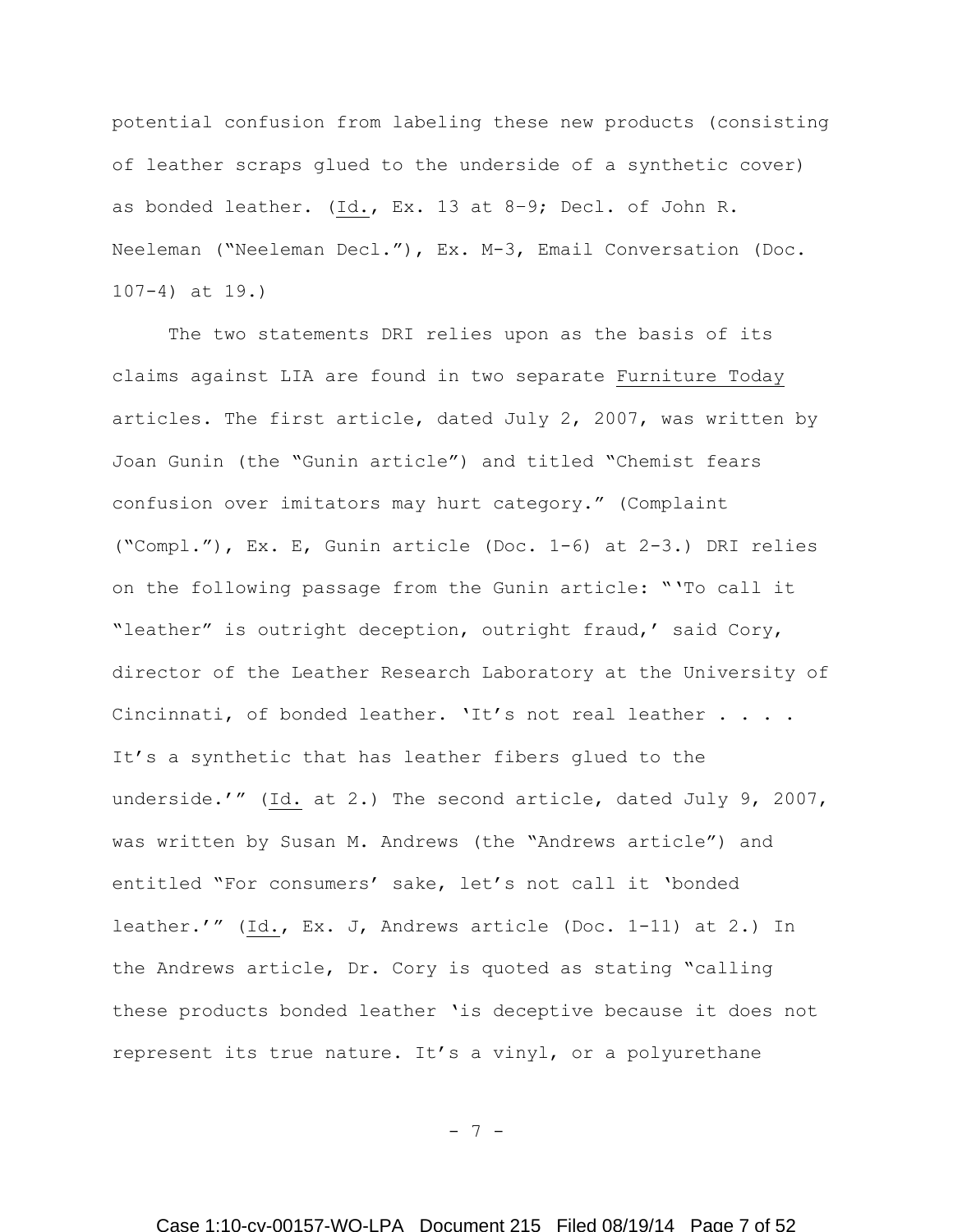potential confusion from labeling these new products (consisting of leather scraps glued to the underside of a synthetic cover) as bonded leather. (Id., Ex. 13 at 8–9; Decl. of John R. Neeleman ("Neeleman Decl."), Ex. M-3, Email Conversation (Doc. 107-4) at 19.)

The two statements DRI relies upon as the basis of its claims against LIA are found in two separate Furniture Today articles. The first article, dated July 2, 2007, was written by Joan Gunin (the "Gunin article") and titled "Chemist fears confusion over imitators may hurt category." (Complaint ("Compl."), Ex. E, Gunin article (Doc. 1-6) at 2-3.) DRI relies on the following passage from the Gunin article: "'To call it "leather" is outright deception, outright fraud,' said Cory, director of the Leather Research Laboratory at the University of Cincinnati, of bonded leather. 'It's not real leather . . . . It's a synthetic that has leather fibers glued to the underside.'" (Id. at 2.) The second article, dated July 9, 2007, was written by Susan M. Andrews (the "Andrews article") and entitled "For consumers' sake, let's not call it 'bonded leather.'" (Id., Ex. J, Andrews article (Doc. 1-11) at 2.) In the Andrews article, Dr. Cory is quoted as stating "calling these products bonded leather 'is deceptive because it does not represent its true nature. It's a vinyl, or a polyurethane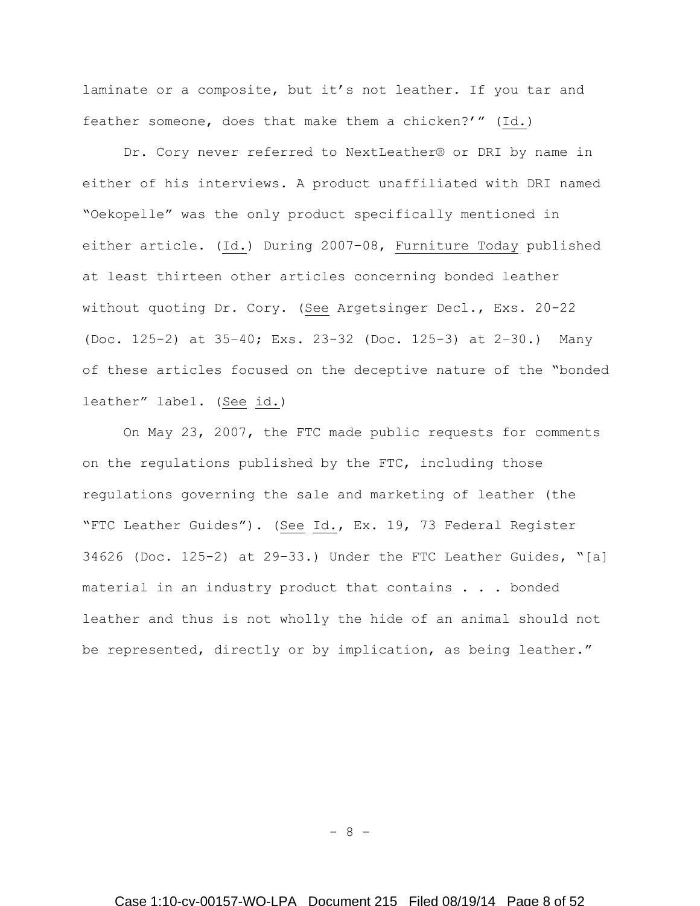laminate or a composite, but it's not leather. If you tar and feather someone, does that make them a chicken?'" (Id.)

Dr. Cory never referred to NextLeather® or DRI by name in either of his interviews. A product unaffiliated with DRI named "Oekopelle" was the only product specifically mentioned in either article. (Id.) During 2007–08, Furniture Today published at least thirteen other articles concerning bonded leather without quoting Dr. Cory. (See Argetsinger Decl., Exs. 20-22 (Doc. 125-2) at 35–40; Exs. 23-32 (Doc. 125-3) at 2–30.) Many of these articles focused on the deceptive nature of the "bonded leather" label. (See id.)

On May 23, 2007, the FTC made public requests for comments on the regulations published by the FTC, including those regulations governing the sale and marketing of leather (the "FTC Leather Guides"). (See Id., Ex. 19, 73 Federal Register 34626 (Doc. 125-2) at 29–33.) Under the FTC Leather Guides, "[a] material in an industry product that contains . . . bonded leather and thus is not wholly the hide of an animal should not be represented, directly or by implication, as being leather."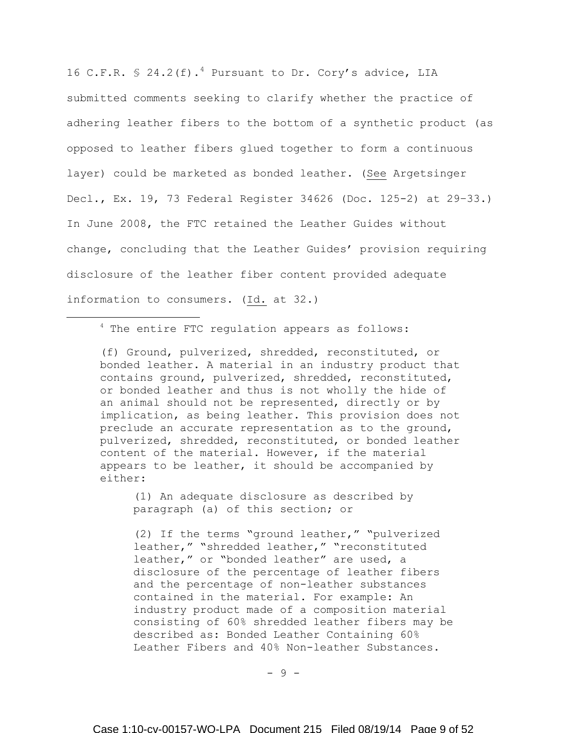16 C.F.R. § 24.2(f).[4] Pursuant to Dr. Cory's advice, LIA submitted comments seeking to clarify whether the practice of adhering leather fibers to the bottom of a synthetic product (as opposed to leather fibers glued together to form a continuous layer) could be marketed as bonded leather. (See Argetsinger Decl., Ex. 19, 73 Federal Register 34626 (Doc. 125-2) at 29–33.) In June 2008, the FTC retained the Leather Guides without change, concluding that the Leather Guides' provision requiring disclosure of the leather fiber content provided adequate information to consumers. (Id. at 32.)

---

[4] The entire FTC regulation appears as follows:

> (f) Ground, pulverized, shredded, reconstituted, or bonded leather. A material in an industry product that contains ground, pulverized, shredded, reconstituted, or bonded leather and thus is not wholly the hide of an animal should not be represented, directly or by implication, as being leather. This provision does not preclude an accurate representation as to the ground, pulverized, shredded, reconstituted, or bonded leather content of the material. However, if the material appears to be leather, it should be accompanied by either:
>
> > (1) An adequate disclosure as described by paragraph (a) of this section; or
> >
> > (2) If the terms "ground leather," "pulverized leather," "shredded leather," "reconstituted leather," or "bonded leather" are used, a disclosure of the percentage of leather fibers and the percentage of non-leather substances contained in the material. For example: An industry product made of a composition material consisting of 60% shredded leather fibers may be described as: Bonded Leather Containing 60% Leather Fibers and 40% Non-leather Substances.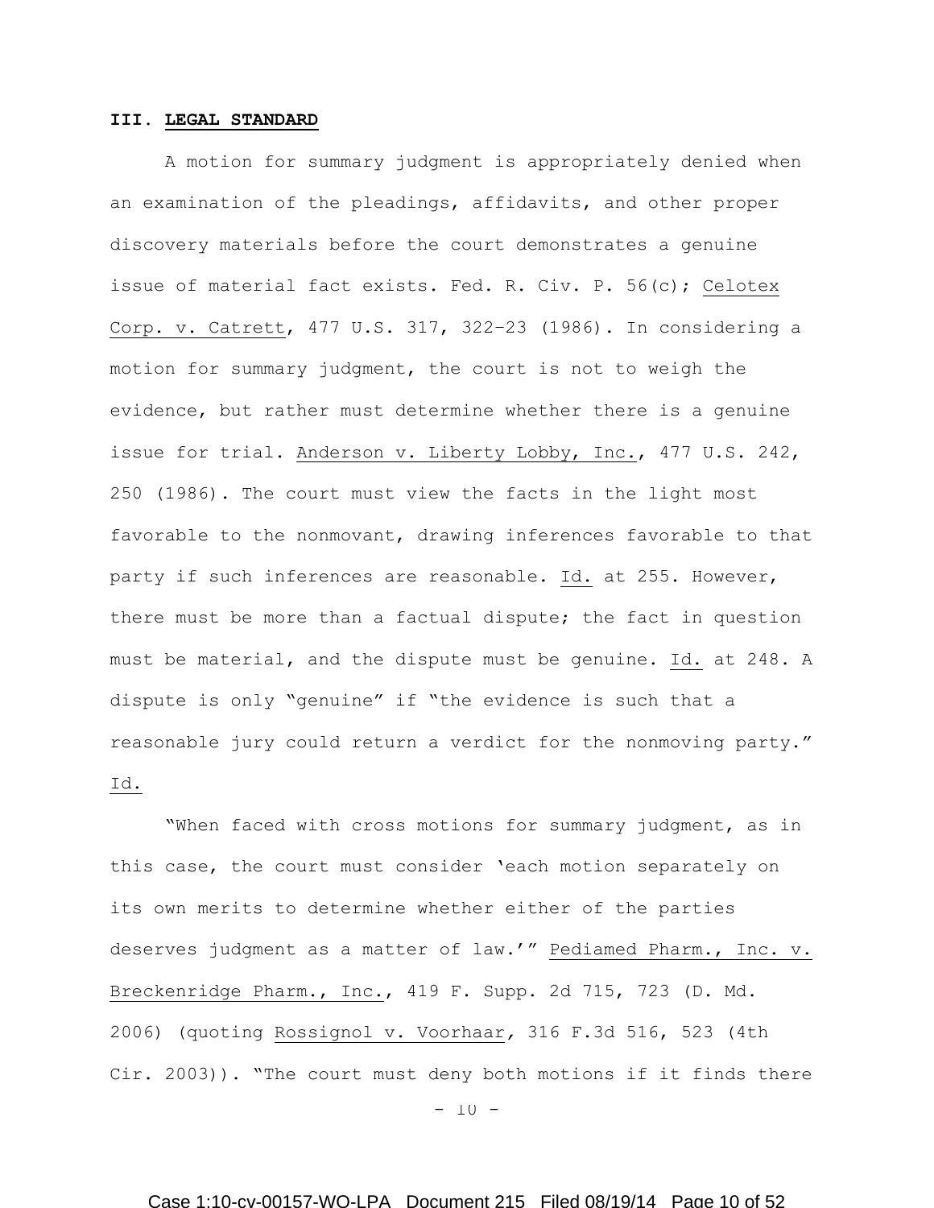### III. **LEGAL STANDARD**

A motion for summary judgment is appropriately denied when an examination of the pleadings, affidavits, and other proper discovery materials before the court demonstrates a genuine issue of material fact exists. Fed. R. Civ. P. 56(c); Celotex Corp. v. Catrett, 477 U.S. 317, 322–23 (1986). In considering a motion for summary judgment, the court is not to weigh the evidence, but rather must determine whether there is a genuine issue for trial. Anderson v. Liberty Lobby, Inc., 477 U.S. 242, 250 (1986). The court must view the facts in the light most favorable to the nonmovant, drawing inferences favorable to that party if such inferences are reasonable. Id. at 255. However, there must be more than a factual dispute; the fact in question must be material, and the dispute must be genuine. Id. at 248. A dispute is only "genuine" if "the evidence is such that a reasonable jury could return a verdict for the nonmoving party." Id.

"When faced with cross motions for summary judgment, as in this case, the court must consider 'each motion separately on its own merits to determine whether either of the parties deserves judgment as a matter of law.'" Pediamed Pharm., Inc. v. Breckenridge Pharm., Inc., 419 F. Supp. 2d 715, 723 (D. Md. 2006) (quoting Rossignol v. Voorhaar, 316 F.3d 516, 523 (4th Cir. 2003)). "The court must deny both motions if it finds there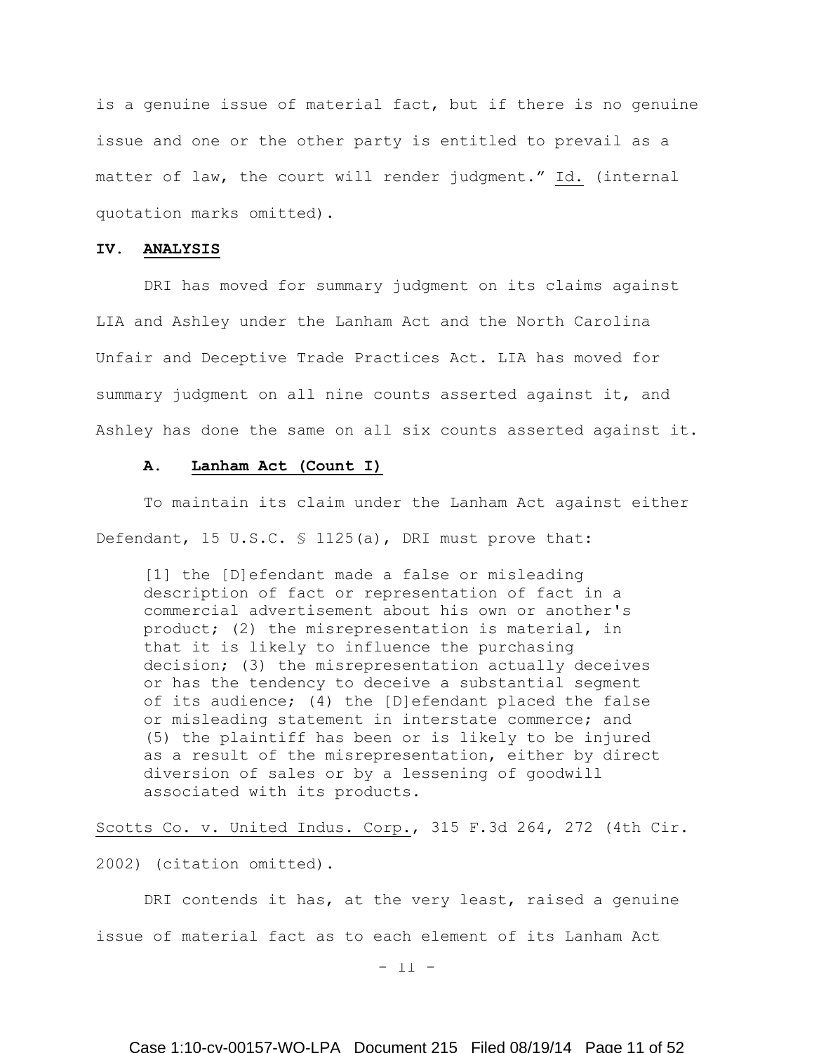is a genuine issue of material fact, but if there is no genuine issue and one or the other party is entitled to prevail as a matter of law, the court will render judgment." Id. (internal quotation marks omitted).

## IV. ANALYSIS

DRI has moved for summary judgment on its claims against LIA and Ashley under the Lanham Act and the North Carolina Unfair and Deceptive Trade Practices Act. LIA has moved for summary judgment on all nine counts asserted against it, and Ashley has done the same on all six counts asserted against it.

### A. Lanham Act (Count I)

To maintain its claim under the Lanham Act against either Defendant, 15 U.S.C. § 1125(a), DRI must prove that:

> [1] the [D]efendant made a false or misleading description of fact or representation of fact in a commercial advertisement about his own or another's product; (2) the misrepresentation is material, in that it is likely to influence the purchasing decision; (3) the misrepresentation actually deceives or has the tendency to deceive a substantial segment of its audience; (4) the [D]efendant placed the false or misleading statement in interstate commerce; and (5) the plaintiff has been or is likely to be injured as a result of the misrepresentation, either by direct diversion of sales or by a lessening of goodwill associated with its products.

Scotts Co. v. United Indus. Corp., 315 F.3d 264, 272 (4th Cir. 2002) (citation omitted).

DRI contends it has, at the very least, raised a genuine issue of material fact as to each element of its Lanham Act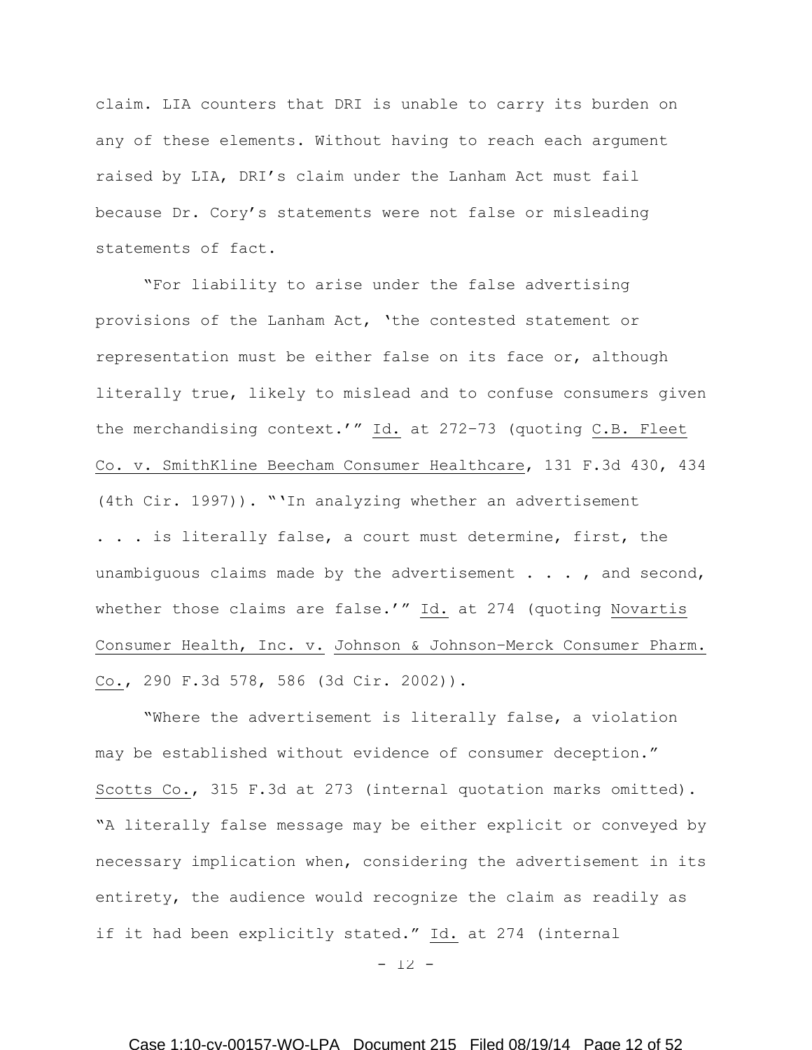claim. LIA counters that DRI is unable to carry its burden on any of these elements. Without having to reach each argument raised by LIA, DRI's claim under the Lanham Act must fail because Dr. Cory's statements were not false or misleading statements of fact.

"For liability to arise under the false advertising provisions of the Lanham Act, 'the contested statement or representation must be either false on its face or, although literally true, likely to mislead and to confuse consumers given the merchandising context.'" Id. at 272–73 (quoting C.B. Fleet Co. v. SmithKline Beecham Consumer Healthcare, 131 F.3d 430, 434 (4th Cir. 1997)). "'In analyzing whether an advertisement . . . is literally false, a court must determine, first, the unambiguous claims made by the advertisement . . . , and second, whether those claims are false.'" Id. at 274 (quoting Novartis Consumer Health, Inc. v. Johnson & Johnson–Merck Consumer Pharm. Co., 290 F.3d 578, 586 (3d Cir. 2002)).

"Where the advertisement is literally false, a violation may be established without evidence of consumer deception." Scotts Co., 315 F.3d at 273 (internal quotation marks omitted). "A literally false message may be either explicit or conveyed by necessary implication when, considering the advertisement in its entirety, the audience would recognize the claim as readily as if it had been explicitly stated." Id. at 274 (internal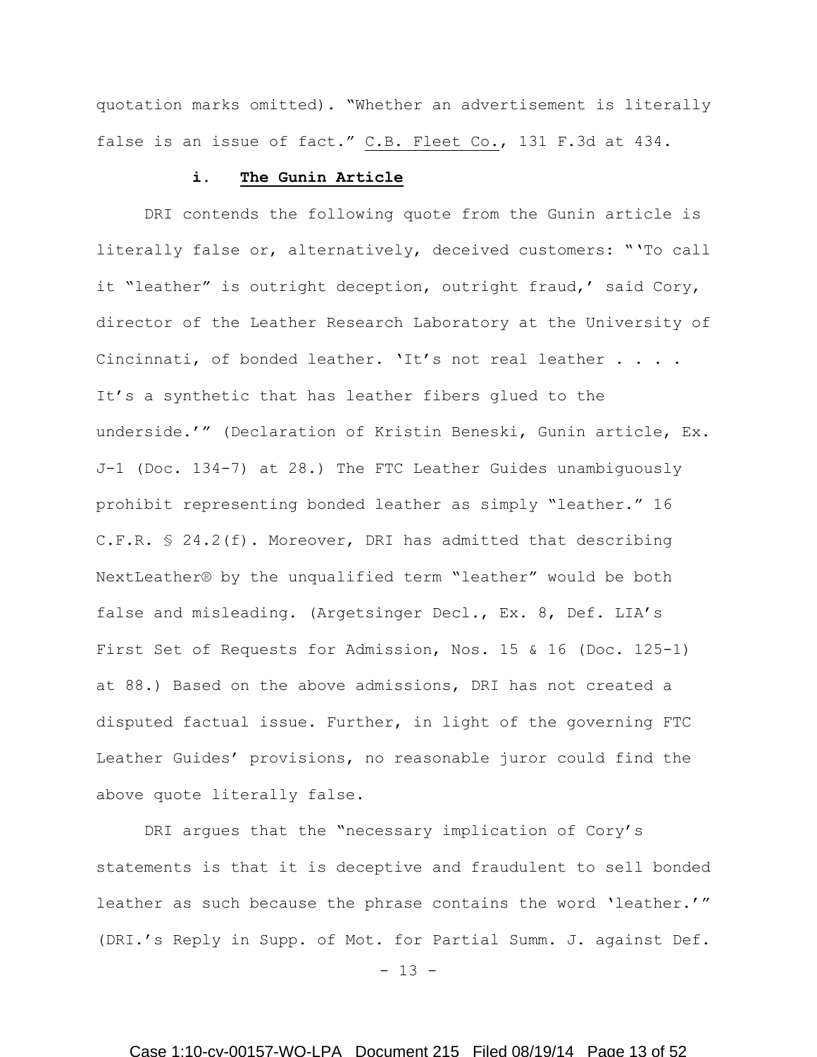quotation marks omitted). "Whether an advertisement is literally false is an issue of fact." C.B. Fleet Co., 131 F.3d at 434.

**i. The Gunin Article**

DRI contends the following quote from the Gunin article is literally false or, alternatively, deceived customers: "'To call it "leather" is outright deception, outright fraud,' said Cory, director of the Leather Research Laboratory at the University of Cincinnati, of bonded leather. 'It's not real leather . . . . It's a synthetic that has leather fibers glued to the underside.'" (Declaration of Kristin Beneski, Gunin article, Ex. J-1 (Doc. 134-7) at 28.) The FTC Leather Guides unambiguously prohibit representing bonded leather as simply "leather." 16 C.F.R. § 24.2(f). Moreover, DRI has admitted that describing NextLeather® by the unqualified term "leather" would be both false and misleading. (Argetsinger Decl., Ex. 8, Def. LIA's First Set of Requests for Admission, Nos. 15 & 16 (Doc. 125-1) at 88.) Based on the above admissions, DRI has not created a disputed factual issue. Further, in light of the governing FTC Leather Guides' provisions, no reasonable juror could find the above quote literally false.

DRI argues that the "necessary implication of Cory's statements is that it is deceptive and fraudulent to sell bonded leather as such because the phrase contains the word 'leather.'" (DRI.'s Reply in Supp. of Mot. for Partial Summ. J. against Def.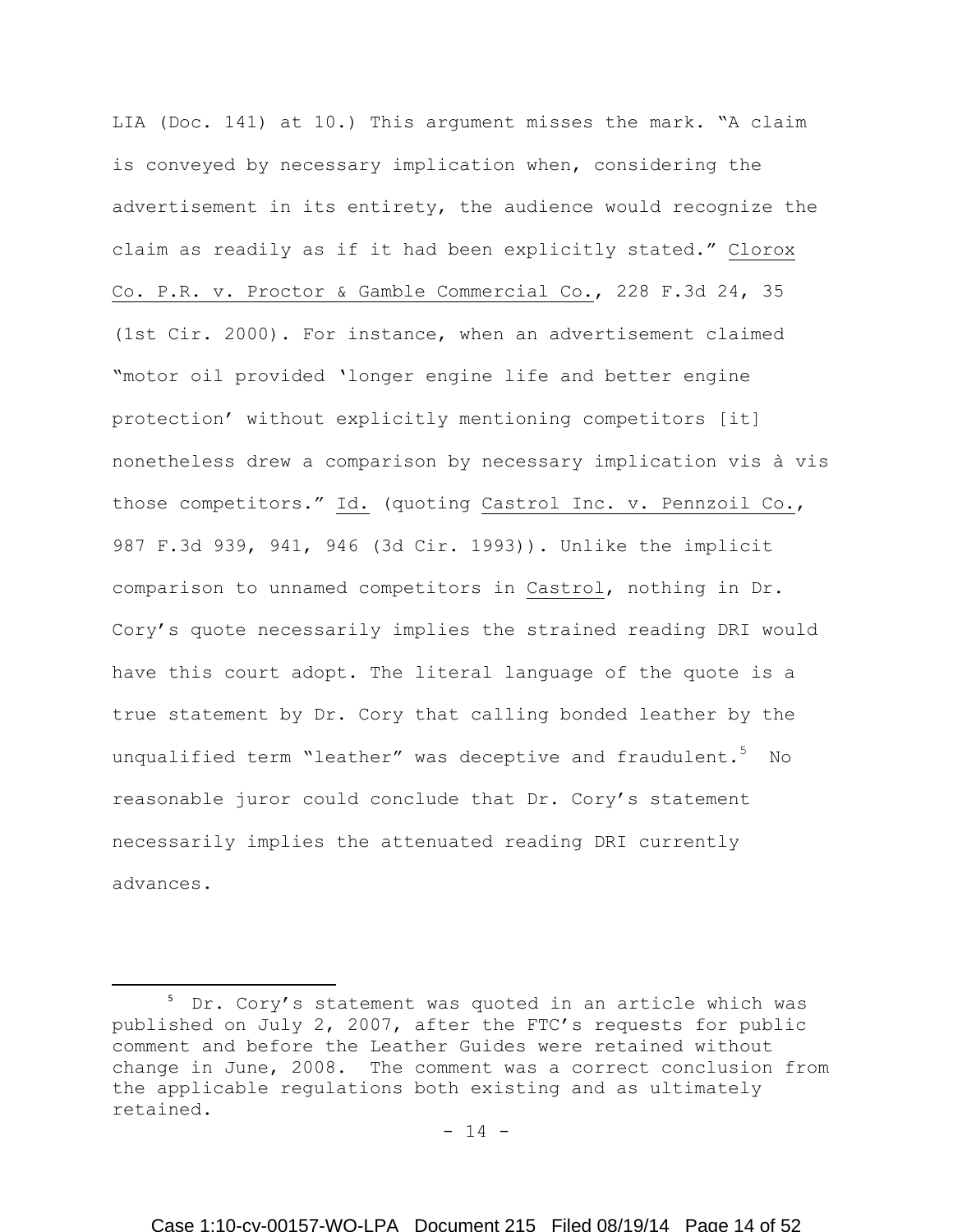LIA (Doc. 141) at 10.) This argument misses the mark. "A claim is conveyed by necessary implication when, considering the advertisement in its entirety, the audience would recognize the claim as readily as if it had been explicitly stated." Clorox Co. P.R. v. Proctor & Gamble Commercial Co., 228 F.3d 24, 35 (1st Cir. 2000). For instance, when an advertisement claimed "motor oil provided 'longer engine life and better engine protection' without explicitly mentioning competitors [it] nonetheless drew a comparison by necessary implication vis à vis those competitors." Id. (quoting Castrol Inc. v. Pennzoil Co., 987 F.3d 939, 941, 946 (3d Cir. 1993)). Unlike the implicit comparison to unnamed competitors in Castrol, nothing in Dr. Cory's quote necessarily implies the strained reading DRI would have this court adopt. The literal language of the quote is a true statement by Dr. Cory that calling bonded leather by the unqualified term "leather" was deceptive and fraudulent.[5] No reasonable juror could conclude that Dr. Cory's statement necessarily implies the attenuated reading DRI currently advances.

[5] Dr. Cory's statement was quoted in an article which was published on July 2, 2007, after the FTC's requests for public comment and before the Leather Guides were retained without change in June, 2008. The comment was a correct conclusion from the applicable regulations both existing and as ultimately retained.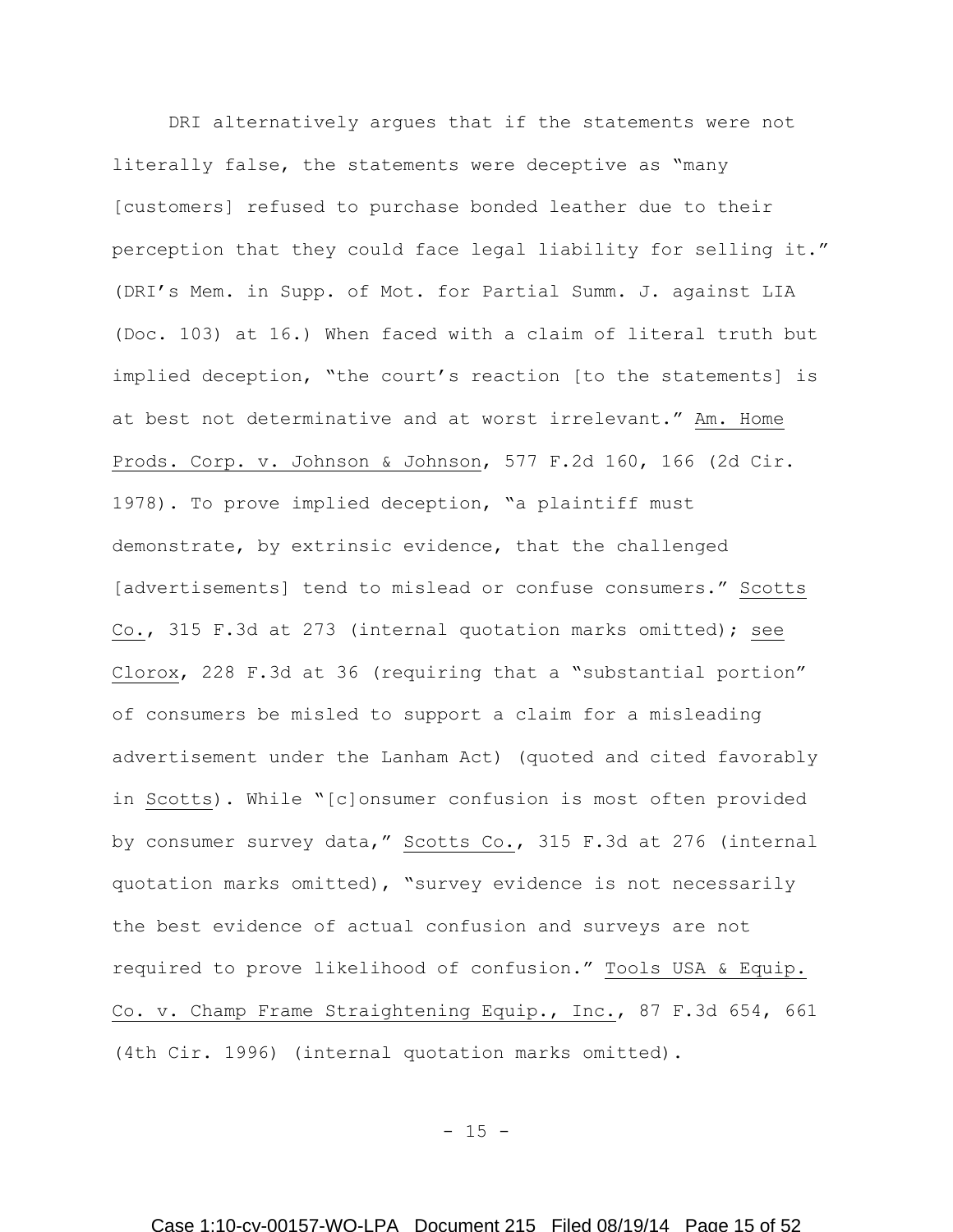DRI alternatively argues that if the statements were not literally false, the statements were deceptive as "many [customers] refused to purchase bonded leather due to their perception that they could face legal liability for selling it." (DRI's Mem. in Supp. of Mot. for Partial Summ. J. against LIA (Doc. 103) at 16.) When faced with a claim of literal truth but implied deception, "the court's reaction [to the statements] is at best not determinative and at worst irrelevant." Am. Home Prods. Corp. v. Johnson & Johnson, 577 F.2d 160, 166 (2d Cir. 1978). To prove implied deception, "a plaintiff must demonstrate, by extrinsic evidence, that the challenged [advertisements] tend to mislead or confuse consumers." Scotts Co., 315 F.3d at 273 (internal quotation marks omitted); see Clorox, 228 F.3d at 36 (requiring that a "substantial portion" of consumers be misled to support a claim for a misleading advertisement under the Lanham Act) (quoted and cited favorably in Scotts). While "[c]onsumer confusion is most often provided by consumer survey data," Scotts Co., 315 F.3d at 276 (internal quotation marks omitted), "survey evidence is not necessarily the best evidence of actual confusion and surveys are not required to prove likelihood of confusion." Tools USA & Equip. Co. v. Champ Frame Straightening Equip., Inc., 87 F.3d 654, 661 (4th Cir. 1996) (internal quotation marks omitted).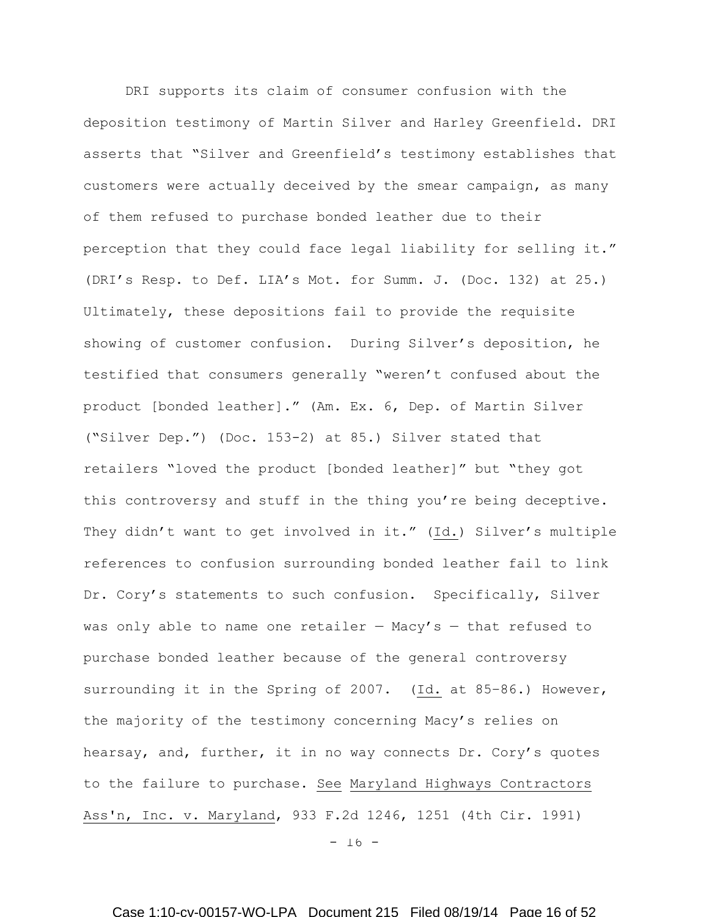DRI supports its claim of consumer confusion with the deposition testimony of Martin Silver and Harley Greenfield. DRI asserts that "Silver and Greenfield's testimony establishes that customers were actually deceived by the smear campaign, as many of them refused to purchase bonded leather due to their perception that they could face legal liability for selling it." (DRI's Resp. to Def. LIA's Mot. for Summ. J. (Doc. 132) at 25.) Ultimately, these depositions fail to provide the requisite showing of customer confusion. During Silver's deposition, he testified that consumers generally "weren't confused about the product [bonded leather]." (Am. Ex. 6, Dep. of Martin Silver ("Silver Dep.") (Doc. 153-2) at 85.) Silver stated that retailers "loved the product [bonded leather]" but "they got this controversy and stuff in the thing you're being deceptive. They didn't want to get involved in it." (Id.) Silver's multiple references to confusion surrounding bonded leather fail to link Dr. Cory's statements to such confusion. Specifically, Silver was only able to name one retailer — Macy's — that refused to purchase bonded leather because of the general controversy surrounding it in the Spring of 2007. (Id. at 85–86.) However, the majority of the testimony concerning Macy's relies on hearsay, and, further, it in no way connects Dr. Cory's quotes to the failure to purchase. See Maryland Highways Contractors Ass'n, Inc. v. Maryland, 933 F.2d 1246, 1251 (4th Cir. 1991)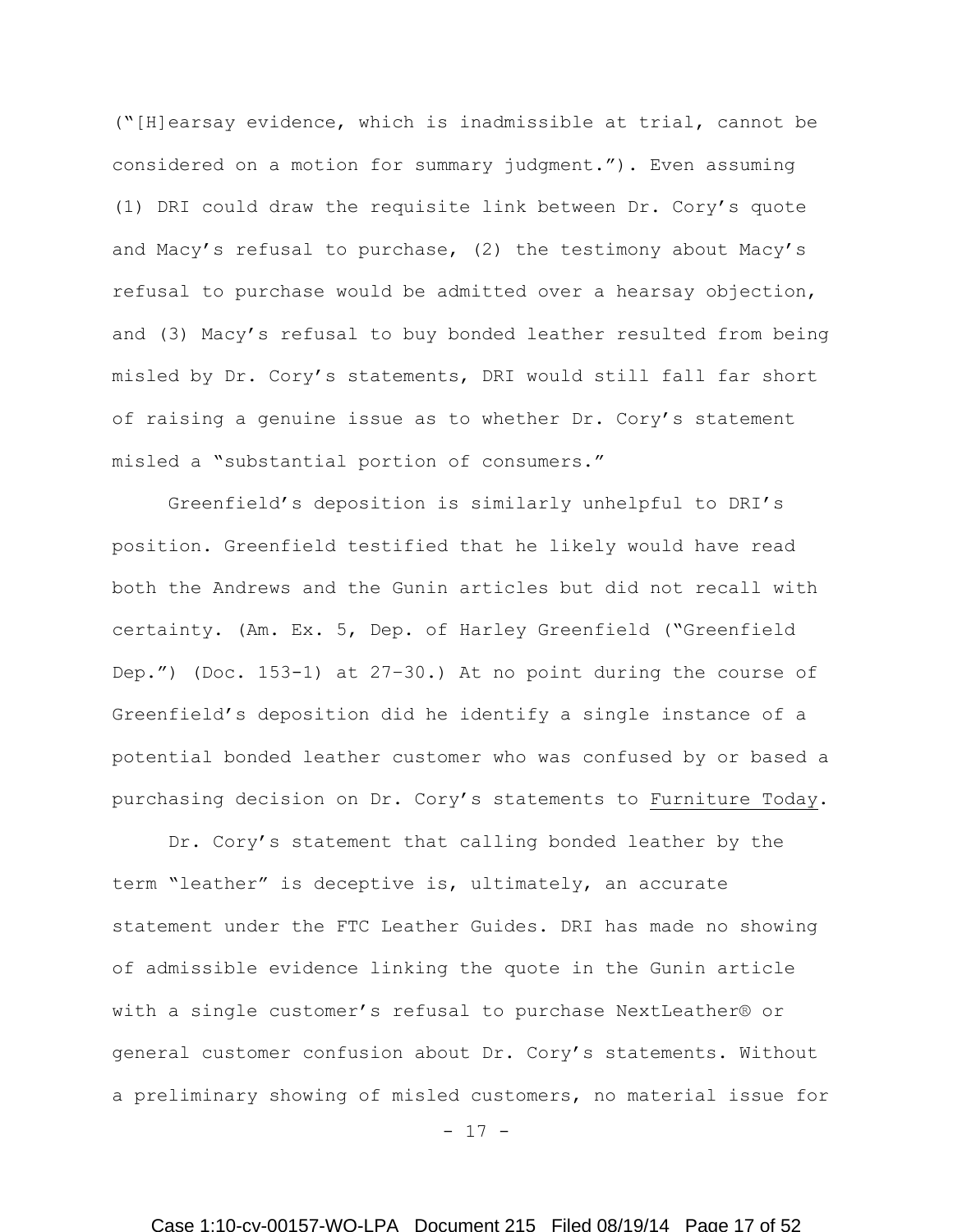("[H]earsay evidence, which is inadmissible at trial, cannot be considered on a motion for summary judgment."). Even assuming (1) DRI could draw the requisite link between Dr. Cory's quote and Macy's refusal to purchase, (2) the testimony about Macy's refusal to purchase would be admitted over a hearsay objection, and (3) Macy's refusal to buy bonded leather resulted from being misled by Dr. Cory's statements, DRI would still fall far short of raising a genuine issue as to whether Dr. Cory's statement misled a "substantial portion of consumers."

Greenfield's deposition is similarly unhelpful to DRI's position. Greenfield testified that he likely would have read both the Andrews and the Gunin articles but did not recall with certainty. (Am. Ex. 5, Dep. of Harley Greenfield ("Greenfield Dep.") (Doc. 153-1) at 27–30.) At no point during the course of Greenfield's deposition did he identify a single instance of a potential bonded leather customer who was confused by or based a purchasing decision on Dr. Cory's statements to Furniture Today.

Dr. Cory's statement that calling bonded leather by the term "leather" is deceptive is, ultimately, an accurate statement under the FTC Leather Guides. DRI has made no showing of admissible evidence linking the quote in the Gunin article with a single customer's refusal to purchase NextLeather® or general customer confusion about Dr. Cory's statements. Without a preliminary showing of misled customers, no material issue for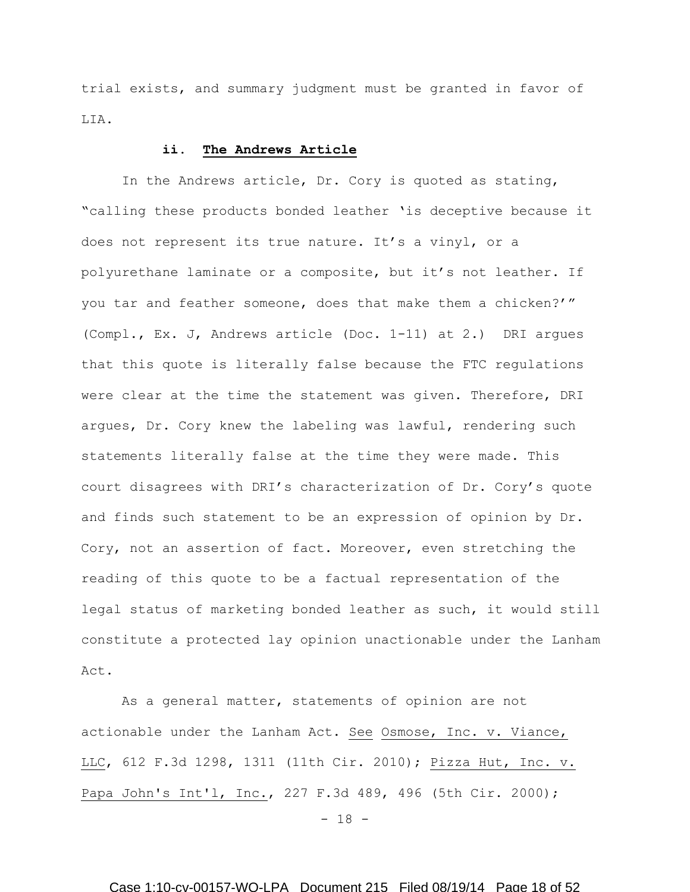trial exists, and summary judgment must be granted in favor of LIA.

### ii. **The Andrews Article**

In the Andrews article, Dr. Cory is quoted as stating, "calling these products bonded leather 'is deceptive because it does not represent its true nature. It's a vinyl, or a polyurethane laminate or a composite, but it's not leather. If you tar and feather someone, does that make them a chicken?'" (Compl., Ex. J, Andrews article (Doc. 1-11) at 2.) DRI argues that this quote is literally false because the FTC regulations were clear at the time the statement was given. Therefore, DRI argues, Dr. Cory knew the labeling was lawful, rendering such statements literally false at the time they were made. This court disagrees with DRI's characterization of Dr. Cory's quote and finds such statement to be an expression of opinion by Dr. Cory, not an assertion of fact. Moreover, even stretching the reading of this quote to be a factual representation of the legal status of marketing bonded leather as such, it would still constitute a protected lay opinion unactionable under the Lanham Act.

As a general matter, statements of opinion are not actionable under the Lanham Act. See Osmose, Inc. v. Viance, LLC, 612 F.3d 1298, 1311 (11th Cir. 2010); Pizza Hut, Inc. v. Papa John's Int'l, Inc., 227 F.3d 489, 496 (5th Cir. 2000);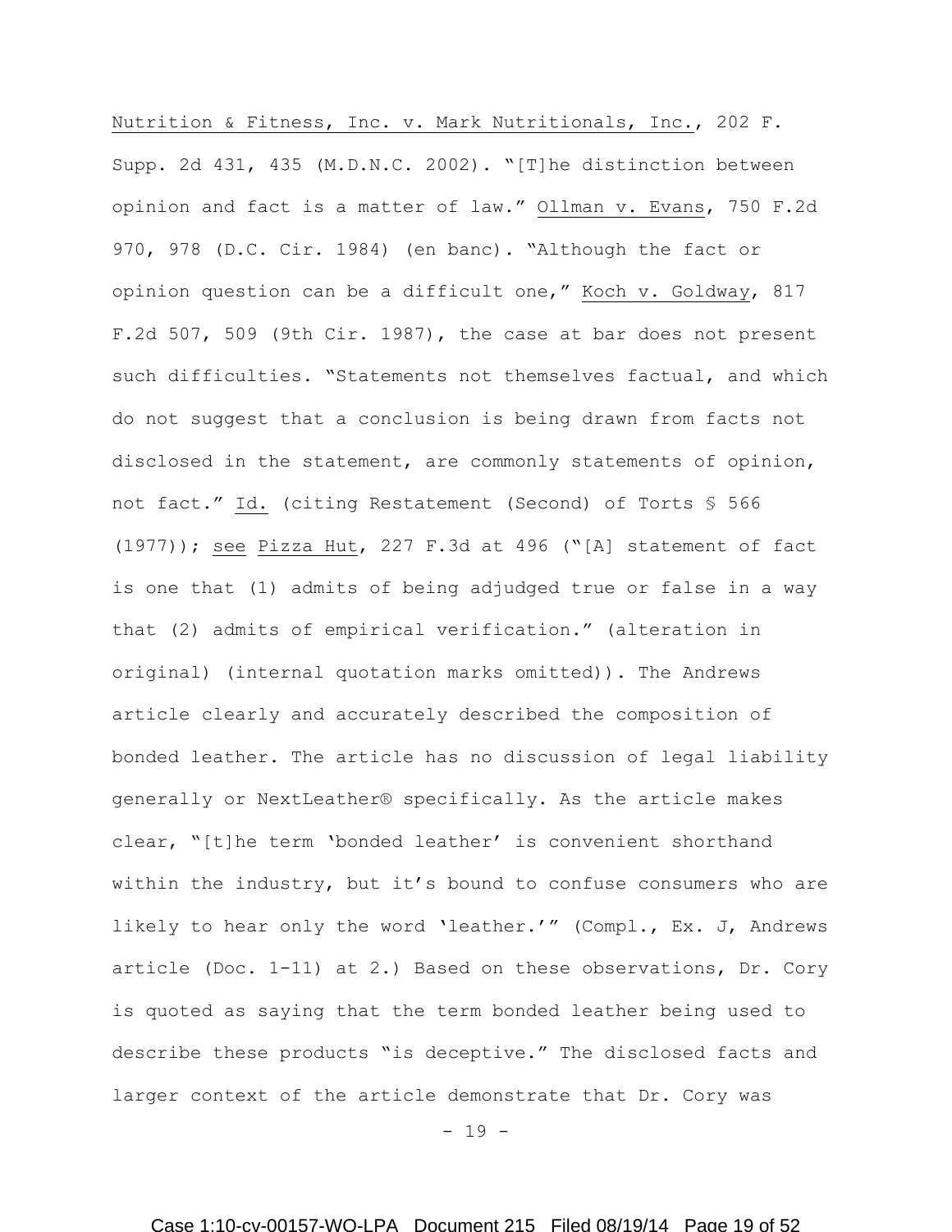Nutrition & Fitness, Inc. v. Mark Nutritionals, Inc., 202 F. Supp. 2d 431, 435 (M.D.N.C. 2002). "[T]he distinction between opinion and fact is a matter of law." Ollman v. Evans, 750 F.2d 970, 978 (D.C. Cir. 1984) (en banc). "Although the fact or opinion question can be a difficult one," Koch v. Goldway, 817 F.2d 507, 509 (9th Cir. 1987), the case at bar does not present such difficulties. "Statements not themselves factual, and which do not suggest that a conclusion is being drawn from facts not disclosed in the statement, are commonly statements of opinion, not fact." Id. (citing Restatement (Second) of Torts § 566 (1977)); see Pizza Hut, 227 F.3d at 496 ("[A] statement of fact is one that (1) admits of being adjudged true or false in a way that (2) admits of empirical verification." (alteration in original) (internal quotation marks omitted)). The Andrews article clearly and accurately described the composition of bonded leather. The article has no discussion of legal liability generally or NextLeather® specifically. As the article makes clear, "[t]he term 'bonded leather' is convenient shorthand within the industry, but it's bound to confuse consumers who are likely to hear only the word 'leather.'" (Compl., Ex. J, Andrews article (Doc. 1-11) at 2.) Based on these observations, Dr. Cory is quoted as saying that the term bonded leather being used to describe these products "is deceptive." The disclosed facts and larger context of the article demonstrate that Dr. Cory was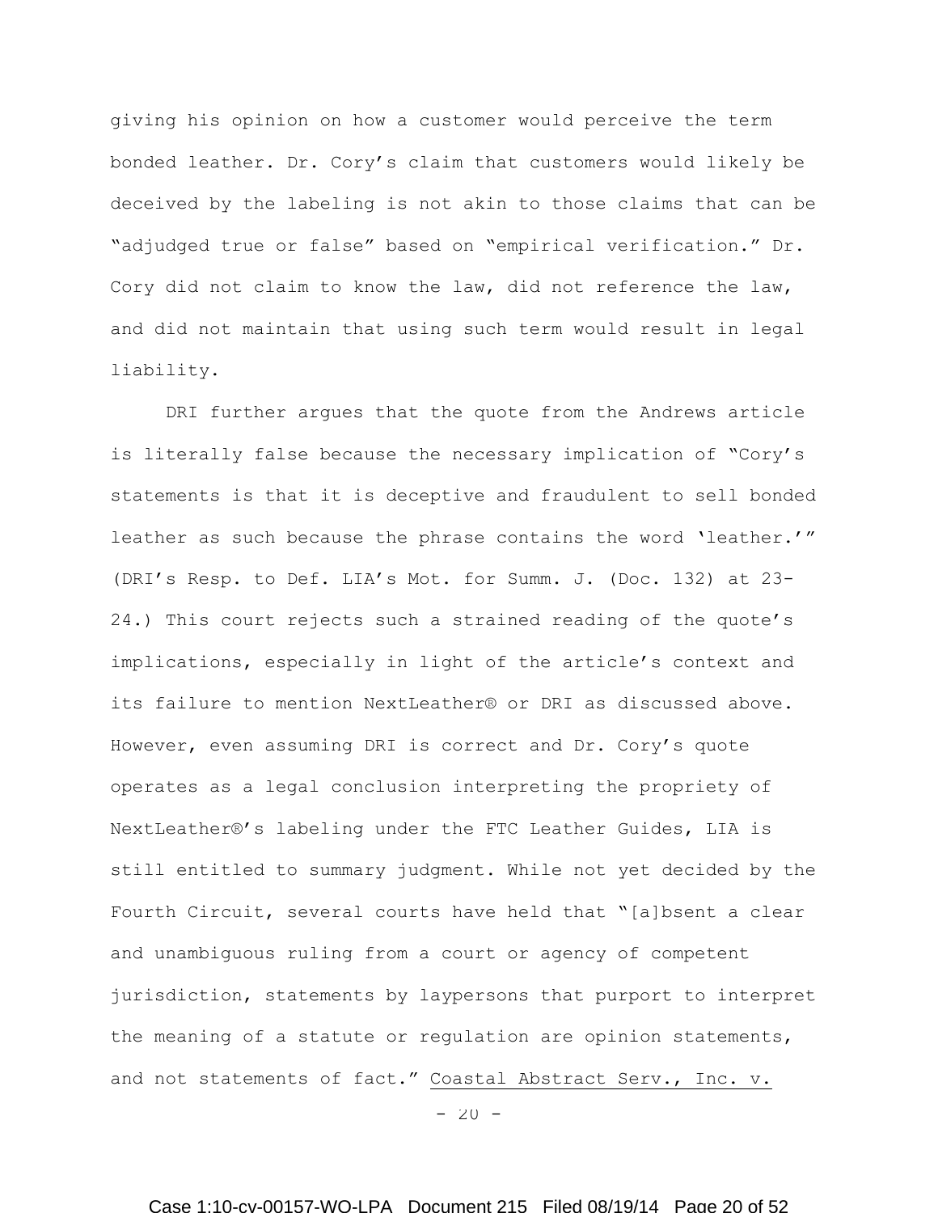giving his opinion on how a customer would perceive the term bonded leather. Dr. Cory's claim that customers would likely be deceived by the labeling is not akin to those claims that can be "adjudged true or false" based on "empirical verification." Dr. Cory did not claim to know the law, did not reference the law, and did not maintain that using such term would result in legal liability.

DRI further argues that the quote from the Andrews article is literally false because the necessary implication of "Cory's statements is that it is deceptive and fraudulent to sell bonded leather as such because the phrase contains the word 'leather.'" (DRI's Resp. to Def. LIA's Mot. for Summ. J. (Doc. 132) at 23-24.) This court rejects such a strained reading of the quote's implications, especially in light of the article's context and its failure to mention NextLeather® or DRI as discussed above. However, even assuming DRI is correct and Dr. Cory's quote operates as a legal conclusion interpreting the propriety of NextLeather®'s labeling under the FTC Leather Guides, LIA is still entitled to summary judgment. While not yet decided by the Fourth Circuit, several courts have held that "[a]bsent a clear and unambiguous ruling from a court or agency of competent jurisdiction, statements by laypersons that purport to interpret the meaning of a statute or regulation are opinion statements, and not statements of fact." Coastal Abstract Serv., Inc. v.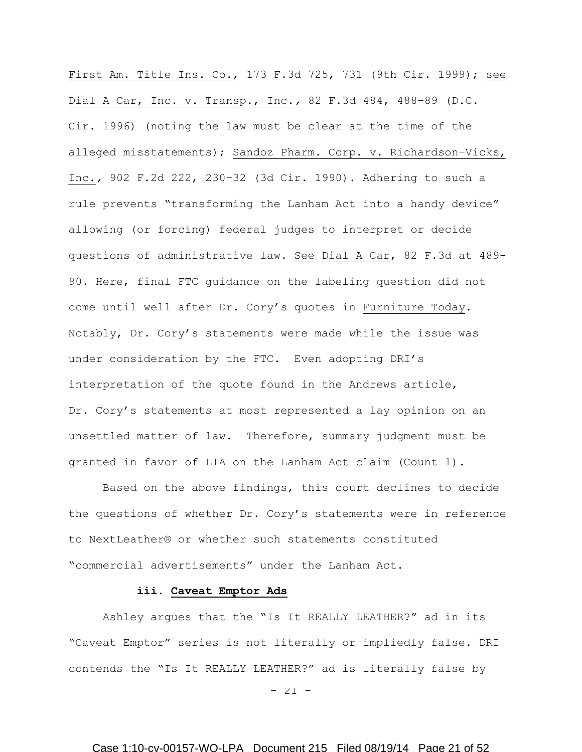First Am. Title Ins. Co., 173 F.3d 725, 731 (9th Cir. 1999); see Dial A Car, Inc. v. Transp., Inc., 82 F.3d 484, 488–89 (D.C. Cir. 1996) (noting the law must be clear at the time of the alleged misstatements); Sandoz Pharm. Corp. v. Richardson–Vicks, Inc., 902 F.2d 222, 230–32 (3d Cir. 1990). Adhering to such a rule prevents "transforming the Lanham Act into a handy device" allowing (or forcing) federal judges to interpret or decide questions of administrative law. See Dial A Car, 82 F.3d at 489-90. Here, final FTC guidance on the labeling question did not come until well after Dr. Cory's quotes in Furniture Today. Notably, Dr. Cory's statements were made while the issue was under consideration by the FTC. Even adopting DRI's interpretation of the quote found in the Andrews article, Dr. Cory's statements at most represented a lay opinion on an unsettled matter of law. Therefore, summary judgment must be granted in favor of LIA on the Lanham Act claim (Count 1).

Based on the above findings, this court declines to decide the questions of whether Dr. Cory's statements were in reference to NextLeather® or whether such statements constituted "commercial advertisements" under the Lanham Act.

**iii. Caveat Emptor Ads**

Ashley argues that the "Is It REALLY LEATHER?" ad in its "Caveat Emptor" series is not literally or impliedly false. DRI contends the "Is It REALLY LEATHER?" ad is literally false by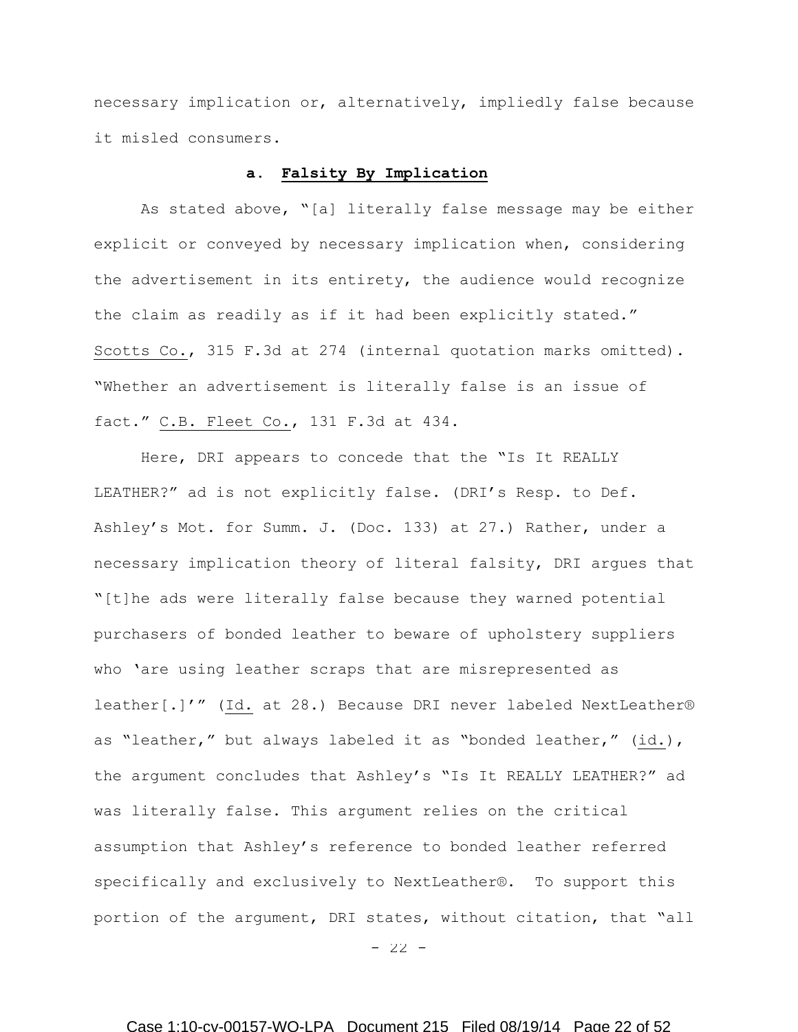necessary implication or, alternatively, impliedly false because it misled consumers.

### a. **Falsity By Implication**

As stated above, "[a] literally false message may be either explicit or conveyed by necessary implication when, considering the advertisement in its entirety, the audience would recognize the claim as readily as if it had been explicitly stated." Scotts Co., 315 F.3d at 274 (internal quotation marks omitted). "Whether an advertisement is literally false is an issue of fact." C.B. Fleet Co., 131 F.3d at 434.

Here, DRI appears to concede that the "Is It REALLY LEATHER?" ad is not explicitly false. (DRI's Resp. to Def. Ashley's Mot. for Summ. J. (Doc. 133) at 27.) Rather, under a necessary implication theory of literal falsity, DRI argues that "[t]he ads were literally false because they warned potential purchasers of bonded leather to beware of upholstery suppliers who 'are using leather scraps that are misrepresented as leather[.]'" (Id. at 28.) Because DRI never labeled NextLeather® as "leather," but always labeled it as "bonded leather," (id.), the argument concludes that Ashley's "Is It REALLY LEATHER?" ad was literally false. This argument relies on the critical assumption that Ashley's reference to bonded leather referred specifically and exclusively to NextLeather®. To support this portion of the argument, DRI states, without citation, that "all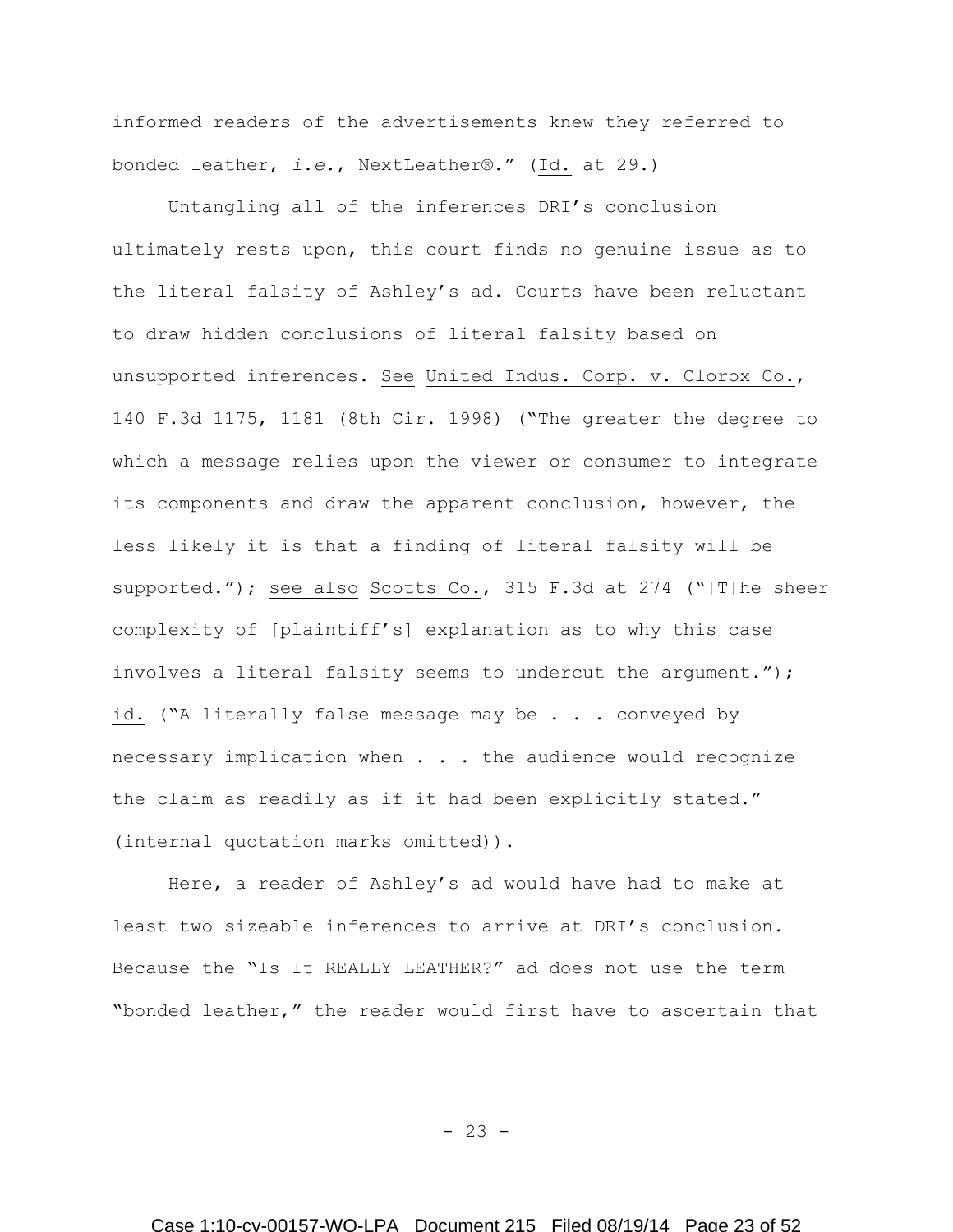informed readers of the advertisements knew they referred to bonded leather, *i.e.*, NextLeather®." (Id. at 29.)

Untangling all of the inferences DRI's conclusion ultimately rests upon, this court finds no genuine issue as to the literal falsity of Ashley's ad. Courts have been reluctant to draw hidden conclusions of literal falsity based on unsupported inferences. See United Indus. Corp. v. Clorox Co., 140 F.3d 1175, 1181 (8th Cir. 1998) ("The greater the degree to which a message relies upon the viewer or consumer to integrate its components and draw the apparent conclusion, however, the less likely it is that a finding of literal falsity will be supported."); see also Scotts Co., 315 F.3d at 274 ("[T]he sheer complexity of [plaintiff's] explanation as to why this case involves a literal falsity seems to undercut the argument."); id. ("A literally false message may be . . . conveyed by necessary implication when . . . the audience would recognize the claim as readily as if it had been explicitly stated." (internal quotation marks omitted)).

Here, a reader of Ashley's ad would have had to make at least two sizeable inferences to arrive at DRI's conclusion. Because the "Is It REALLY LEATHER?" ad does not use the term "bonded leather," the reader would first have to ascertain that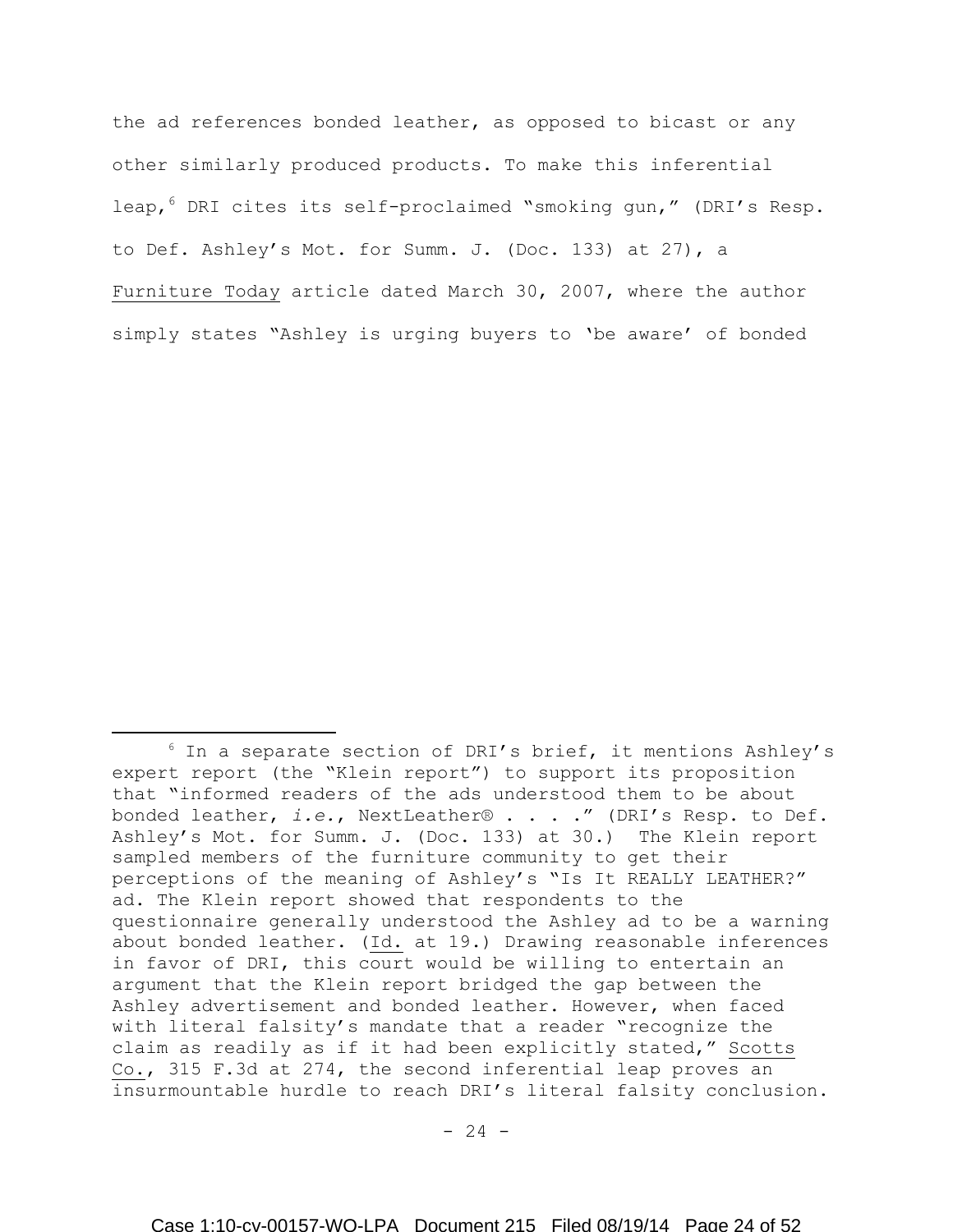the ad references bonded leather, as opposed to bicast or any other similarly produced products. To make this inferential leap,[6] DRI cites its self-proclaimed "smoking gun," (DRI's Resp. to Def. Ashley's Mot. for Summ. J. (Doc. 133) at 27), a Furniture Today article dated March 30, 2007, where the author simply states "Ashley is urging buyers to 'be aware' of bonded

---

[6] In a separate section of DRI's brief, it mentions Ashley's expert report (the "Klein report") to support its proposition that "informed readers of the ads understood them to be about bonded leather, *i.e.*, NextLeather® . . . ." (DRI's Resp. to Def. Ashley's Mot. for Summ. J. (Doc. 133) at 30.) The Klein report sampled members of the furniture community to get their perceptions of the meaning of Ashley's "Is It REALLY LEATHER?" ad. The Klein report showed that respondents to the questionnaire generally understood the Ashley ad to be a warning about bonded leather. (Id. at 19.) Drawing reasonable inferences in favor of DRI, this court would be willing to entertain an argument that the Klein report bridged the gap between the Ashley advertisement and bonded leather. However, when faced with literal falsity's mandate that a reader "recognize the claim as readily as if it had been explicitly stated," Scotts Co., 315 F.3d at 274, the second inferential leap proves an insurmountable hurdle to reach DRI's literal falsity conclusion.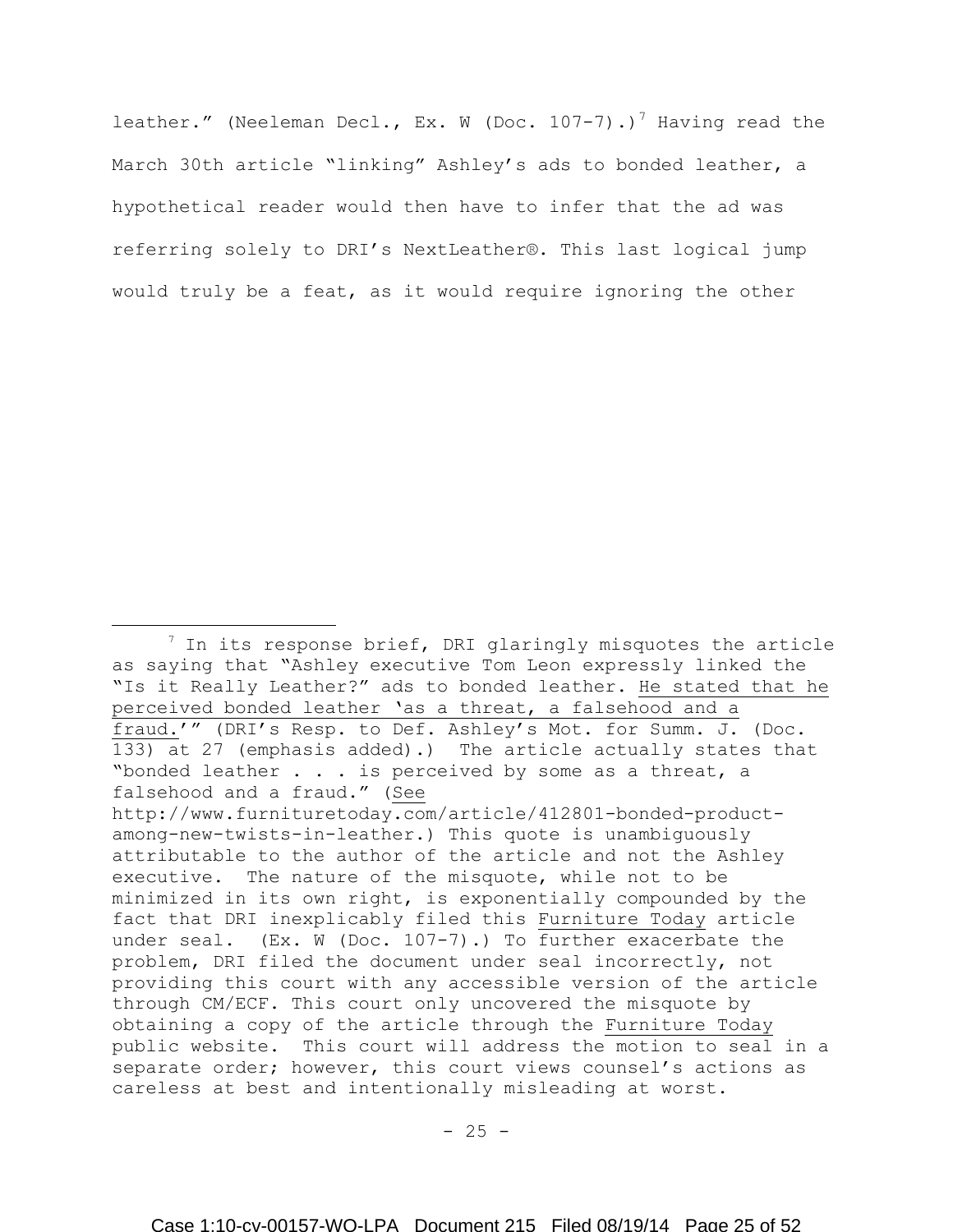leather." (Neeleman Decl., Ex. W (Doc. 107-7).)[7] Having read the March 30th article "linking" Ashley's ads to bonded leather, a hypothetical reader would then have to infer that the ad was referring solely to DRI's NextLeather®. This last logical jump would truly be a feat, as it would require ignoring the other

---

[7] In its response brief, DRI glaringly misquotes the article as saying that "Ashley executive Tom Leon expressly linked the "Is it Really Leather?" ads to bonded leather. He stated that he perceived bonded leather 'as a threat, a falsehood and a fraud.'" (DRI's Resp. to Def. Ashley's Mot. for Summ. J. (Doc. 133) at 27 (emphasis added).) The article actually states that "bonded leather . . . is perceived by some as a threat, a falsehood and a fraud." (See http://www.furnituretoday.com/article/412801-bonded-product-among-new-twists-in-leather.) This quote is unambiguously attributable to the author of the article and not the Ashley executive. The nature of the misquote, while not to be minimized in its own right, is exponentially compounded by the fact that DRI inexplicably filed this Furniture Today article under seal. (Ex. W (Doc. 107-7).) To further exacerbate the problem, DRI filed the document under seal incorrectly, not providing this court with any accessible version of the article through CM/ECF. This court only uncovered the misquote by obtaining a copy of the article through the Furniture Today public website. This court will address the motion to seal in a separate order; however, this court views counsel's actions as careless at best and intentionally misleading at worst.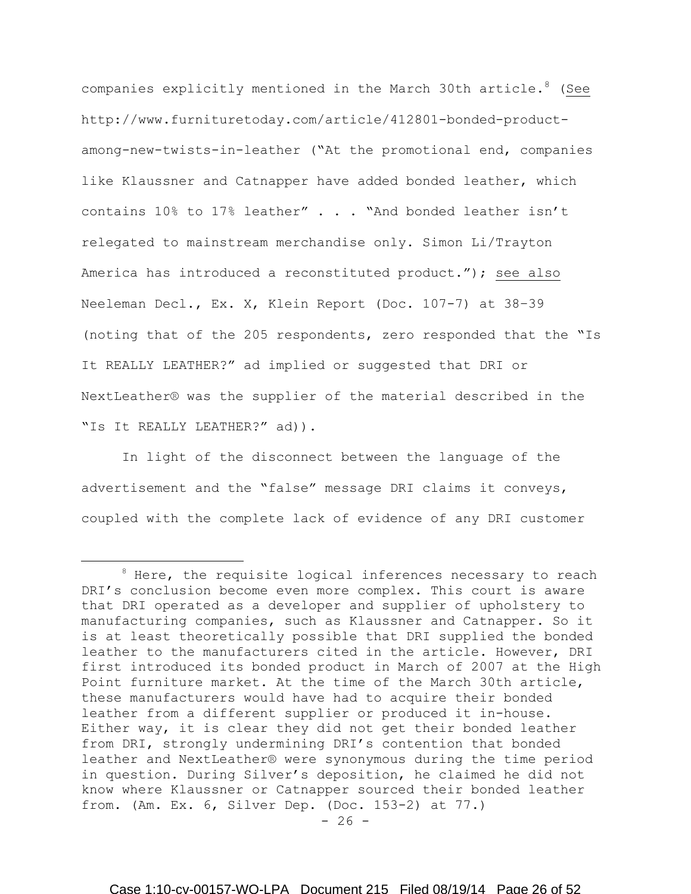companies explicitly mentioned in the March 30th article.[8] (See http://www.furnituretoday.com/article/412801-bonded-product-among-new-twists-in-leather ("At the promotional end, companies like Klaussner and Catnapper have added bonded leather, which contains 10% to 17% leather" . . . "And bonded leather isn't relegated to mainstream merchandise only. Simon Li/Trayton America has introduced a reconstituted product."); see also Neeleman Decl., Ex. X, Klein Report (Doc. 107-7) at 38–39 (noting that of the 205 respondents, zero responded that the "Is It REALLY LEATHER?" ad implied or suggested that DRI or NextLeather® was the supplier of the material described in the "Is It REALLY LEATHER?" ad)).

In light of the disconnect between the language of the advertisement and the "false" message DRI claims it conveys, coupled with the complete lack of evidence of any DRI customer

---

[8] Here, the requisite logical inferences necessary to reach DRI's conclusion become even more complex. This court is aware that DRI operated as a developer and supplier of upholstery to manufacturing companies, such as Klaussner and Catnapper. So it is at least theoretically possible that DRI supplied the bonded leather to the manufacturers cited in the article. However, DRI first introduced its bonded product in March of 2007 at the High Point furniture market. At the time of the March 30th article, these manufacturers would have had to acquire their bonded leather from a different supplier or produced it in-house. Either way, it is clear they did not get their bonded leather from DRI, strongly undermining DRI's contention that bonded leather and NextLeather® were synonymous during the time period in question. During Silver's deposition, he claimed he did not know where Klaussner or Catnapper sourced their bonded leather from. (Am. Ex. 6, Silver Dep. (Doc. 153-2) at 77.)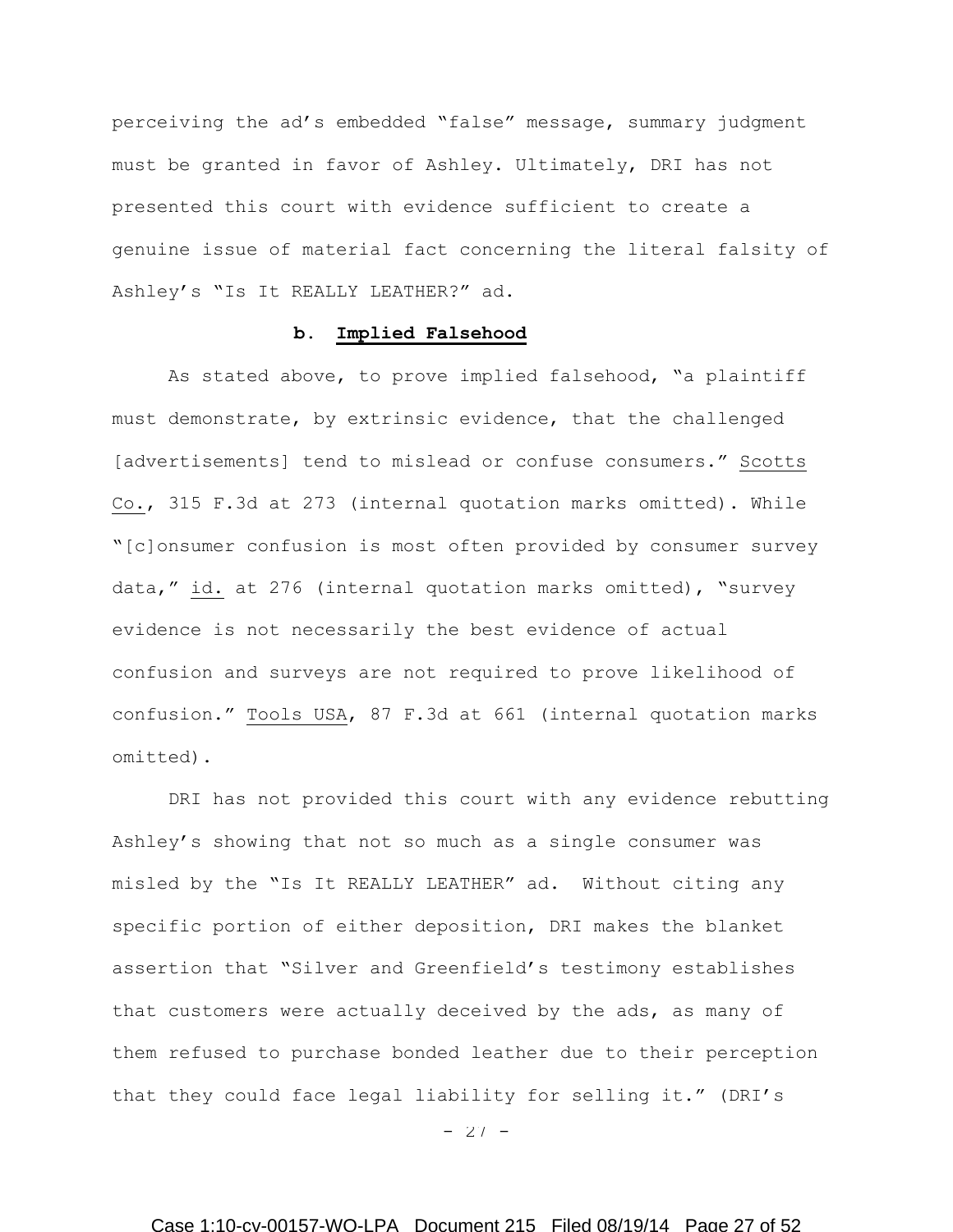perceiving the ad's embedded "false" message, summary judgment must be granted in favor of Ashley. Ultimately, DRI has not presented this court with evidence sufficient to create a genuine issue of material fact concerning the literal falsity of Ashley's "Is It REALLY LEATHER?" ad.

**b. Implied Falsehood**

As stated above, to prove implied falsehood, "a plaintiff must demonstrate, by extrinsic evidence, that the challenged [advertisements] tend to mislead or confuse consumers." Scotts Co., 315 F.3d at 273 (internal quotation marks omitted). While "[c]onsumer confusion is most often provided by consumer survey data," id. at 276 (internal quotation marks omitted), "survey evidence is not necessarily the best evidence of actual confusion and surveys are not required to prove likelihood of confusion." Tools USA, 87 F.3d at 661 (internal quotation marks omitted).

DRI has not provided this court with any evidence rebutting Ashley's showing that not so much as a single consumer was misled by the "Is It REALLY LEATHER" ad. Without citing any specific portion of either deposition, DRI makes the blanket assertion that "Silver and Greenfield's testimony establishes that customers were actually deceived by the ads, as many of them refused to purchase bonded leather due to their perception that they could face legal liability for selling it." (DRI's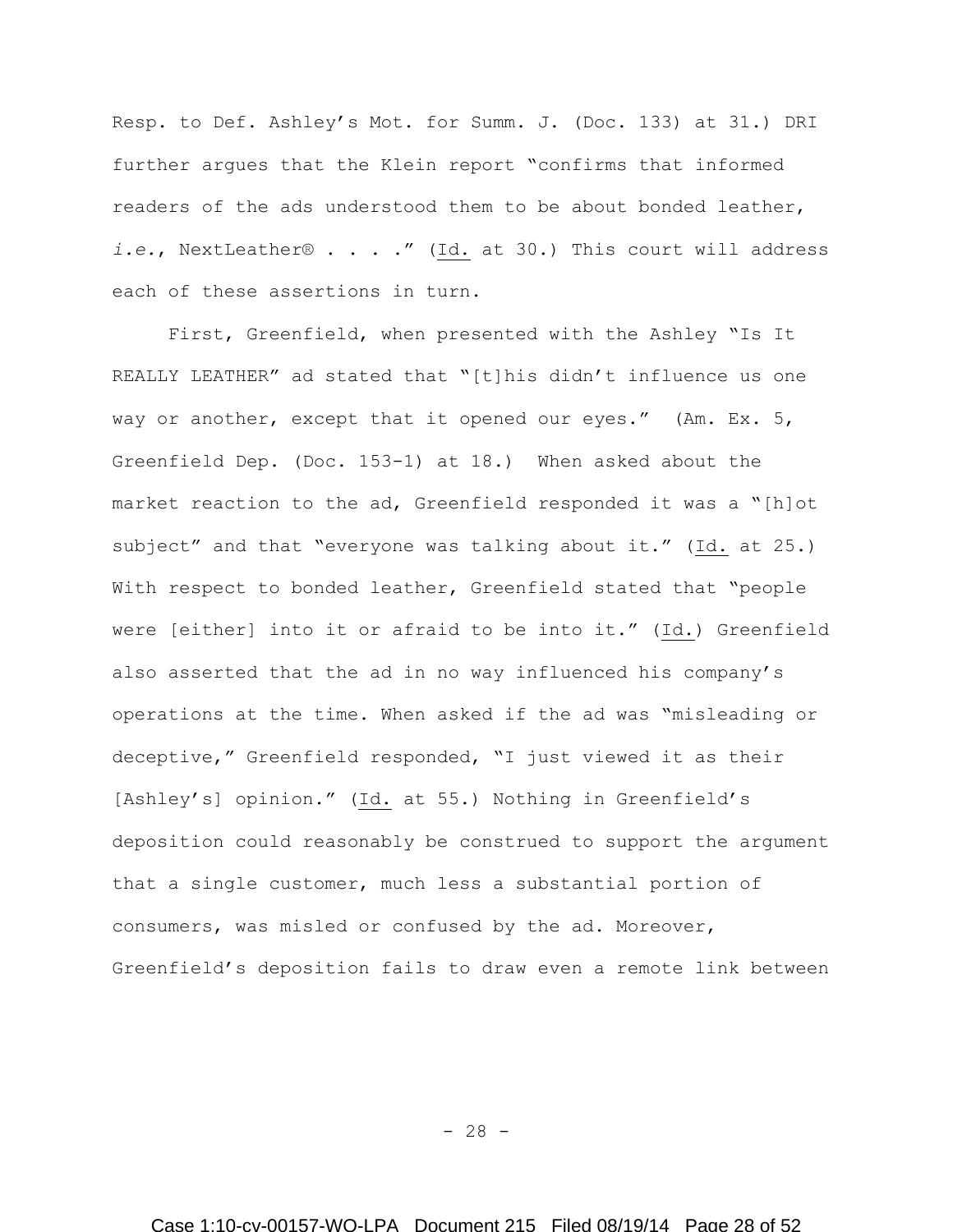Resp. to Def. Ashley's Mot. for Summ. J. (Doc. 133) at 31.) DRI further argues that the Klein report "confirms that informed readers of the ads understood them to be about bonded leather, *i.e.*, NextLeather® . . . ." (Id. at 30.) This court will address each of these assertions in turn.

First, Greenfield, when presented with the Ashley "Is It REALLY LEATHER" ad stated that "[t]his didn't influence us one way or another, except that it opened our eyes." (Am. Ex. 5, Greenfield Dep. (Doc. 153-1) at 18.) When asked about the market reaction to the ad, Greenfield responded it was a "[h]ot subject" and that "everyone was talking about it." (Id. at 25.) With respect to bonded leather, Greenfield stated that "people were [either] into it or afraid to be into it." (Id.) Greenfield also asserted that the ad in no way influenced his company's operations at the time. When asked if the ad was "misleading or deceptive," Greenfield responded, "I just viewed it as their [Ashley's] opinion." (Id. at 55.) Nothing in Greenfield's deposition could reasonably be construed to support the argument that a single customer, much less a substantial portion of consumers, was misled or confused by the ad. Moreover, Greenfield's deposition fails to draw even a remote link between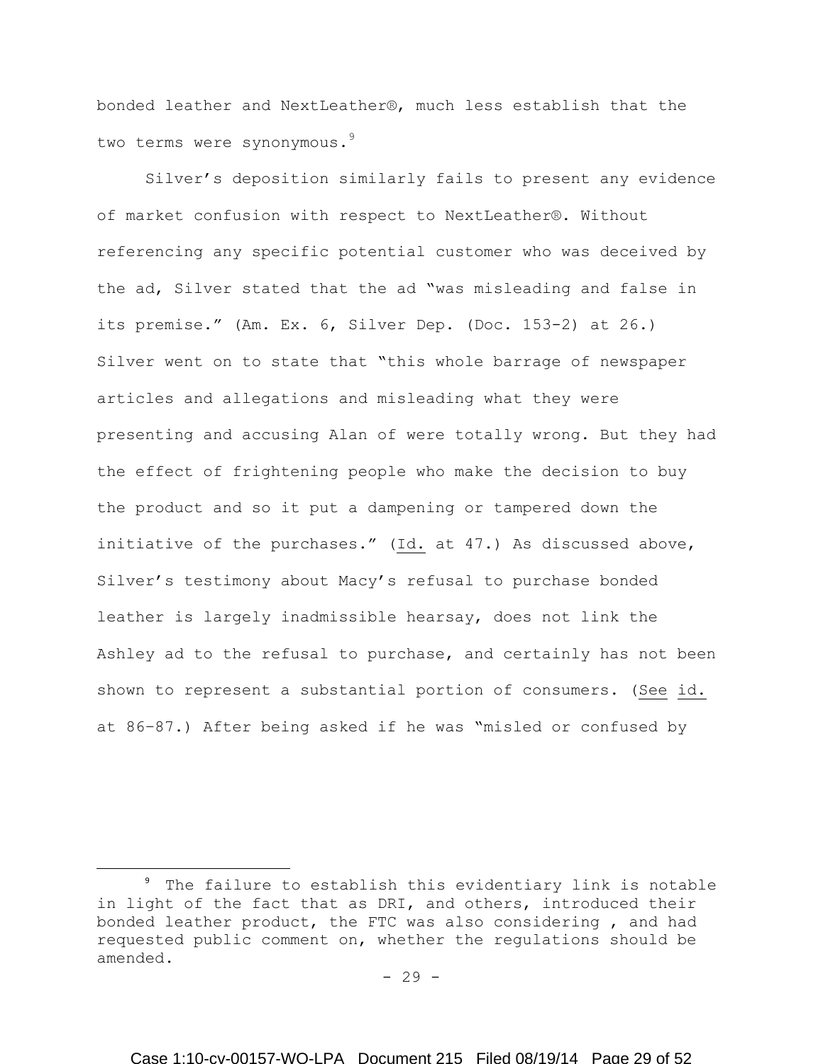bonded leather and NextLeather®, much less establish that the two terms were synonymous.[9]

Silver's deposition similarly fails to present any evidence of market confusion with respect to NextLeather®. Without referencing any specific potential customer who was deceived by the ad, Silver stated that the ad "was misleading and false in its premise." (Am. Ex. 6, Silver Dep. (Doc. 153-2) at 26.) Silver went on to state that "this whole barrage of newspaper articles and allegations and misleading what they were presenting and accusing Alan of were totally wrong. But they had the effect of frightening people who make the decision to buy the product and so it put a dampening or tampered down the initiative of the purchases." (Id. at 47.) As discussed above, Silver's testimony about Macy's refusal to purchase bonded leather is largely inadmissible hearsay, does not link the Ashley ad to the refusal to purchase, and certainly has not been shown to represent a substantial portion of consumers. (See id. at 86–87.) After being asked if he was "misled or confused by

[9] The failure to establish this evidentiary link is notable in light of the fact that as DRI, and others, introduced their bonded leather product, the FTC was also considering , and had requested public comment on, whether the regulations should be amended.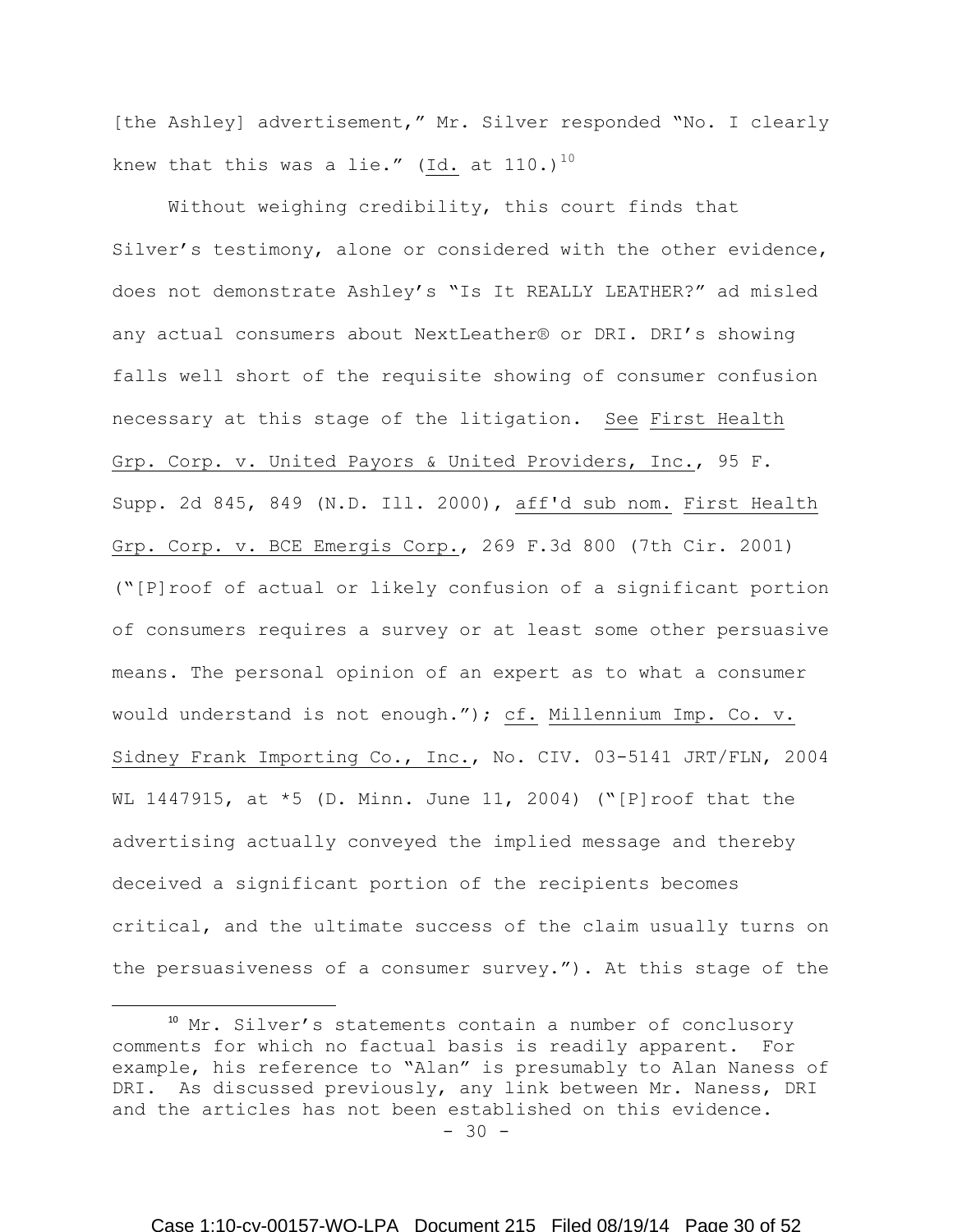[the Ashley] advertisement," Mr. Silver responded "No. I clearly knew that this was a lie." (Id. at 110.)[10]

Without weighing credibility, this court finds that Silver's testimony, alone or considered with the other evidence, does not demonstrate Ashley's "Is It REALLY LEATHER?" ad misled any actual consumers about NextLeather® or DRI. DRI's showing falls well short of the requisite showing of consumer confusion necessary at this stage of the litigation. See First Health Grp. Corp. v. United Payors & United Providers, Inc., 95 F. Supp. 2d 845, 849 (N.D. Ill. 2000), aff'd sub nom. First Health Grp. Corp. v. BCE Emergis Corp., 269 F.3d 800 (7th Cir. 2001) ("[P]roof of actual or likely confusion of a significant portion of consumers requires a survey or at least some other persuasive means. The personal opinion of an expert as to what a consumer would understand is not enough."); cf. Millennium Imp. Co. v. Sidney Frank Importing Co., Inc., No. CIV. 03-5141 JRT/FLN, 2004 WL 1447915, at *5 (D. Minn. June 11, 2004) ("[P]roof that the advertising actually conveyed the implied message and thereby deceived a significant portion of the recipients becomes critical, and the ultimate success of the claim usually turns on the persuasiveness of a consumer survey."). At this stage of the

[10] Mr. Silver's statements contain a number of conclusory comments for which no factual basis is readily apparent. For example, his reference to "Alan" is presumably to Alan Naness of DRI. As discussed previously, any link between Mr. Naness, DRI and the articles has not been established on this evidence.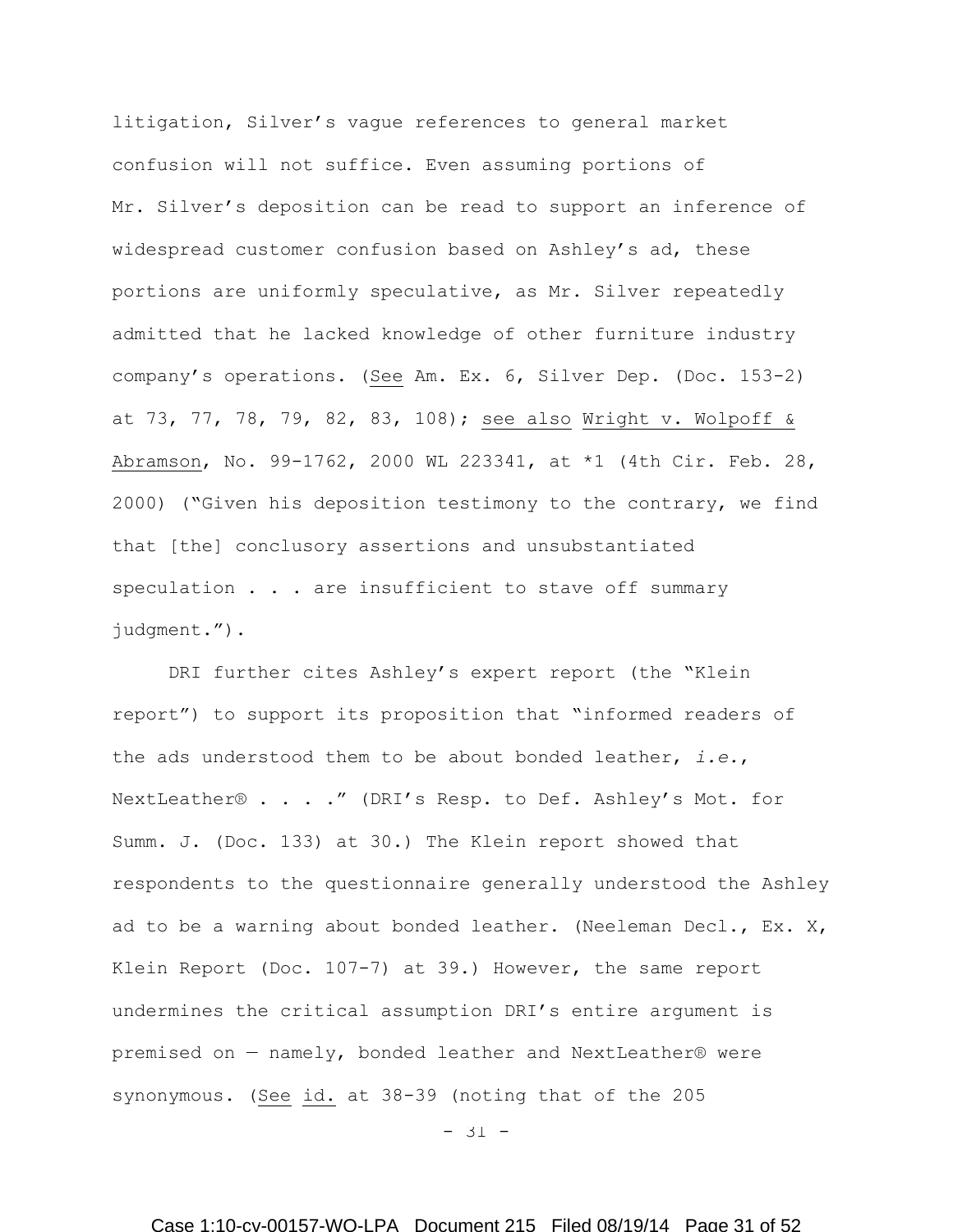litigation, Silver's vague references to general market confusion will not suffice. Even assuming portions of Mr. Silver's deposition can be read to support an inference of widespread customer confusion based on Ashley's ad, these portions are uniformly speculative, as Mr. Silver repeatedly admitted that he lacked knowledge of other furniture industry company's operations. (See Am. Ex. 6, Silver Dep. (Doc. 153-2) at 73, 77, 78, 79, 82, 83, 108); see also Wright v. Wolpoff & Abramson, No. 99-1762, 2000 WL 223341, at *1 (4th Cir. Feb. 28, 2000) ("Given his deposition testimony to the contrary, we find that [the] conclusory assertions and unsubstantiated speculation . . . are insufficient to stave off summary judgment.").

DRI further cites Ashley's expert report (the "Klein report") to support its proposition that "informed readers of the ads understood them to be about bonded leather, *i.e.*, NextLeather® . . . ." (DRI's Resp. to Def. Ashley's Mot. for Summ. J. (Doc. 133) at 30.) The Klein report showed that respondents to the questionnaire generally understood the Ashley ad to be a warning about bonded leather. (Neeleman Decl., Ex. X, Klein Report (Doc. 107-7) at 39.) However, the same report undermines the critical assumption DRI's entire argument is premised on — namely, bonded leather and NextLeather® were synonymous. (See id. at 38-39 (noting that of the 205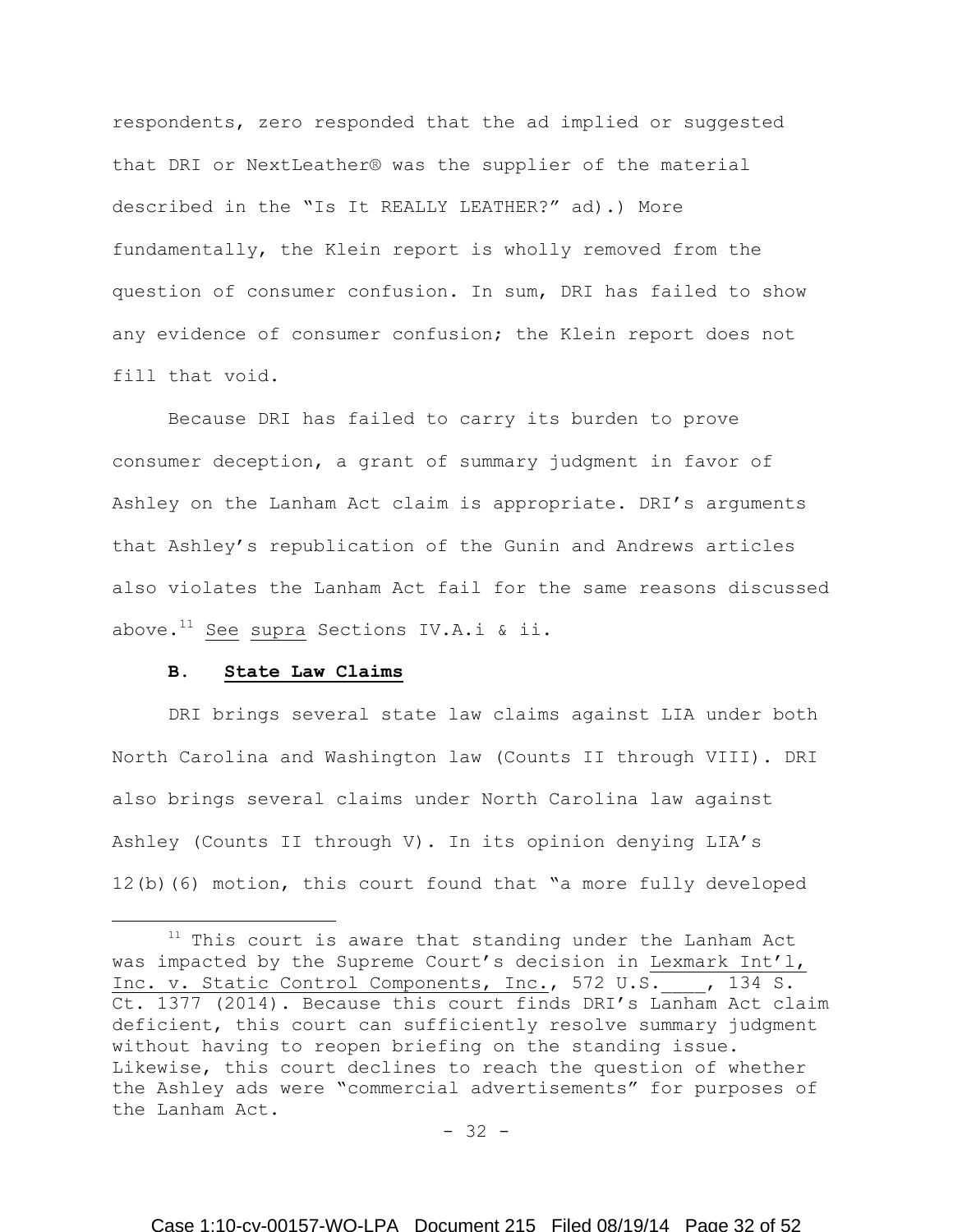respondents, zero responded that the ad implied or suggested that DRI or NextLeather® was the supplier of the material described in the "Is It REALLY LEATHER?" ad).) More fundamentally, the Klein report is wholly removed from the question of consumer confusion. In sum, DRI has failed to show any evidence of consumer confusion; the Klein report does not fill that void.

Because DRI has failed to carry its burden to prove consumer deception, a grant of summary judgment in favor of Ashley on the Lanham Act claim is appropriate. DRI's arguments that Ashley's republication of the Gunin and Andrews articles also violates the Lanham Act fail for the same reasons discussed above.[11] See supra Sections IV.A.i & ii.

### B. State Law Claims

DRI brings several state law claims against LIA under both North Carolina and Washington law (Counts II through VIII). DRI also brings several claims under North Carolina law against Ashley (Counts II through V). In its opinion denying LIA's 12(b)(6) motion, this court found that "a more fully developed

[11] This court is aware that standing under the Lanham Act was impacted by the Supreme Court's decision in Lexmark Int'l, Inc. v. Static Control Components, Inc., 572 U.S.____, 134 S. Ct. 1377 (2014). Because this court finds DRI's Lanham Act claim deficient, this court can sufficiently resolve summary judgment without having to reopen briefing on the standing issue. Likewise, this court declines to reach the question of whether the Ashley ads were "commercial advertisements" for purposes of the Lanham Act.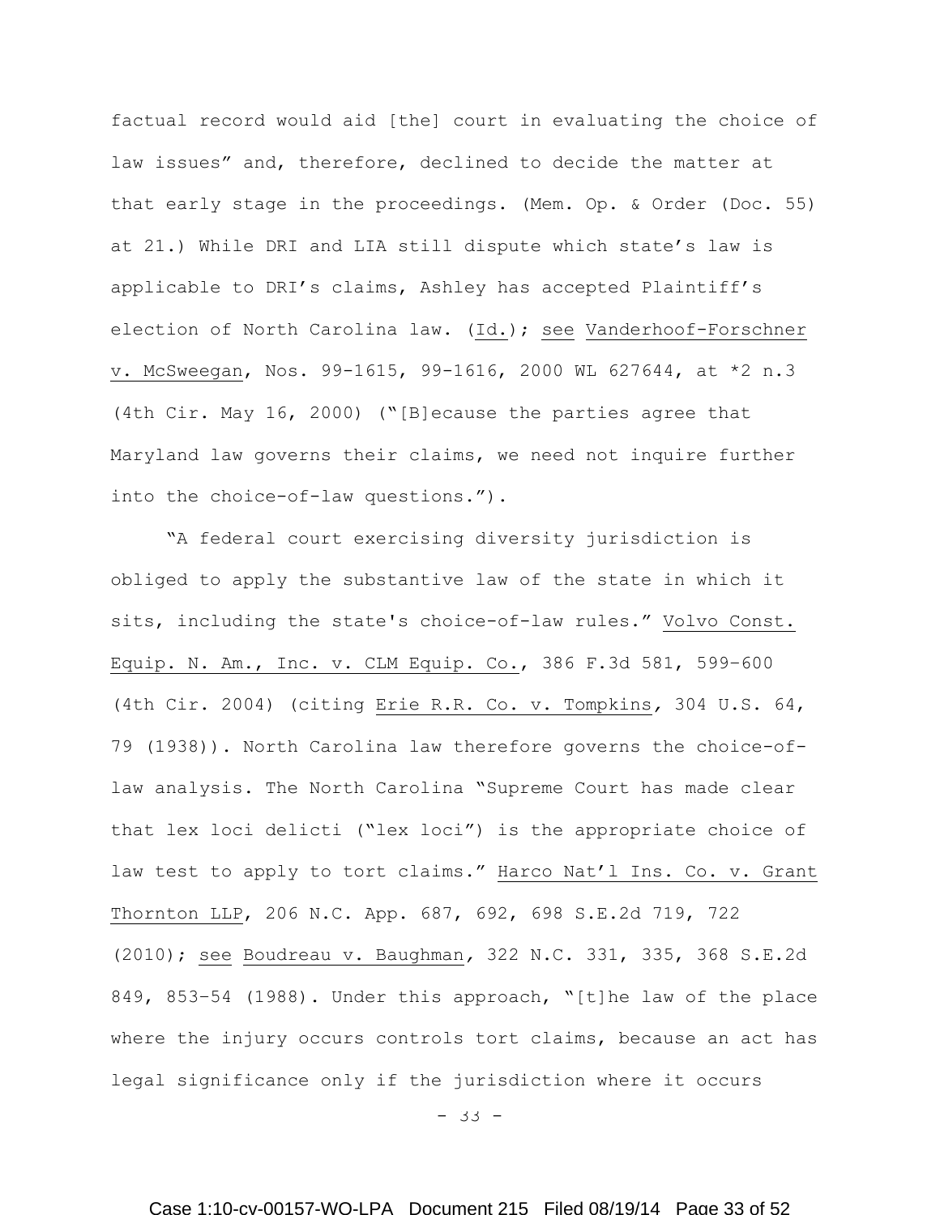factual record would aid [the] court in evaluating the choice of law issues" and, therefore, declined to decide the matter at that early stage in the proceedings. (Mem. Op. & Order (Doc. 55) at 21.) While DRI and LIA still dispute which state's law is applicable to DRI's claims, Ashley has accepted Plaintiff's election of North Carolina law. (Id.); see Vanderhoof-Forschner v. McSweegan, Nos. 99-1615, 99-1616, 2000 WL 627644, at *2 n.3 (4th Cir. May 16, 2000) ("[B]ecause the parties agree that Maryland law governs their claims, we need not inquire further into the choice-of-law questions.").

"A federal court exercising diversity jurisdiction is obliged to apply the substantive law of the state in which it sits, including the state's choice-of-law rules." Volvo Const. Equip. N. Am., Inc. v. CLM Equip. Co., 386 F.3d 581, 599–600 (4th Cir. 2004) (citing Erie R.R. Co. v. Tompkins, 304 U.S. 64, 79 (1938)). North Carolina law therefore governs the choice-of-law analysis. The North Carolina "Supreme Court has made clear that lex loci delicti ("lex loci") is the appropriate choice of law test to apply to tort claims." Harco Nat'l Ins. Co. v. Grant Thornton LLP, 206 N.C. App. 687, 692, 698 S.E.2d 719, 722 (2010); see Boudreau v. Baughman, 322 N.C. 331, 335, 368 S.E.2d 849, 853–54 (1988). Under this approach, "[t]he law of the place where the injury occurs controls tort claims, because an act has legal significance only if the jurisdiction where it occurs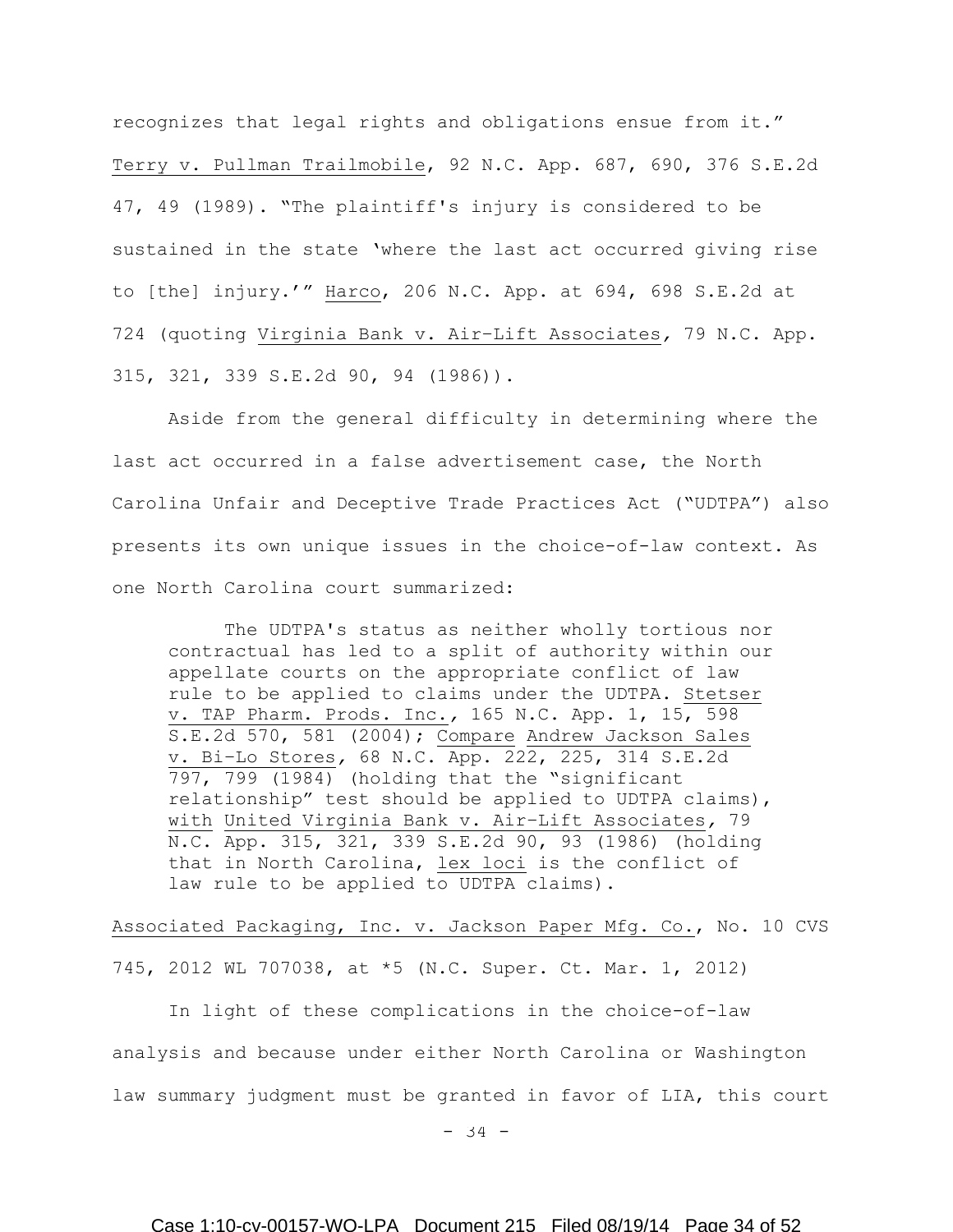recognizes that legal rights and obligations ensue from it." Terry v. Pullman Trailmobile, 92 N.C. App. 687, 690, 376 S.E.2d 47, 49 (1989). "The plaintiff's injury is considered to be sustained in the state 'where the last act occurred giving rise to [the] injury.'" Harco, 206 N.C. App. at 694, 698 S.E.2d at 724 (quoting Virginia Bank v. Air-Lift Associates, 79 N.C. App. 315, 321, 339 S.E.2d 90, 94 (1986)).

Aside from the general difficulty in determining where the last act occurred in a false advertisement case, the North Carolina Unfair and Deceptive Trade Practices Act ("UDTPA") also presents its own unique issues in the choice-of-law context. As one North Carolina court summarized:

> The UDTPA's status as neither wholly tortious nor contractual has led to a split of authority within our appellate courts on the appropriate conflict of law rule to be applied to claims under the UDTPA. Stetser v. TAP Pharm. Prods. Inc., 165 N.C. App. 1, 15, 598 S.E.2d 570, 581 (2004); Compare Andrew Jackson Sales v. Bi-Lo Stores, 68 N.C. App. 222, 225, 314 S.E.2d 797, 799 (1984) (holding that the "significant relationship" test should be applied to UDTPA claims), with United Virginia Bank v. Air-Lift Associates, 79 N.C. App. 315, 321, 339 S.E.2d 90, 93 (1986) (holding that in North Carolina, lex loci is the conflict of law rule to be applied to UDTPA claims).

Associated Packaging, Inc. v. Jackson Paper Mfg. Co., No. 10 CVS 745, 2012 WL 707038, at *5 (N.C. Super. Ct. Mar. 1, 2012)

In light of these complications in the choice-of-law analysis and because under either North Carolina or Washington law summary judgment must be granted in favor of LIA, this court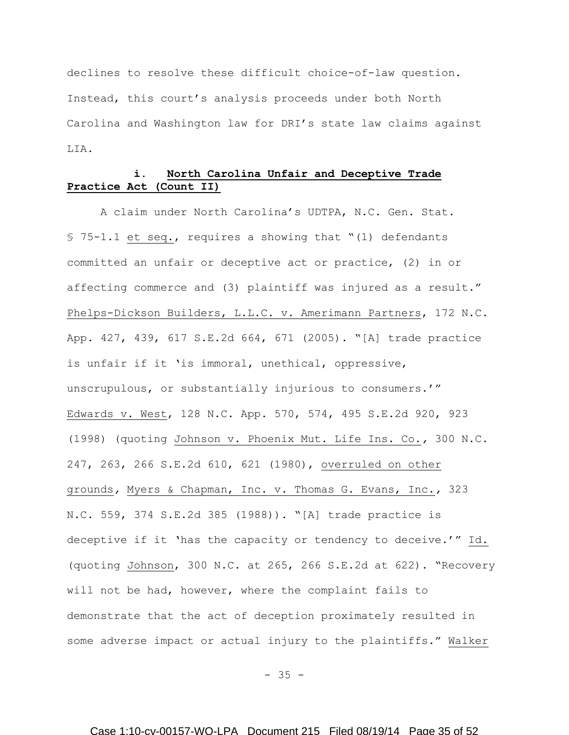declines to resolve these difficult choice-of-law question. Instead, this court's analysis proceeds under both North Carolina and Washington law for DRI's state law claims against LIA.

#### i. North Carolina Unfair and Deceptive Trade Practice Act (Count II)

A claim under North Carolina's UDTPA, N.C. Gen. Stat. § 75-1.1 et seq., requires a showing that "(1) defendants committed an unfair or deceptive act or practice, (2) in or affecting commerce and (3) plaintiff was injured as a result." Phelps-Dickson Builders, L.L.C. v. Amerimann Partners, 172 N.C. App. 427, 439, 617 S.E.2d 664, 671 (2005). "[A] trade practice is unfair if it 'is immoral, unethical, oppressive, unscrupulous, or substantially injurious to consumers.'" Edwards v. West, 128 N.C. App. 570, 574, 495 S.E.2d 920, 923 (1998) (quoting Johnson v. Phoenix Mut. Life Ins. Co., 300 N.C. 247, 263, 266 S.E.2d 610, 621 (1980), overruled on other grounds, Myers & Chapman, Inc. v. Thomas G. Evans, Inc., 323 N.C. 559, 374 S.E.2d 385 (1988)). "[A] trade practice is deceptive if it 'has the capacity or tendency to deceive.'" Id. (quoting Johnson, 300 N.C. at 265, 266 S.E.2d at 622). "Recovery will not be had, however, where the complaint fails to demonstrate that the act of deception proximately resulted in some adverse impact or actual injury to the plaintiffs." Walker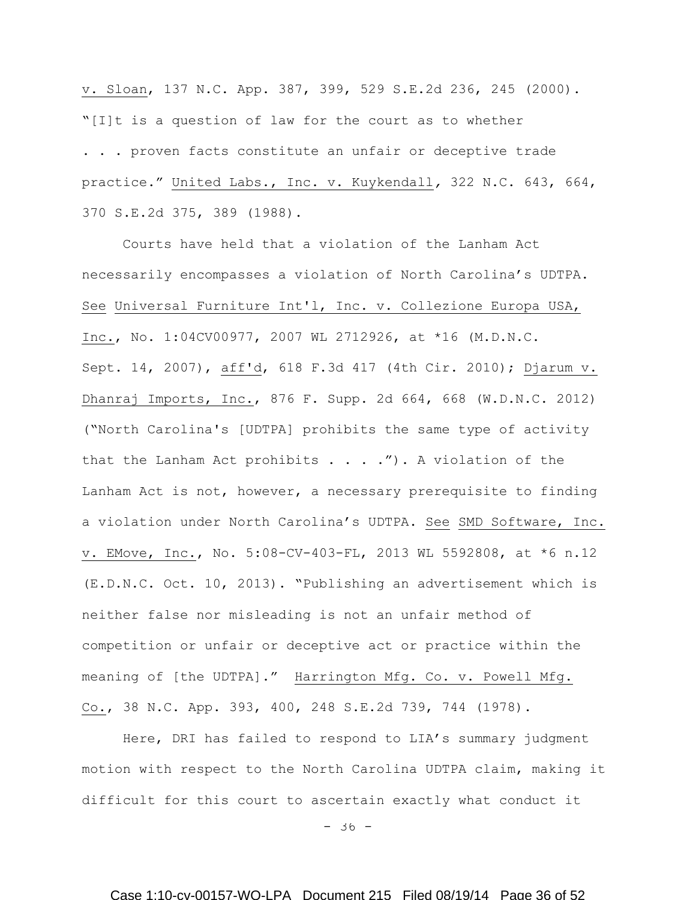v. Sloan, 137 N.C. App. 387, 399, 529 S.E.2d 236, 245 (2000). "[I]t is a question of law for the court as to whether . . . proven facts constitute an unfair or deceptive trade practice." United Labs., Inc. v. Kuykendall, 322 N.C. 643, 664, 370 S.E.2d 375, 389 (1988).

Courts have held that a violation of the Lanham Act necessarily encompasses a violation of North Carolina's UDTPA. See Universal Furniture Int'l, Inc. v. Collezione Europa USA, Inc., No. 1:04CV00977, 2007 WL 2712926, at *16 (M.D.N.C. Sept. 14, 2007), aff'd, 618 F.3d 417 (4th Cir. 2010); Djarum v. Dhanraj Imports, Inc., 876 F. Supp. 2d 664, 668 (W.D.N.C. 2012) ("North Carolina's [UDTPA] prohibits the same type of activity that the Lanham Act prohibits . . . ."). A violation of the Lanham Act is not, however, a necessary prerequisite to finding a violation under North Carolina's UDTPA. See SMD Software, Inc. v. EMove, Inc., No. 5:08-CV-403-FL, 2013 WL 5592808, at *6 n.12 (E.D.N.C. Oct. 10, 2013). "Publishing an advertisement which is neither false nor misleading is not an unfair method of competition or unfair or deceptive act or practice within the meaning of [the UDTPA]." Harrington Mfg. Co. v. Powell Mfg. Co., 38 N.C. App. 393, 400, 248 S.E.2d 739, 744 (1978).

Here, DRI has failed to respond to LIA's summary judgment motion with respect to the North Carolina UDTPA claim, making it difficult for this court to ascertain exactly what conduct it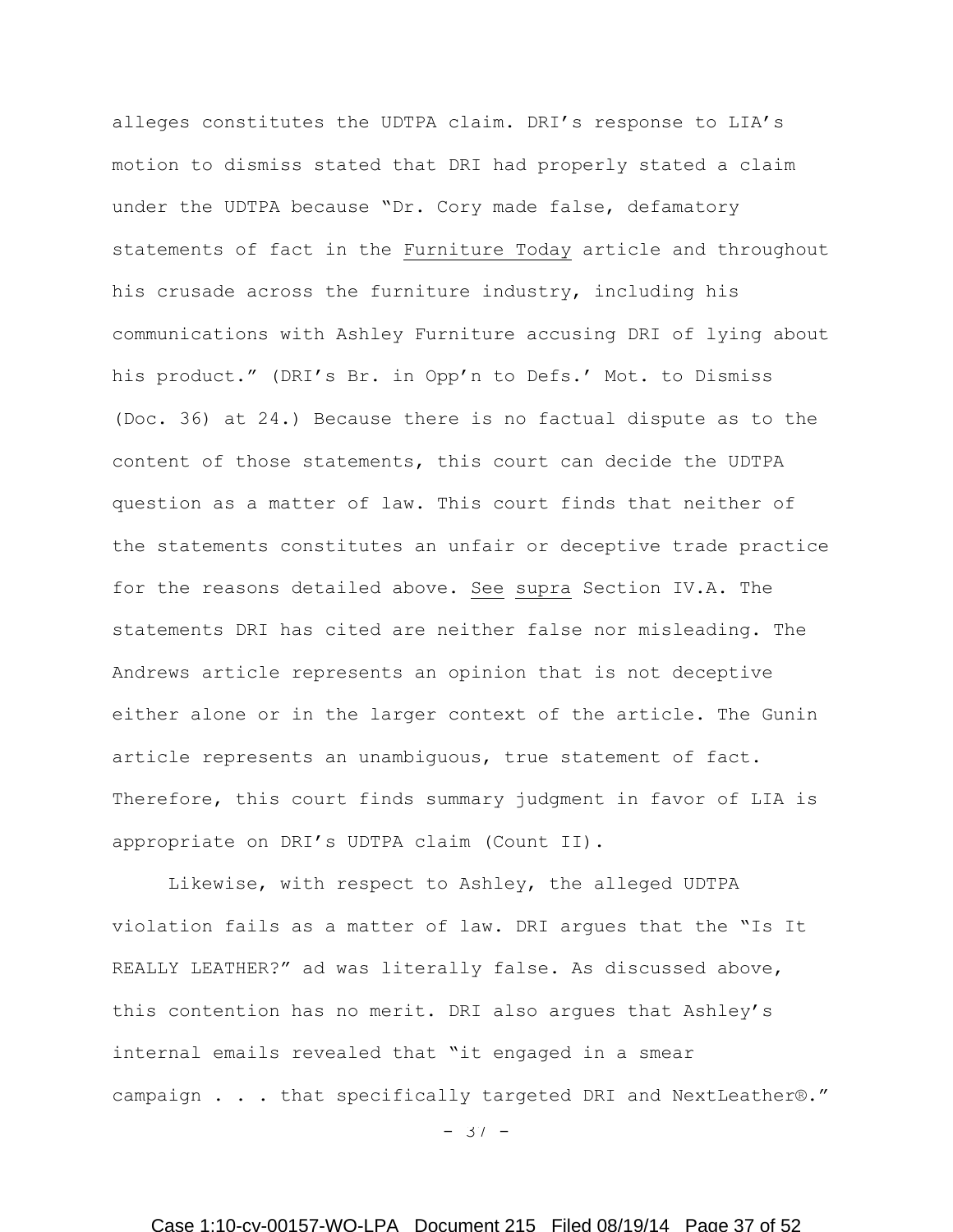alleges constitutes the UDTPA claim. DRI's response to LIA's motion to dismiss stated that DRI had properly stated a claim under the UDTPA because "Dr. Cory made false, defamatory statements of fact in the Furniture Today article and throughout his crusade across the furniture industry, including his communications with Ashley Furniture accusing DRI of lying about his product." (DRI's Br. in Opp'n to Defs.' Mot. to Dismiss (Doc. 36) at 24.) Because there is no factual dispute as to the content of those statements, this court can decide the UDTPA question as a matter of law. This court finds that neither of the statements constitutes an unfair or deceptive trade practice for the reasons detailed above. See supra Section IV.A. The statements DRI has cited are neither false nor misleading. The Andrews article represents an opinion that is not deceptive either alone or in the larger context of the article. The Gunin article represents an unambiguous, true statement of fact. Therefore, this court finds summary judgment in favor of LIA is appropriate on DRI's UDTPA claim (Count II).

Likewise, with respect to Ashley, the alleged UDTPA violation fails as a matter of law. DRI argues that the "Is It REALLY LEATHER?" ad was literally false. As discussed above, this contention has no merit. DRI also argues that Ashley's internal emails revealed that "it engaged in a smear campaign . . . that specifically targeted DRI and NextLeather®."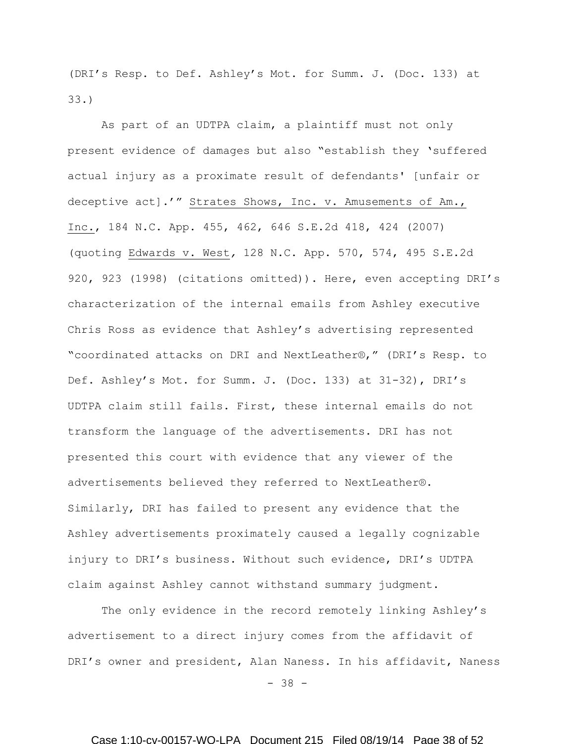(DRI's Resp. to Def. Ashley's Mot. for Summ. J. (Doc. 133) at 33.)

As part of an UDTPA claim, a plaintiff must not only present evidence of damages but also "establish they 'suffered actual injury as a proximate result of defendants' [unfair or deceptive act].'" Strates Shows, Inc. v. Amusements of Am., Inc., 184 N.C. App. 455, 462, 646 S.E.2d 418, 424 (2007) (quoting Edwards v. West, 128 N.C. App. 570, 574, 495 S.E.2d 920, 923 (1998) (citations omitted)). Here, even accepting DRI's characterization of the internal emails from Ashley executive Chris Ross as evidence that Ashley's advertising represented "coordinated attacks on DRI and NextLeather®," (DRI's Resp. to Def. Ashley's Mot. for Summ. J. (Doc. 133) at 31-32), DRI's UDTPA claim still fails. First, these internal emails do not transform the language of the advertisements. DRI has not presented this court with evidence that any viewer of the advertisements believed they referred to NextLeather®. Similarly, DRI has failed to present any evidence that the Ashley advertisements proximately caused a legally cognizable injury to DRI's business. Without such evidence, DRI's UDTPA claim against Ashley cannot withstand summary judgment.

The only evidence in the record remotely linking Ashley's advertisement to a direct injury comes from the affidavit of DRI's owner and president, Alan Naness. In his affidavit, Naness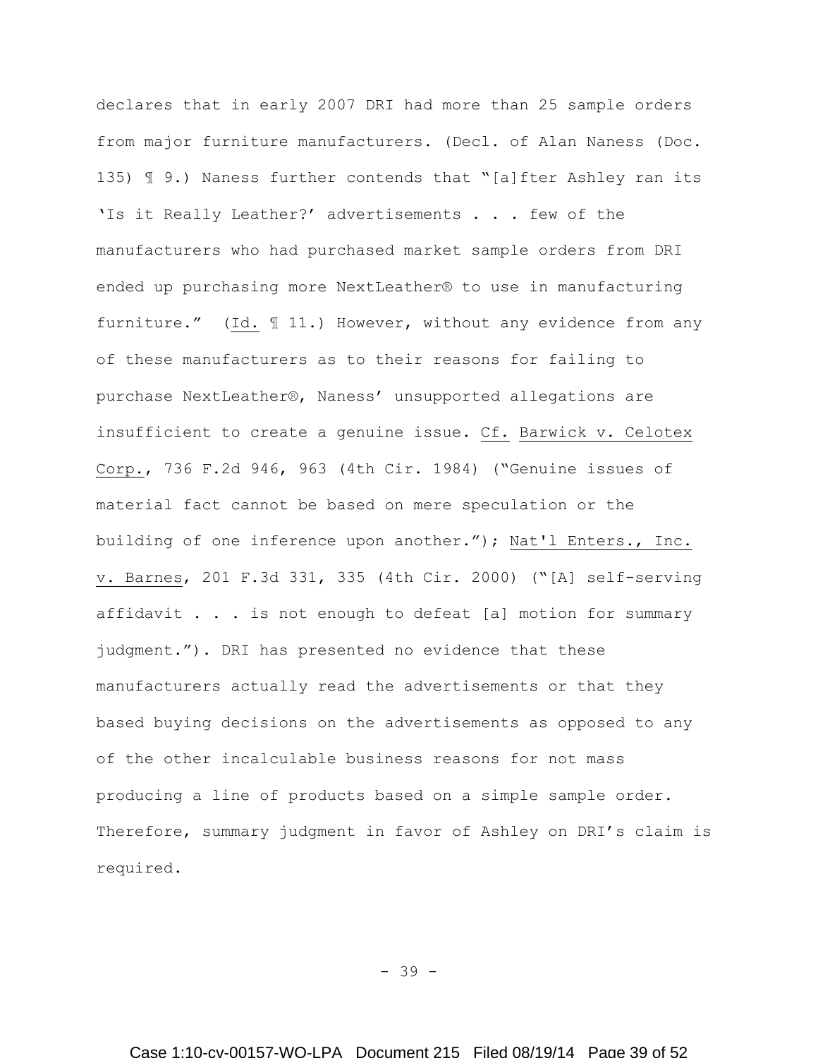declares that in early 2007 DRI had more than 25 sample orders from major furniture manufacturers. (Decl. of Alan Naness (Doc. 135) ¶ 9.) Naness further contends that "[a]fter Ashley ran its 'Is it Really Leather?' advertisements . . . few of the manufacturers who had purchased market sample orders from DRI ended up purchasing more NextLeather® to use in manufacturing furniture." (Id. ¶ 11.) However, without any evidence from any of these manufacturers as to their reasons for failing to purchase NextLeather®, Naness' unsupported allegations are insufficient to create a genuine issue. Cf. Barwick v. Celotex Corp., 736 F.2d 946, 963 (4th Cir. 1984) ("Genuine issues of material fact cannot be based on mere speculation or the building of one inference upon another."); Nat'l Enters., Inc. v. Barnes, 201 F.3d 331, 335 (4th Cir. 2000) ("[A] self-serving affidavit . . . is not enough to defeat [a] motion for summary judgment."). DRI has presented no evidence that these manufacturers actually read the advertisements or that they based buying decisions on the advertisements as opposed to any of the other incalculable business reasons for not mass producing a line of products based on a simple sample order. Therefore, summary judgment in favor of Ashley on DRI's claim is required.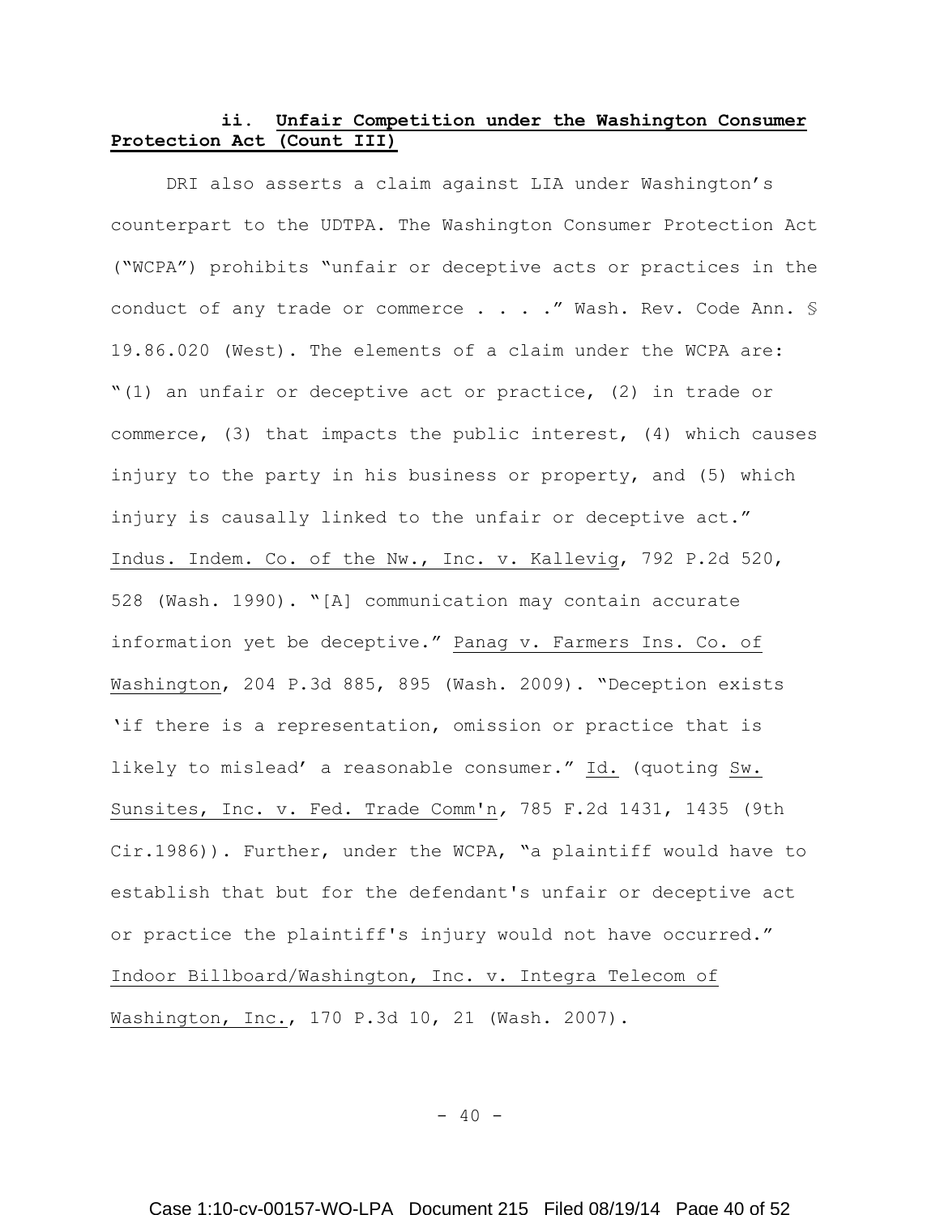### ii. Unfair Competition under the Washington Consumer Protection Act (Count III)

DRI also asserts a claim against LIA under Washington's counterpart to the UDTPA. The Washington Consumer Protection Act ("WCPA") prohibits "unfair or deceptive acts or practices in the conduct of any trade or commerce . . . ." Wash. Rev. Code Ann. § 19.86.020 (West). The elements of a claim under the WCPA are: "(1) an unfair or deceptive act or practice, (2) in trade or commerce, (3) that impacts the public interest, (4) which causes injury to the party in his business or property, and (5) which injury is causally linked to the unfair or deceptive act." Indus. Indem. Co. of the Nw., Inc. v. Kallevig, 792 P.2d 520, 528 (Wash. 1990). "[A] communication may contain accurate information yet be deceptive." Panag v. Farmers Ins. Co. of Washington, 204 P.3d 885, 895 (Wash. 2009). "Deception exists 'if there is a representation, omission or practice that is likely to mislead' a reasonable consumer." Id. (quoting Sw. Sunsites, Inc. v. Fed. Trade Comm'n, 785 F.2d 1431, 1435 (9th Cir.1986)). Further, under the WCPA, "a plaintiff would have to establish that but for the defendant's unfair or deceptive act or practice the plaintiff's injury would not have occurred." Indoor Billboard/Washington, Inc. v. Integra Telecom of Washington, Inc., 170 P.3d 10, 21 (Wash. 2007).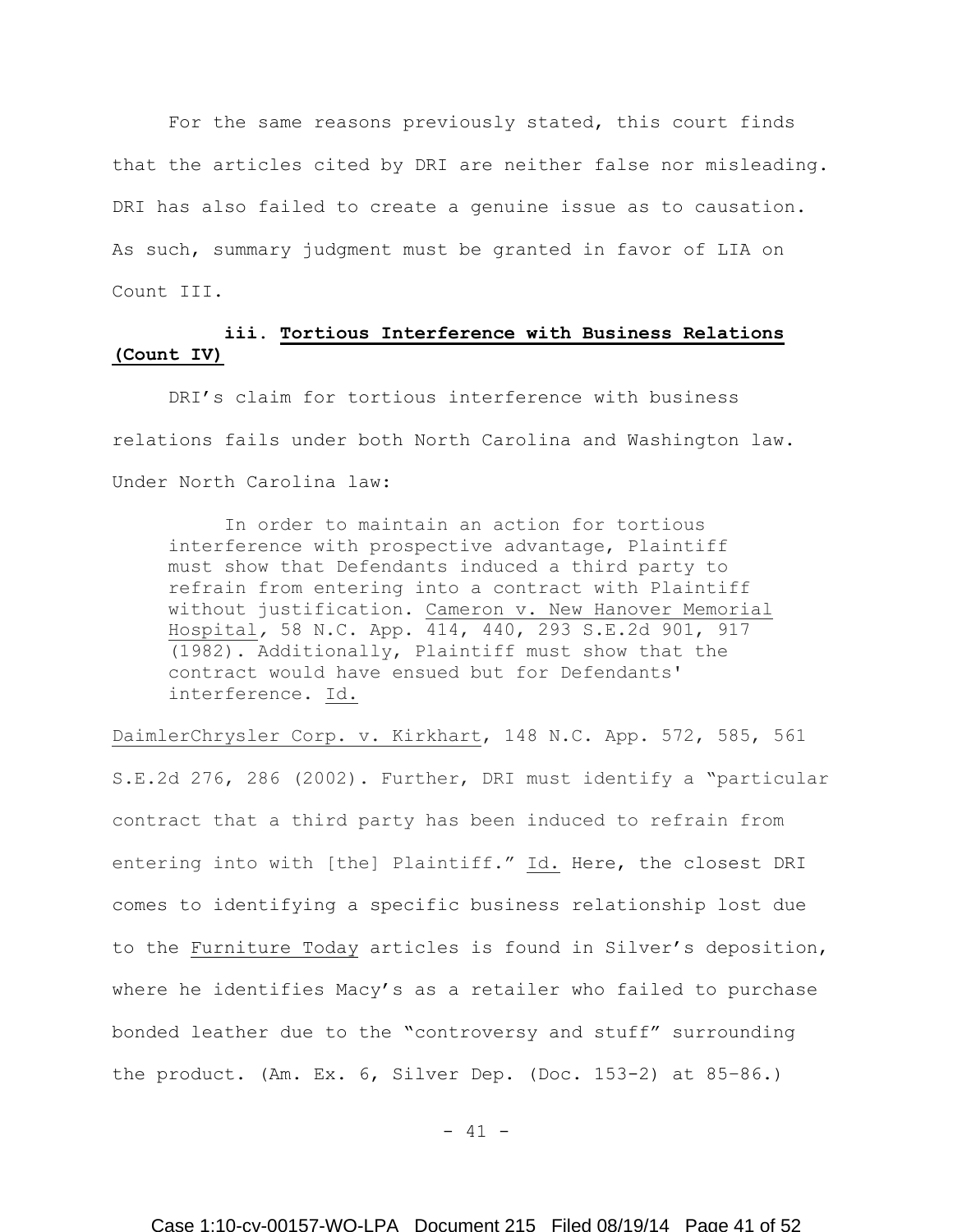For the same reasons previously stated, this court finds that the articles cited by DRI are neither false nor misleading. DRI has also failed to create a genuine issue as to causation. As such, summary judgment must be granted in favor of LIA on Count III.

**iii. Tortious Interference with Business Relations (Count IV)**

DRI's claim for tortious interference with business relations fails under both North Carolina and Washington law. Under North Carolina law:

> In order to maintain an action for tortious interference with prospective advantage, Plaintiff must show that Defendants induced a third party to refrain from entering into a contract with Plaintiff without justification. Cameron v. New Hanover Memorial Hospital, 58 N.C. App. 414, 440, 293 S.E.2d 901, 917 (1982). Additionally, Plaintiff must show that the contract would have ensued but for Defendants' interference. Id.

DaimlerChrysler Corp. v. Kirkhart, 148 N.C. App. 572, 585, 561 S.E.2d 276, 286 (2002). Further, DRI must identify a "particular contract that a third party has been induced to refrain from entering into with [the] Plaintiff." Id. Here, the closest DRI comes to identifying a specific business relationship lost due to the Furniture Today articles is found in Silver's deposition, where he identifies Macy's as a retailer who failed to purchase bonded leather due to the "controversy and stuff" surrounding the product. (Am. Ex. 6, Silver Dep. (Doc. 153-2) at 85–86.)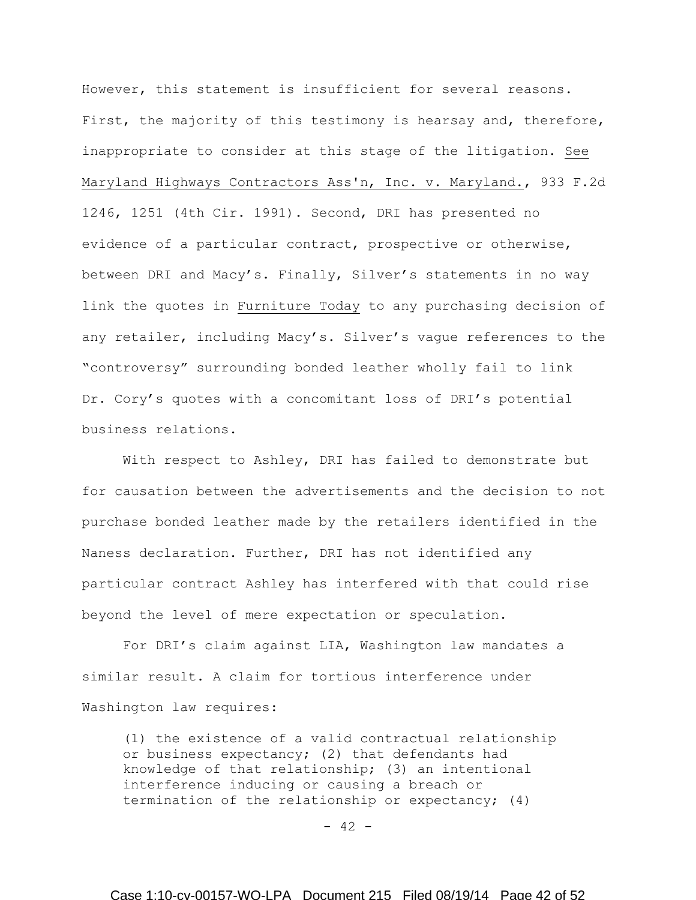However, this statement is insufficient for several reasons. First, the majority of this testimony is hearsay and, therefore, inappropriate to consider at this stage of the litigation. See Maryland Highways Contractors Ass'n, Inc. v. Maryland., 933 F.2d 1246, 1251 (4th Cir. 1991). Second, DRI has presented no evidence of a particular contract, prospective or otherwise, between DRI and Macy's. Finally, Silver's statements in no way link the quotes in Furniture Today to any purchasing decision of any retailer, including Macy's. Silver's vague references to the "controversy" surrounding bonded leather wholly fail to link Dr. Cory's quotes with a concomitant loss of DRI's potential business relations.

With respect to Ashley, DRI has failed to demonstrate but for causation between the advertisements and the decision to not purchase bonded leather made by the retailers identified in the Naness declaration. Further, DRI has not identified any particular contract Ashley has interfered with that could rise beyond the level of mere expectation or speculation.

For DRI's claim against LIA, Washington law mandates a similar result. A claim for tortious interference under Washington law requires:

> (1) the existence of a valid contractual relationship or business expectancy; (2) that defendants had knowledge of that relationship; (3) an intentional interference inducing or causing a breach or termination of the relationship or expectancy; (4)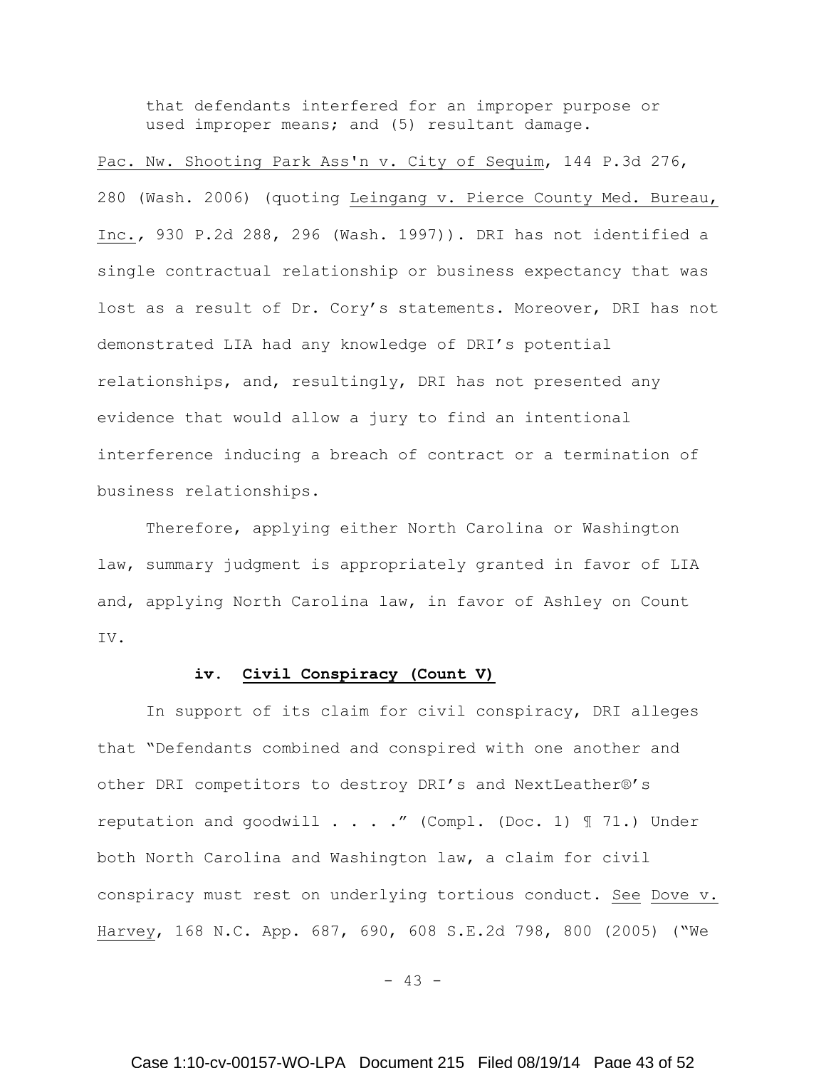> that defendants interfered for an improper purpose or used improper means; and (5) resultant damage.

Pac. Nw. Shooting Park Ass'n v. City of Sequim, 144 P.3d 276, 280 (Wash. 2006) (quoting Leingang v. Pierce County Med. Bureau, Inc., 930 P.2d 288, 296 (Wash. 1997)). DRI has not identified a single contractual relationship or business expectancy that was lost as a result of Dr. Cory's statements. Moreover, DRI has not demonstrated LIA had any knowledge of DRI's potential relationships, and, resultingly, DRI has not presented any evidence that would allow a jury to find an intentional interference inducing a breach of contract or a termination of business relationships.

Therefore, applying either North Carolina or Washington law, summary judgment is appropriately granted in favor of LIA and, applying North Carolina law, in favor of Ashley on Count IV.

#### iv. Civil Conspiracy (Count V)

In support of its claim for civil conspiracy, DRI alleges that "Defendants combined and conspired with one another and other DRI competitors to destroy DRI's and NextLeather®'s reputation and goodwill . . . ." (Compl. (Doc. 1) ¶ 71.) Under both North Carolina and Washington law, a claim for civil conspiracy must rest on underlying tortious conduct. See Dove v. Harvey, 168 N.C. App. 687, 690, 608 S.E.2d 798, 800 (2005) ("We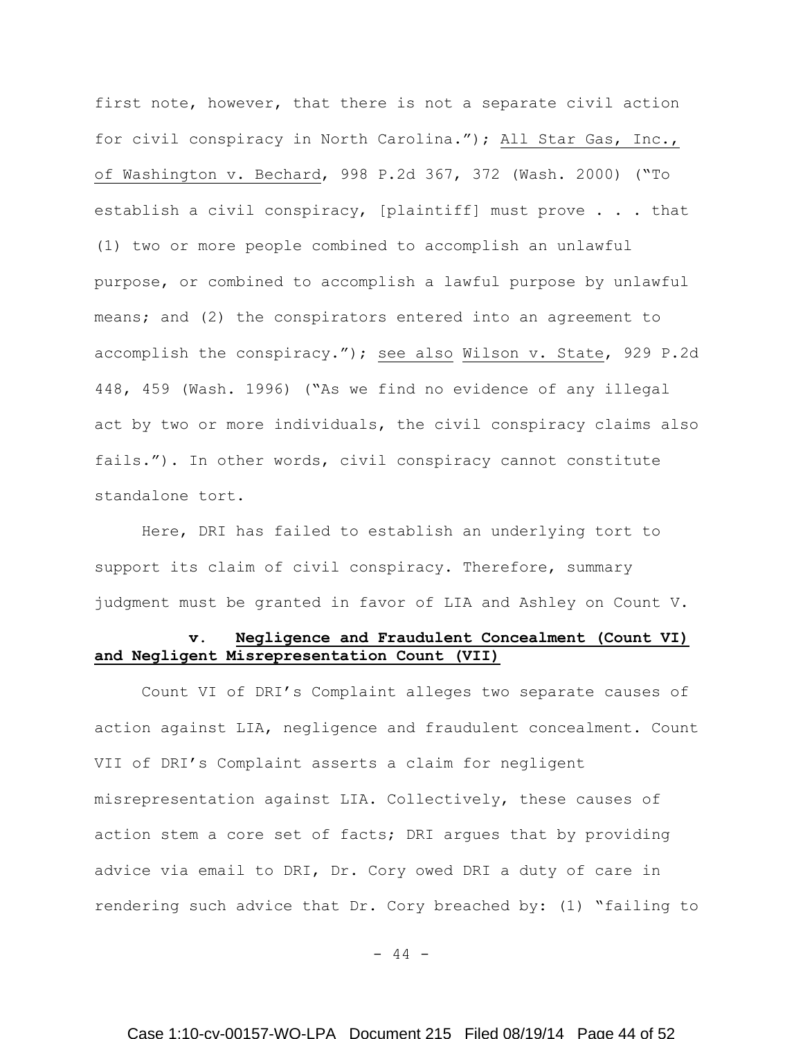first note, however, that there is not a separate civil action for civil conspiracy in North Carolina."); All Star Gas, Inc., of Washington v. Bechard, 998 P.2d 367, 372 (Wash. 2000) ("To establish a civil conspiracy, [plaintiff] must prove . . . that (1) two or more people combined to accomplish an unlawful purpose, or combined to accomplish a lawful purpose by unlawful means; and (2) the conspirators entered into an agreement to accomplish the conspiracy."); see also Wilson v. State, 929 P.2d 448, 459 (Wash. 1996) ("As we find no evidence of any illegal act by two or more individuals, the civil conspiracy claims also fails."). In other words, civil conspiracy cannot constitute standalone tort.

Here, DRI has failed to establish an underlying tort to support its claim of civil conspiracy. Therefore, summary judgment must be granted in favor of LIA and Ashley on Count V.

**v. Negligence and Fraudulent Concealment (Count VI) and Negligent Misrepresentation Count (VII)**

Count VI of DRI's Complaint alleges two separate causes of action against LIA, negligence and fraudulent concealment. Count VII of DRI's Complaint asserts a claim for negligent misrepresentation against LIA. Collectively, these causes of action stem a core set of facts; DRI argues that by providing advice via email to DRI, Dr. Cory owed DRI a duty of care in rendering such advice that Dr. Cory breached by: (1) "failing to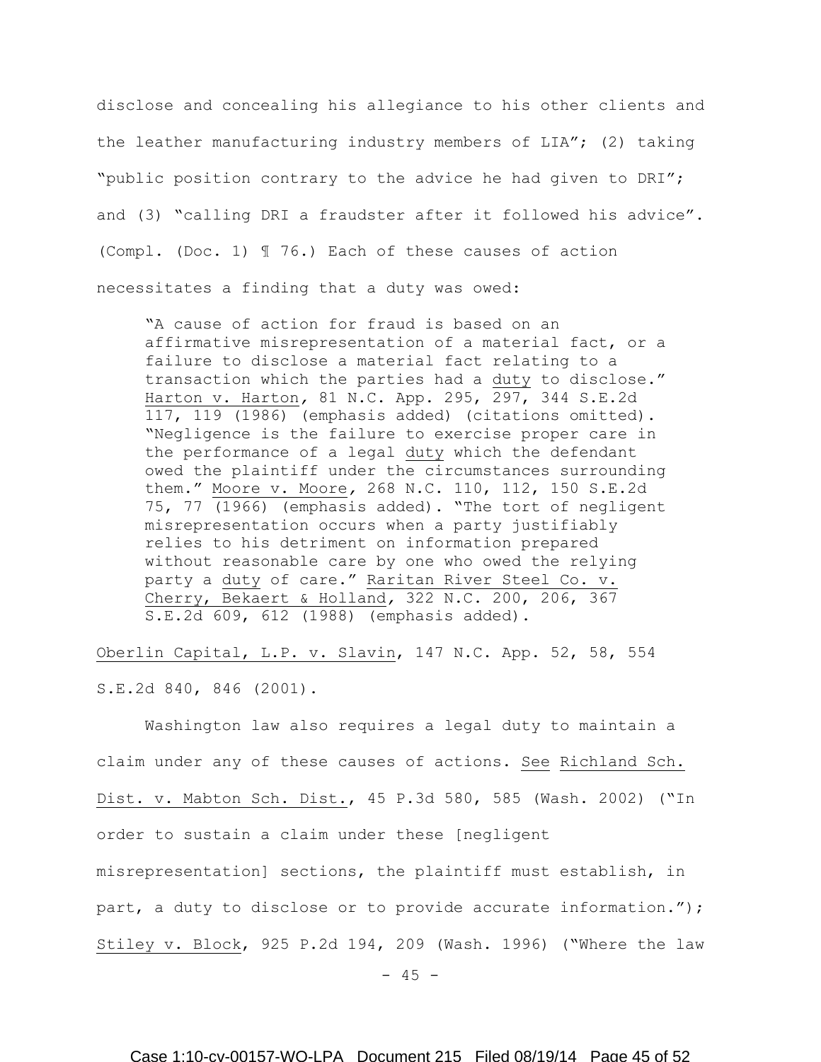disclose and concealing his allegiance to his other clients and the leather manufacturing industry members of LIA"; (2) taking "public position contrary to the advice he had given to DRI"; and (3) "calling DRI a fraudster after it followed his advice". (Compl. (Doc. 1) ¶ 76.) Each of these causes of action necessitates a finding that a duty was owed:

> "A cause of action for fraud is based on an affirmative misrepresentation of a material fact, or a failure to disclose a material fact relating to a transaction which the parties had a duty to disclose." Harton v. Harton, 81 N.C. App. 295, 297, 344 S.E.2d 117, 119 (1986) (emphasis added) (citations omitted). "Negligence is the failure to exercise proper care in the performance of a legal duty which the defendant owed the plaintiff under the circumstances surrounding them." Moore v. Moore, 268 N.C. 110, 112, 150 S.E.2d 75, 77 (1966) (emphasis added). "The tort of negligent misrepresentation occurs when a party justifiably relies to his detriment on information prepared without reasonable care by one who owed the relying party a duty of care." Raritan River Steel Co. v. Cherry, Bekaert & Holland, 322 N.C. 200, 206, 367 S.E.2d 609, 612 (1988) (emphasis added).

Oberlin Capital, L.P. v. Slavin, 147 N.C. App. 52, 58, 554 S.E.2d 840, 846 (2001).

Washington law also requires a legal duty to maintain a claim under any of these causes of actions. See Richland Sch. Dist. v. Mabton Sch. Dist., 45 P.3d 580, 585 (Wash. 2002) ("In order to sustain a claim under these [negligent misrepresentation] sections, the plaintiff must establish, in part, a duty to disclose or to provide accurate information."); Stiley v. Block, 925 P.2d 194, 209 (Wash. 1996) ("Where the law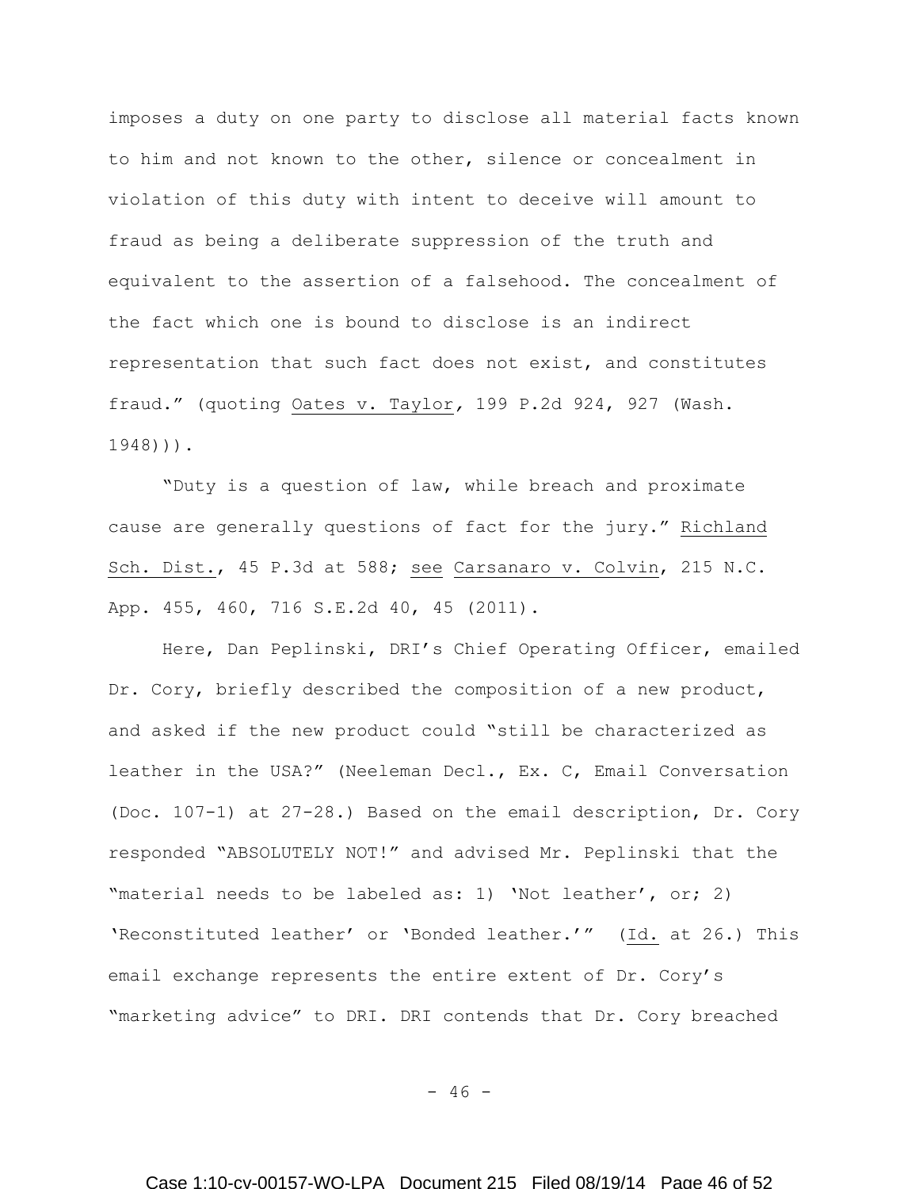imposes a duty on one party to disclose all material facts known to him and not known to the other, silence or concealment in violation of this duty with intent to deceive will amount to fraud as being a deliberate suppression of the truth and equivalent to the assertion of a falsehood. The concealment of the fact which one is bound to disclose is an indirect representation that such fact does not exist, and constitutes fraud." (quoting Oates v. Taylor, 199 P.2d 924, 927 (Wash. 1948))).

"Duty is a question of law, while breach and proximate cause are generally questions of fact for the jury." Richland Sch. Dist., 45 P.3d at 588; see Carsanaro v. Colvin, 215 N.C. App. 455, 460, 716 S.E.2d 40, 45 (2011).

Here, Dan Peplinski, DRI's Chief Operating Officer, emailed Dr. Cory, briefly described the composition of a new product, and asked if the new product could "still be characterized as leather in the USA?" (Neeleman Decl., Ex. C, Email Conversation (Doc. 107-1) at 27-28.) Based on the email description, Dr. Cory responded "ABSOLUTELY NOT!" and advised Mr. Peplinski that the "material needs to be labeled as: 1) 'Not leather', or; 2) 'Reconstituted leather' or 'Bonded leather.'" (Id. at 26.) This email exchange represents the entire extent of Dr. Cory's "marketing advice" to DRI. DRI contends that Dr. Cory breached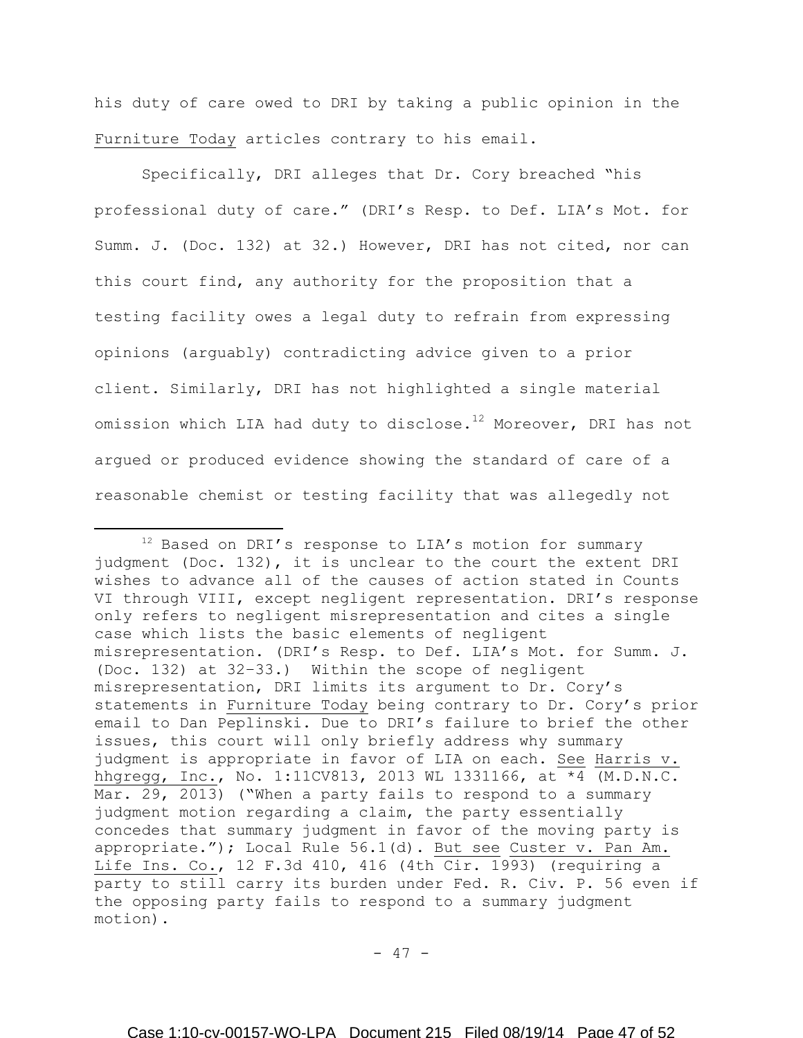his duty of care owed to DRI by taking a public opinion in the Furniture Today articles contrary to his email.

Specifically, DRI alleges that Dr. Cory breached "his professional duty of care." (DRI's Resp. to Def. LIA's Mot. for Summ. J. (Doc. 132) at 32.) However, DRI has not cited, nor can this court find, any authority for the proposition that a testing facility owes a legal duty to refrain from expressing opinions (arguably) contradicting advice given to a prior client. Similarly, DRI has not highlighted a single material omission which LIA had duty to disclose.[12] Moreover, DRI has not argued or produced evidence showing the standard of care of a reasonable chemist or testing facility that was allegedly not

[12] Based on DRI's response to LIA's motion for summary judgment (Doc. 132), it is unclear to the court the extent DRI wishes to advance all of the causes of action stated in Counts VI through VIII, except negligent representation. DRI's response only refers to negligent misrepresentation and cites a single case which lists the basic elements of negligent misrepresentation. (DRI's Resp. to Def. LIA's Mot. for Summ. J. (Doc. 132) at 32–33.) Within the scope of negligent misrepresentation, DRI limits its argument to Dr. Cory's statements in Furniture Today being contrary to Dr. Cory's prior email to Dan Peplinski. Due to DRI's failure to brief the other issues, this court will only briefly address why summary judgment is appropriate in favor of LIA on each. See Harris v. hhgregg, Inc., No. 1:11CV813, 2013 WL 1331166, at *4 (M.D.N.C. Mar. 29, 2013) ("When a party fails to respond to a summary judgment motion regarding a claim, the party essentially concedes that summary judgment in favor of the moving party is appropriate."); Local Rule 56.1(d). But see Custer v. Pan Am. Life Ins. Co., 12 F.3d 410, 416 (4th Cir. 1993) (requiring a party to still carry its burden under Fed. R. Civ. P. 56 even if the opposing party fails to respond to a summary judgment motion).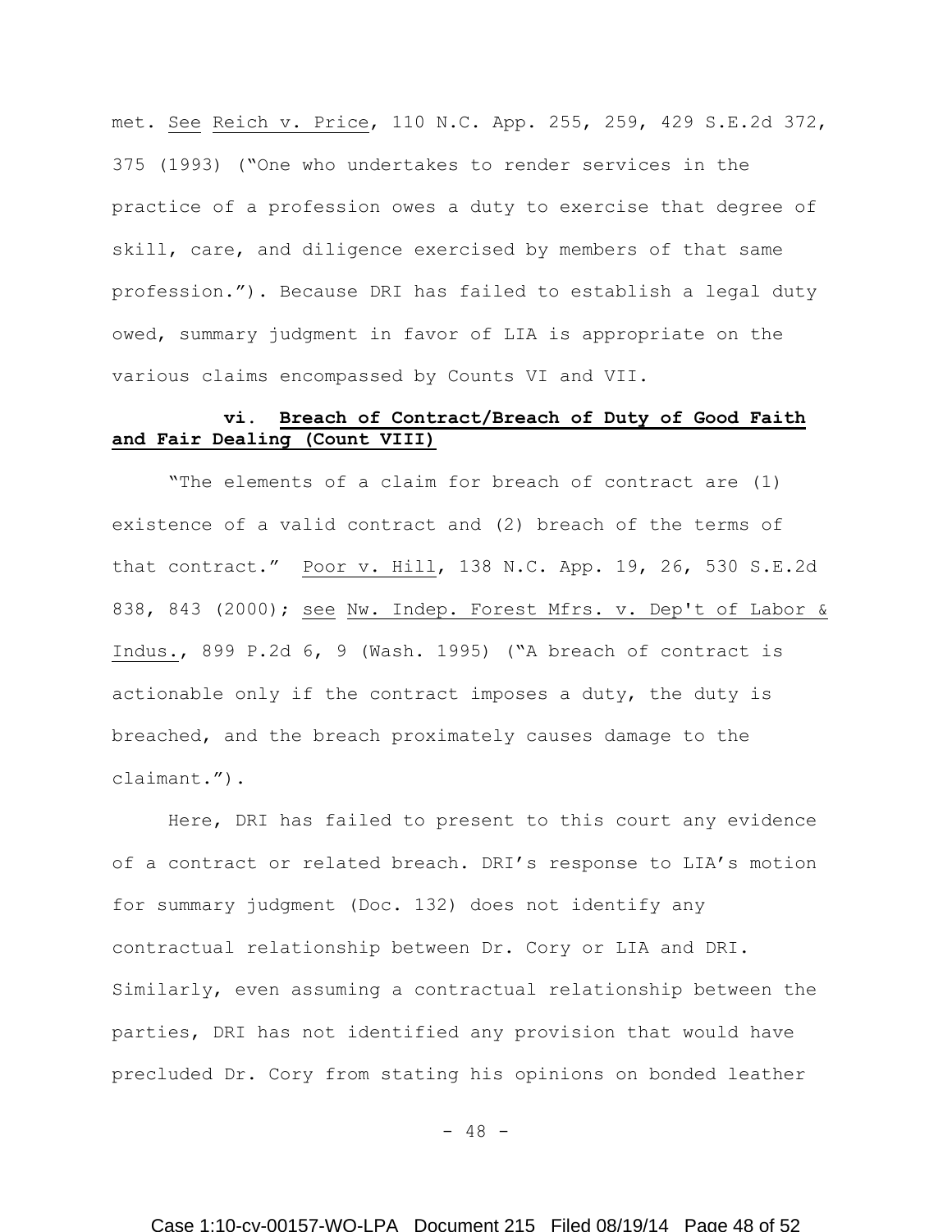met. See Reich v. Price, 110 N.C. App. 255, 259, 429 S.E.2d 372, 375 (1993) ("One who undertakes to render services in the practice of a profession owes a duty to exercise that degree of skill, care, and diligence exercised by members of that same profession."). Because DRI has failed to establish a legal duty owed, summary judgment in favor of LIA is appropriate on the various claims encompassed by Counts VI and VII.

**vi. Breach of Contract/Breach of Duty of Good Faith and Fair Dealing (Count VIII)**

"The elements of a claim for breach of contract are (1) existence of a valid contract and (2) breach of the terms of that contract." Poor v. Hill, 138 N.C. App. 19, 26, 530 S.E.2d 838, 843 (2000); see Nw. Indep. Forest Mfrs. v. Dep't of Labor & Indus., 899 P.2d 6, 9 (Wash. 1995) ("A breach of contract is actionable only if the contract imposes a duty, the duty is breached, and the breach proximately causes damage to the claimant.").

Here, DRI has failed to present to this court any evidence of a contract or related breach. DRI's response to LIA's motion for summary judgment (Doc. 132) does not identify any contractual relationship between Dr. Cory or LIA and DRI. Similarly, even assuming a contractual relationship between the parties, DRI has not identified any provision that would have precluded Dr. Cory from stating his opinions on bonded leather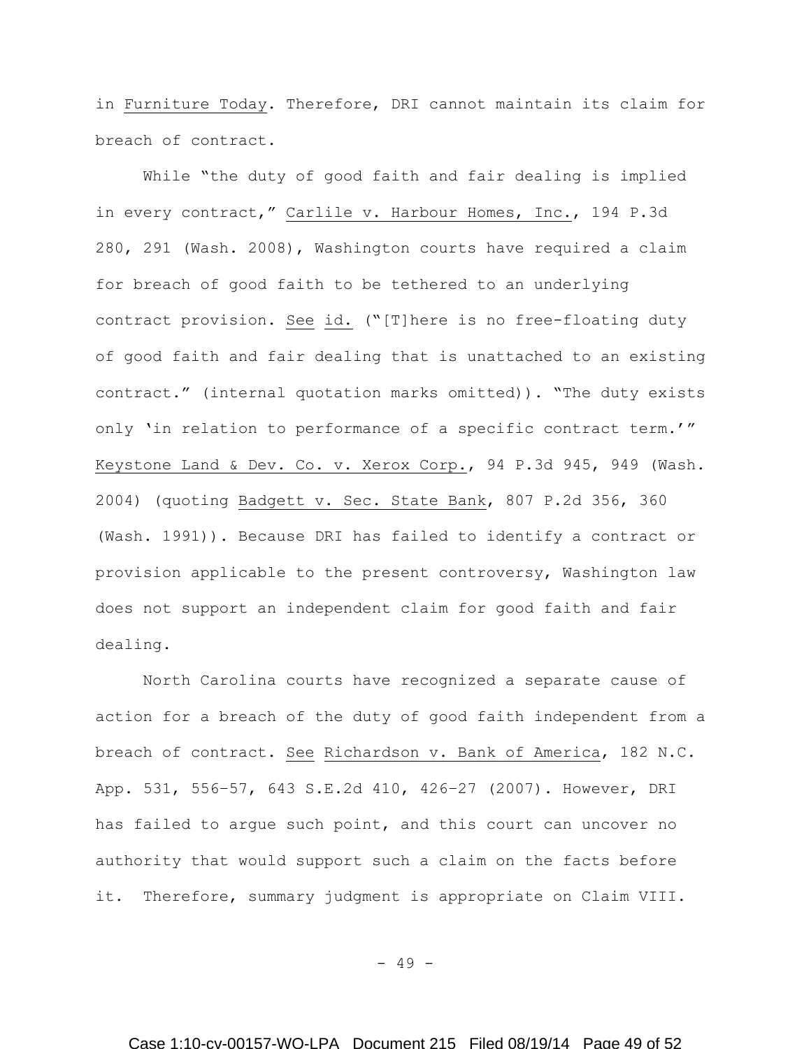in Furniture Today. Therefore, DRI cannot maintain its claim for breach of contract.

While "the duty of good faith and fair dealing is implied in every contract," Carlile v. Harbour Homes, Inc., 194 P.3d 280, 291 (Wash. 2008), Washington courts have required a claim for breach of good faith to be tethered to an underlying contract provision. See id. ("[T]here is no free-floating duty of good faith and fair dealing that is unattached to an existing contract." (internal quotation marks omitted)). "The duty exists only 'in relation to performance of a specific contract term.'" Keystone Land & Dev. Co. v. Xerox Corp., 94 P.3d 945, 949 (Wash. 2004) (quoting Badgett v. Sec. State Bank, 807 P.2d 356, 360 (Wash. 1991)). Because DRI has failed to identify a contract or provision applicable to the present controversy, Washington law does not support an independent claim for good faith and fair dealing.

North Carolina courts have recognized a separate cause of action for a breach of the duty of good faith independent from a breach of contract. See Richardson v. Bank of America, 182 N.C. App. 531, 556–57, 643 S.E.2d 410, 426–27 (2007). However, DRI has failed to argue such point, and this court can uncover no authority that would support such a claim on the facts before it. Therefore, summary judgment is appropriate on Claim VIII.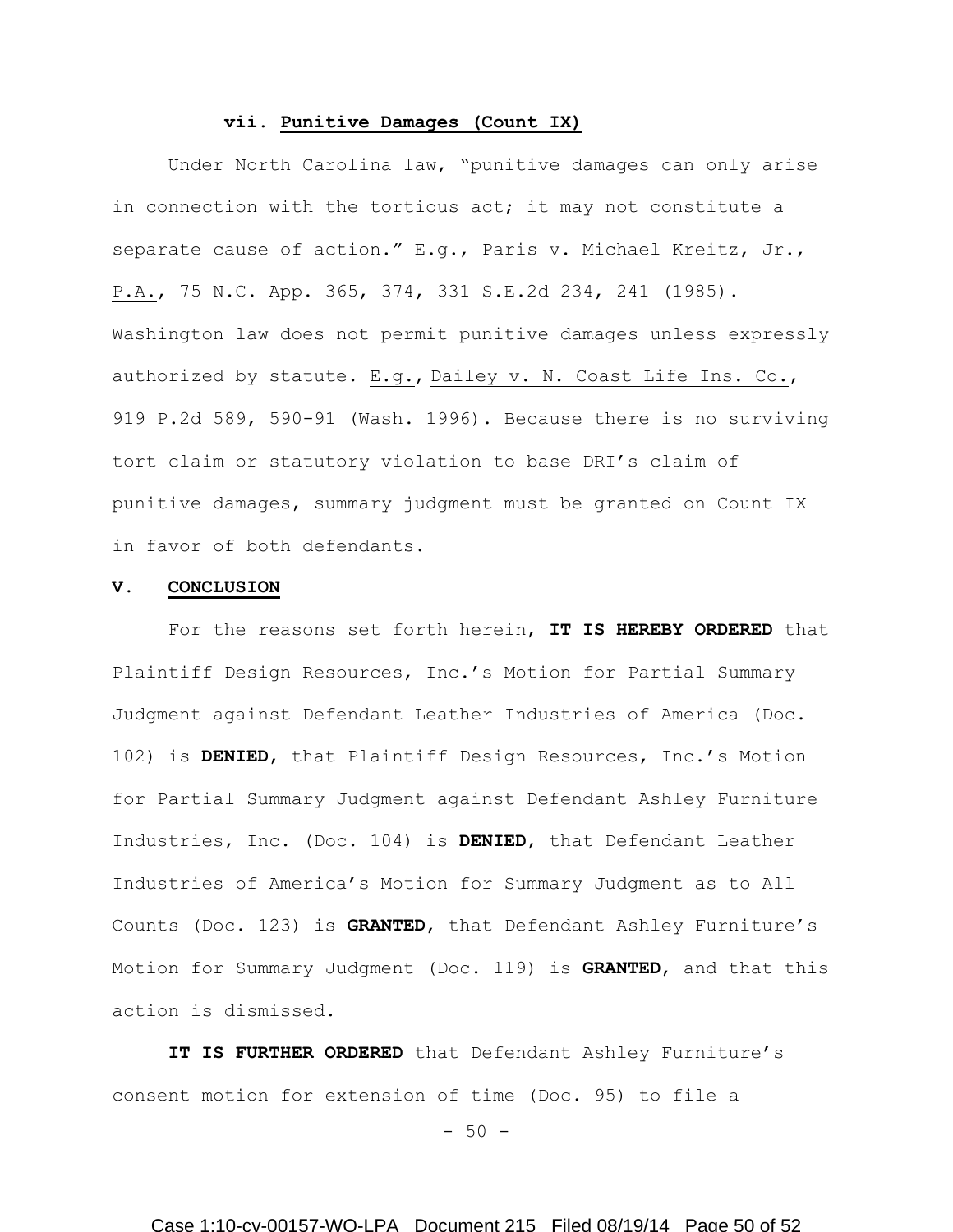#### vii. Punitive Damages (Count IX)

Under North Carolina law, "punitive damages can only arise in connection with the tortious act; it may not constitute a separate cause of action." E.g., Paris v. Michael Kreitz, Jr., P.A., 75 N.C. App. 365, 374, 331 S.E.2d 234, 241 (1985). Washington law does not permit punitive damages unless expressly authorized by statute. E.g., Dailey v. N. Coast Life Ins. Co., 919 P.2d 589, 590-91 (Wash. 1996). Because there is no surviving tort claim or statutory violation to base DRI's claim of punitive damages, summary judgment must be granted on Count IX in favor of both defendants.

## V. CONCLUSION

For the reasons set forth herein, **IT IS HEREBY ORDERED** that Plaintiff Design Resources, Inc.'s Motion for Partial Summary Judgment against Defendant Leather Industries of America (Doc. 102) is **DENIED**, that Plaintiff Design Resources, Inc.'s Motion for Partial Summary Judgment against Defendant Ashley Furniture Industries, Inc. (Doc. 104) is **DENIED**, that Defendant Leather Industries of America's Motion for Summary Judgment as to All Counts (Doc. 123) is **GRANTED**, that Defendant Ashley Furniture's Motion for Summary Judgment (Doc. 119) is **GRANTED**, and that this action is dismissed.

**IT IS FURTHER ORDERED** that Defendant Ashley Furniture's consent motion for extension of time (Doc. 95) to file a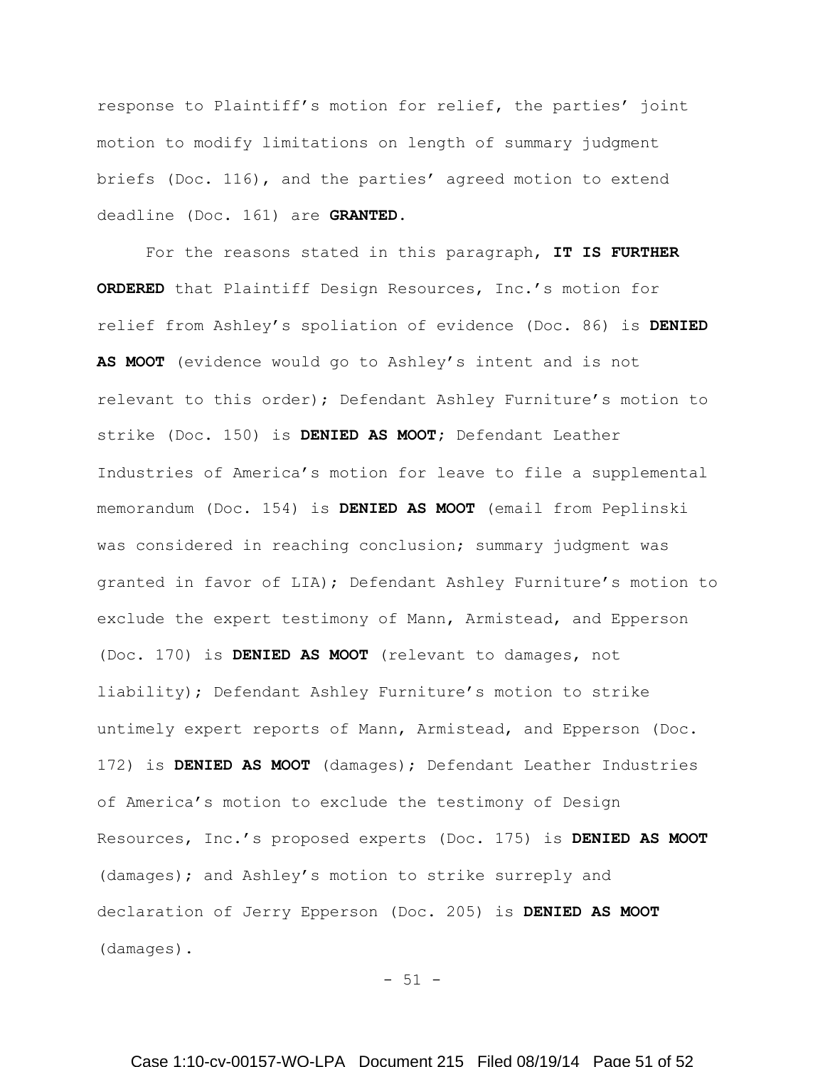response to Plaintiff's motion for relief, the parties' joint motion to modify limitations on length of summary judgment briefs (Doc. 116), and the parties' agreed motion to extend deadline (Doc. 161) are **GRANTED**.

For the reasons stated in this paragraph, **IT IS FURTHER ORDERED** that Plaintiff Design Resources, Inc.'s motion for relief from Ashley's spoliation of evidence (Doc. 86) is **DENIED AS MOOT** (evidence would go to Ashley's intent and is not relevant to this order); Defendant Ashley Furniture's motion to strike (Doc. 150) is **DENIED AS MOOT**; Defendant Leather Industries of America's motion for leave to file a supplemental memorandum (Doc. 154) is **DENIED AS MOOT** (email from Peplinski was considered in reaching conclusion; summary judgment was granted in favor of LIA); Defendant Ashley Furniture's motion to exclude the expert testimony of Mann, Armistead, and Epperson (Doc. 170) is **DENIED AS MOOT** (relevant to damages, not liability); Defendant Ashley Furniture's motion to strike untimely expert reports of Mann, Armistead, and Epperson (Doc. 172) is **DENIED AS MOOT** (damages); Defendant Leather Industries of America's motion to exclude the testimony of Design Resources, Inc.'s proposed experts (Doc. 175) is **DENIED AS MOOT** (damages); and Ashley's motion to strike surreply and declaration of Jerry Epperson (Doc. 205) is **DENIED AS MOOT** (damages).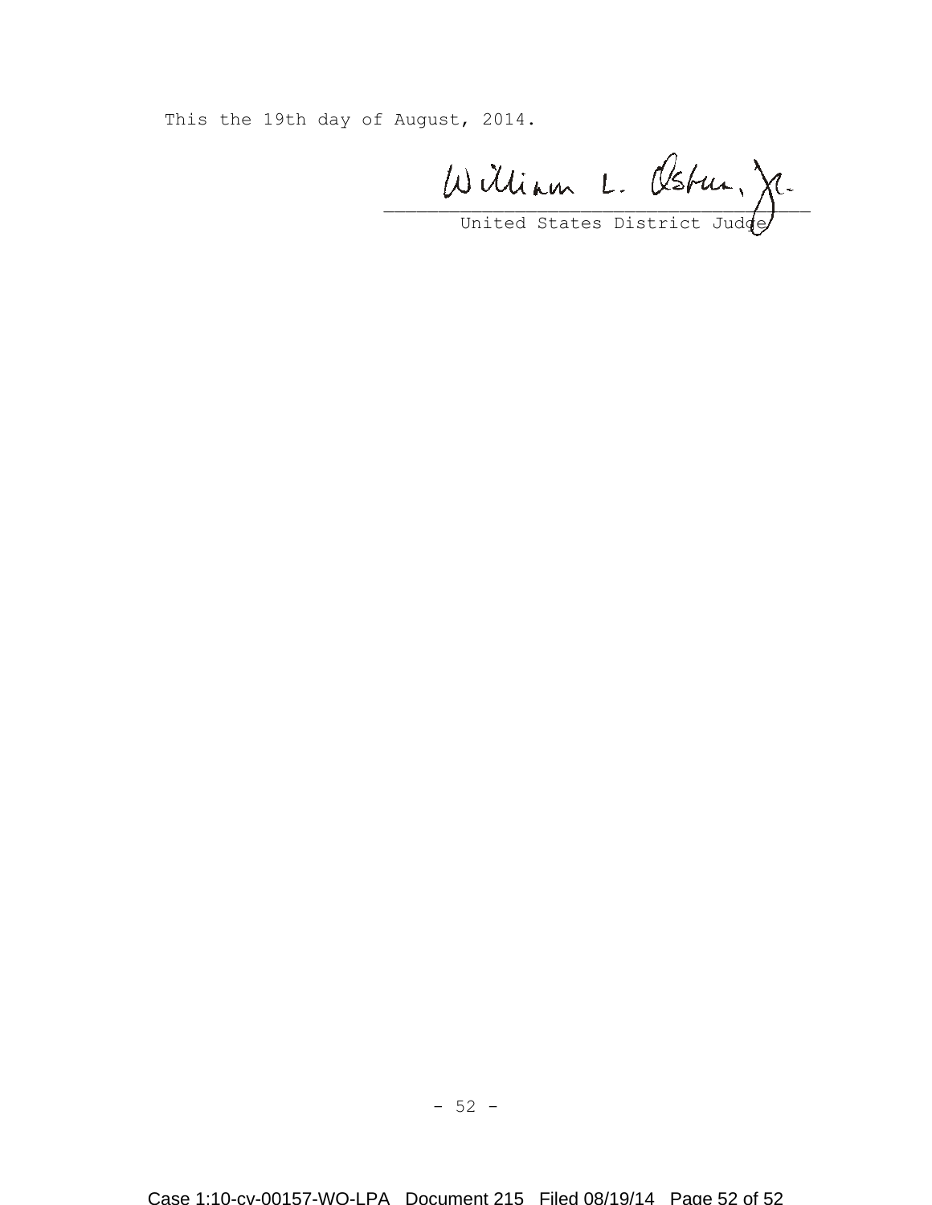This the 19th day of August, 2014.

William L. Osteen, Jr.
\_\_\_\_\_\_\_\_\_\_\_\_\_\_\_\_\_\_\_\_\_\_\_\_\_\_\_\_\_\_\_\_\_\_\_\_\_\_\_\_

United States District Judge